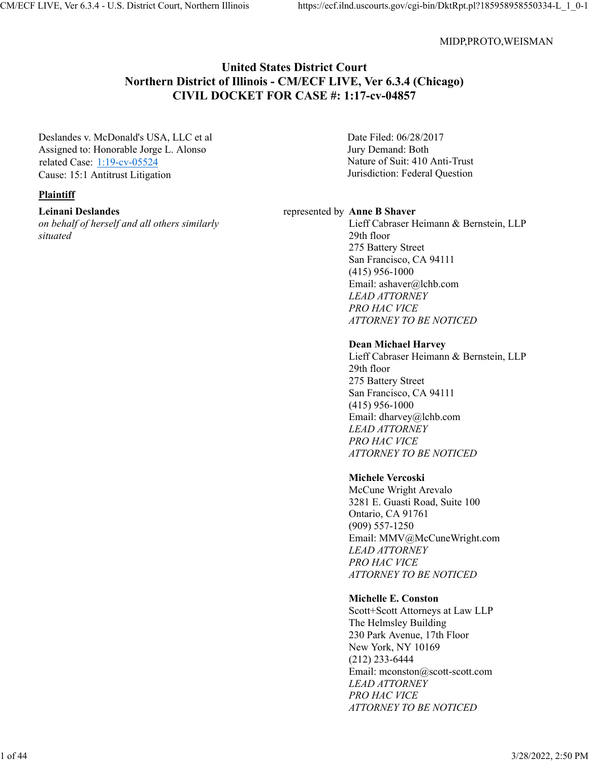MIDP,PROTO,WEISMAN

# United States District Court
# Northern District of Illinois - CM/ECF LIVE, Ver 6.3.4 (Chicago)
# CIVIL DOCKET FOR CASE #: 1:17-cv-04857

Deslandes v. McDonald's USA, LLC et al
Assigned to: Honorable Jorge L. Alonso
related Case: 1:19-cv-05524
Cause: 15:1 Antitrust Litigation

Date Filed: 06/28/2017
Jury Demand: Both
Nature of Suit: 410 Anti-Trust
Jurisdiction: Federal Question

**Plaintiff**

**Leinani Deslandes**
*on behalf of herself and all others similarly situated*

represented by **Anne B Shaver**
Lieff Cabraser Heimann & Bernstein, LLP
29th floor
275 Battery Street
San Francisco, CA 94111
(415) 956-1000
Email: ashaver@lchb.com
*LEAD ATTORNEY*
*PRO HAC VICE*
*ATTORNEY TO BE NOTICED*

**Dean Michael Harvey**
Lieff Cabraser Heimann & Bernstein, LLP
29th floor
275 Battery Street
San Francisco, CA 94111
(415) 956-1000
Email: dharvey@lchb.com
*LEAD ATTORNEY*
*PRO HAC VICE*
*ATTORNEY TO BE NOTICED*

**Michele Vercoski**
McCune Wright Arevalo
3281 E. Guasti Road, Suite 100
Ontario, CA 91761
(909) 557-1250
Email: MMV@McCuneWright.com
*LEAD ATTORNEY*
*PRO HAC VICE*
*ATTORNEY TO BE NOTICED*

**Michelle E. Conston**
Scott+Scott Attorneys at Law LLP
The Helmsley Building
230 Park Avenue, 17th Floor
New York, NY 10169
(212) 233-6444
Email: mconston@scott-scott.com
*LEAD ATTORNEY*
*PRO HAC VICE*
*ATTORNEY TO BE NOTICED*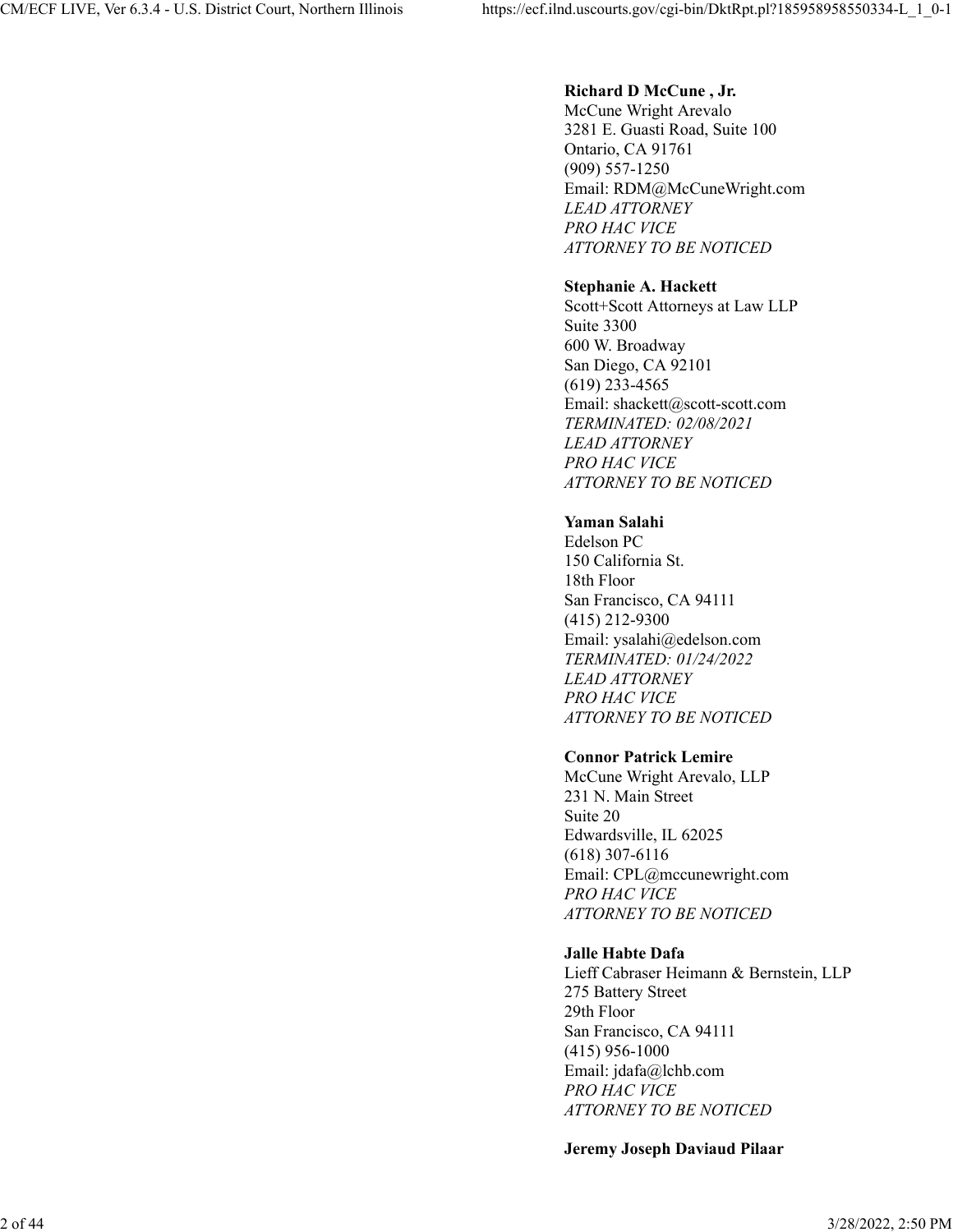**Richard D McCune , Jr.**
McCune Wright Arevalo
3281 E. Guasti Road, Suite 100
Ontario, CA 91761
(909) 557-1250
Email: RDM@McCuneWright.com
*LEAD ATTORNEY*
*PRO HAC VICE*
*ATTORNEY TO BE NOTICED*

**Stephanie A. Hackett**
Scott+Scott Attorneys at Law LLP
Suite 3300
600 W. Broadway
San Diego, CA 92101
(619) 233-4565
Email: shackett@scott-scott.com
*TERMINATED: 02/08/2021*
*LEAD ATTORNEY*
*PRO HAC VICE*
*ATTORNEY TO BE NOTICED*

**Yaman Salahi**
Edelson PC
150 California St.
18th Floor
San Francisco, CA 94111
(415) 212-9300
Email: ysalahi@edelson.com
*TERMINATED: 01/24/2022*
*LEAD ATTORNEY*
*PRO HAC VICE*
*ATTORNEY TO BE NOTICED*

**Connor Patrick Lemire**
McCune Wright Arevalo, LLP
231 N. Main Street
Suite 20
Edwardsville, IL 62025
(618) 307-6116
Email: CPL@mccunewright.com
*PRO HAC VICE*
*ATTORNEY TO BE NOTICED*

**Jalle Habte Dafa**
Lieff Cabraser Heimann & Bernstein, LLP
275 Battery Street
29th Floor
San Francisco, CA 94111
(415) 956-1000
Email: jdafa@lchb.com
*PRO HAC VICE*
*ATTORNEY TO BE NOTICED*

**Jeremy Joseph Daviaud Pilaar**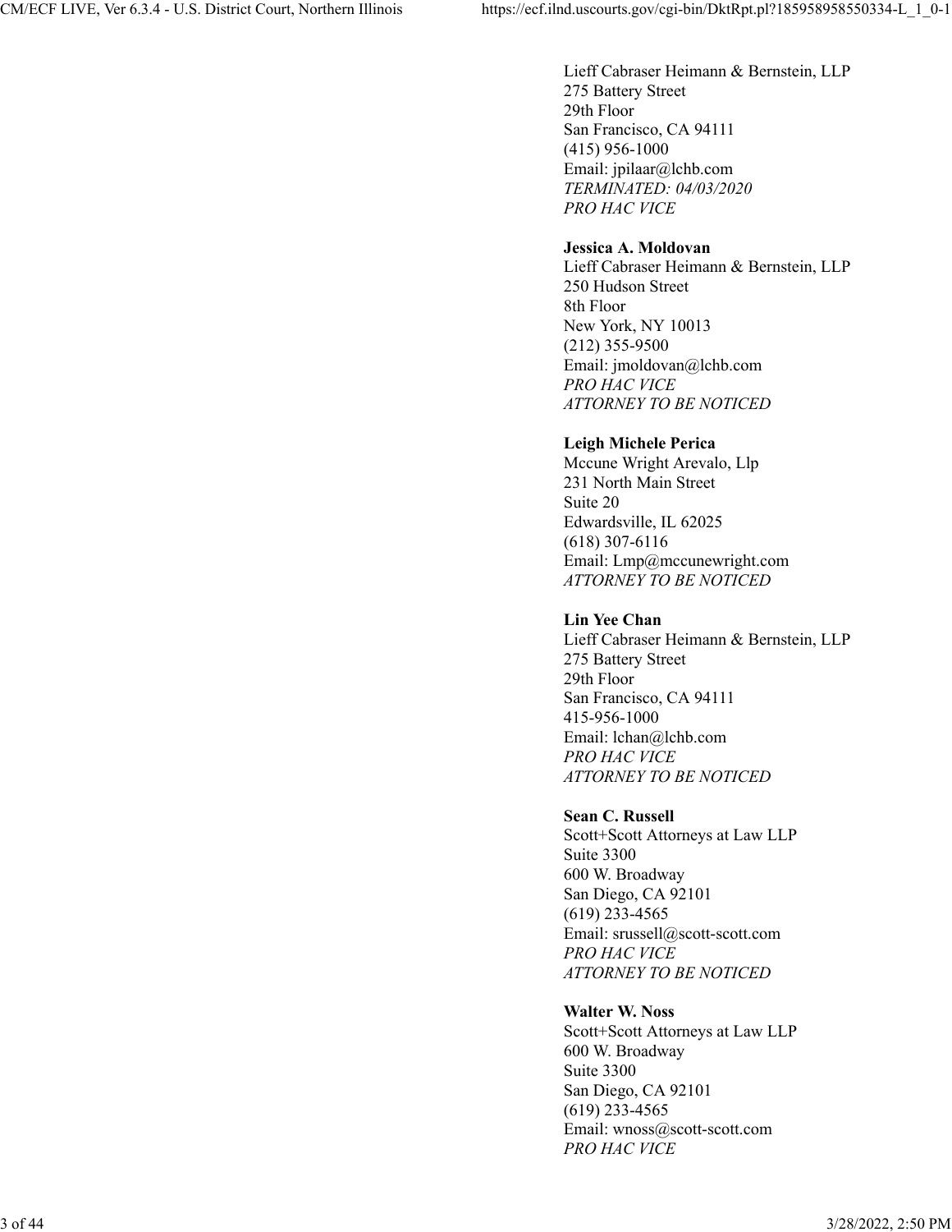Lieff Cabraser Heimann & Bernstein, LLP
275 Battery Street
29th Floor
San Francisco, CA 94111
(415) 956-1000
Email: jpilaar@lchb.com
*TERMINATED: 04/03/2020*
*PRO HAC VICE*

**Jessica A. Moldovan**
Lieff Cabraser Heimann & Bernstein, LLP
250 Hudson Street
8th Floor
New York, NY 10013
(212) 355-9500
Email: jmoldovan@lchb.com
*PRO HAC VICE*
*ATTORNEY TO BE NOTICED*

**Leigh Michele Perica**
Mccune Wright Arevalo, Llp
231 North Main Street
Suite 20
Edwardsville, IL 62025
(618) 307-6116
Email: Lmp@mccunewright.com
*ATTORNEY TO BE NOTICED*

**Lin Yee Chan**
Lieff Cabraser Heimann & Bernstein, LLP
275 Battery Street
29th Floor
San Francisco, CA 94111
415-956-1000
Email: lchan@lchb.com
*PRO HAC VICE*
*ATTORNEY TO BE NOTICED*

**Sean C. Russell**
Scott+Scott Attorneys at Law LLP
Suite 3300
600 W. Broadway
San Diego, CA 92101
(619) 233-4565
Email: srussell@scott-scott.com
*PRO HAC VICE*
*ATTORNEY TO BE NOTICED*

**Walter W. Noss**
Scott+Scott Attorneys at Law LLP
600 W. Broadway
Suite 3300
San Diego, CA 92101
(619) 233-4565
Email: wnoss@scott-scott.com
*PRO HAC VICE*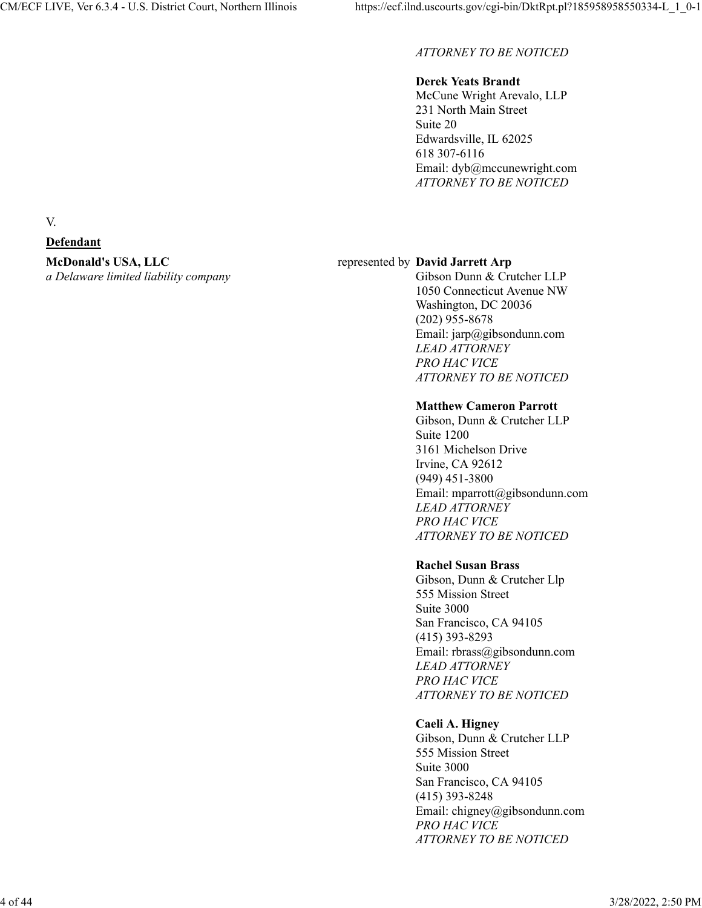*ATTORNEY TO BE NOTICED*

**Derek Yeats Brandt**
McCune Wright Arevalo, LLP
231 North Main Street
Suite 20
Edwardsville, IL 62025
618 307-6116
Email: dyb@mccunewright.com
*ATTORNEY TO BE NOTICED*

V.

**Defendant**

**McDonald's USA, LLC**
*a Delaware limited liability company*

represented by **David Jarrett Arp**
Gibson Dunn & Crutcher LLP
1050 Connecticut Avenue NW
Washington, DC 20036
(202) 955-8678
Email: jarp@gibsondunn.com
*LEAD ATTORNEY*
*PRO HAC VICE*
*ATTORNEY TO BE NOTICED*

**Matthew Cameron Parrott**
Gibson, Dunn & Crutcher LLP
Suite 1200
3161 Michelson Drive
Irvine, CA 92612
(949) 451-3800
Email: mparrott@gibsondunn.com
*LEAD ATTORNEY*
*PRO HAC VICE*
*ATTORNEY TO BE NOTICED*

**Rachel Susan Brass**
Gibson, Dunn & Crutcher Llp
555 Mission Street
Suite 3000
San Francisco, CA 94105
(415) 393-8293
Email: rbrass@gibsondunn.com
*LEAD ATTORNEY*
*PRO HAC VICE*
*ATTORNEY TO BE NOTICED*

**Caeli A. Higney**
Gibson, Dunn & Crutcher LLP
555 Mission Street
Suite 3000
San Francisco, CA 94105
(415) 393-8248
Email: chigney@gibsondunn.com
*PRO HAC VICE*
*ATTORNEY TO BE NOTICED*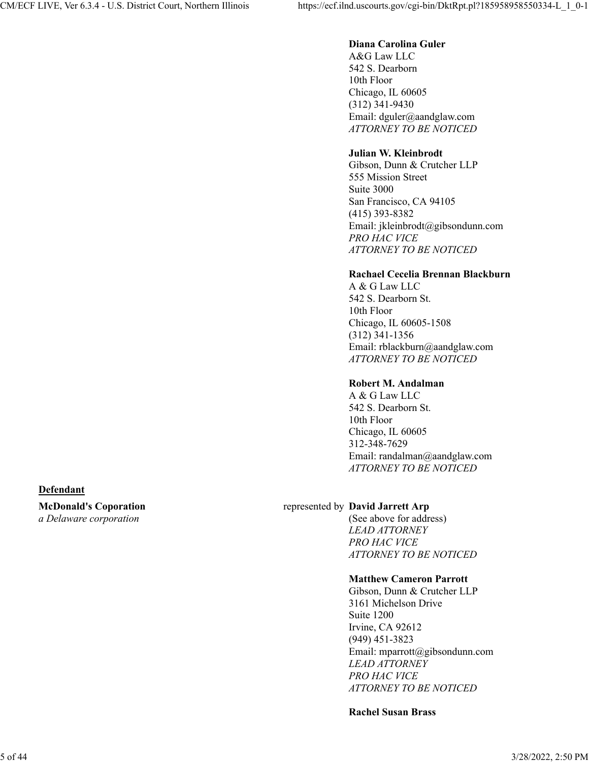**Diana Carolina Guler**
A&G Law LLC
542 S. Dearborn
10th Floor
Chicago, IL 60605
(312) 341-9430
Email: dguler@aandglaw.com
*ATTORNEY TO BE NOTICED*

**Julian W. Kleinbrodt**
Gibson, Dunn & Crutcher LLP
555 Mission Street
Suite 3000
San Francisco, CA 94105
(415) 393-8382
Email: jkleinbrodt@gibsondunn.com
*PRO HAC VICE*
*ATTORNEY TO BE NOTICED*

**Rachael Cecelia Brennan Blackburn**
A & G Law LLC
542 S. Dearborn St.
10th Floor
Chicago, IL 60605-1508
(312) 341-1356
Email: rblackburn@aandglaw.com
*ATTORNEY TO BE NOTICED*

**Robert M. Andalman**
A & G Law LLC
542 S. Dearborn St.
10th Floor
Chicago, IL 60605
312-348-7629
Email: randalman@aandglaw.com
*ATTORNEY TO BE NOTICED*

**Defendant**

**McDonald's Coporation**
*a Delaware corporation*

represented by

**David Jarrett Arp**
(See above for address)
*LEAD ATTORNEY*
*PRO HAC VICE*
*ATTORNEY TO BE NOTICED*

**Matthew Cameron Parrott**
Gibson, Dunn & Crutcher LLP
3161 Michelson Drive
Suite 1200
Irvine, CA 92612
(949) 451-3823
Email: mparrott@gibsondunn.com
*LEAD ATTORNEY*
*PRO HAC VICE*
*ATTORNEY TO BE NOTICED*

**Rachel Susan Brass**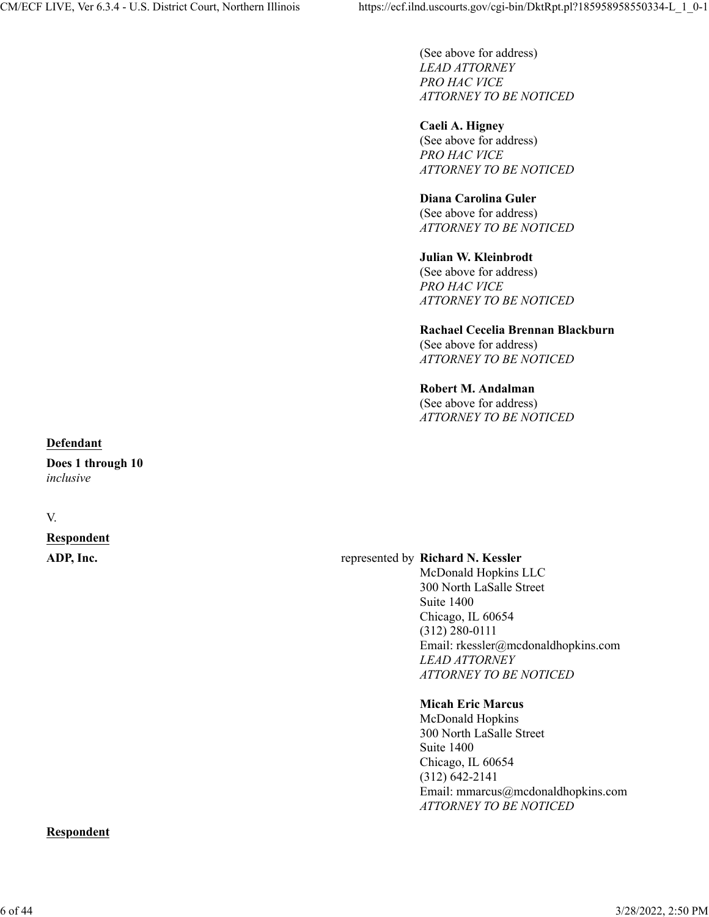(See above for address)
*LEAD ATTORNEY*
*PRO HAC VICE*
*ATTORNEY TO BE NOTICED*

**Caeli A. Higney**
(See above for address)
*PRO HAC VICE*
*ATTORNEY TO BE NOTICED*

**Diana Carolina Guler**
(See above for address)
*ATTORNEY TO BE NOTICED*

**Julian W. Kleinbrodt**
(See above for address)
*PRO HAC VICE*
*ATTORNEY TO BE NOTICED*

**Rachael Cecelia Brennan Blackburn**
(See above for address)
*ATTORNEY TO BE NOTICED*

**Robert M. Andalman**
(See above for address)
*ATTORNEY TO BE NOTICED*

**Defendant**

**Does 1 through 10**
*inclusive*

V.

**Respondent**

**ADP, Inc.** represented by **Richard N. Kessler**
McDonald Hopkins LLC
300 North LaSalle Street
Suite 1400
Chicago, IL 60654
(312) 280-0111
Email: rkessler@mcdonaldhopkins.com
*LEAD ATTORNEY*
*ATTORNEY TO BE NOTICED*

**Micah Eric Marcus**
McDonald Hopkins
300 North LaSalle Street
Suite 1400
Chicago, IL 60654
(312) 642-2141
Email: mmarcus@mcdonaldhopkins.com
*ATTORNEY TO BE NOTICED*

**Respondent**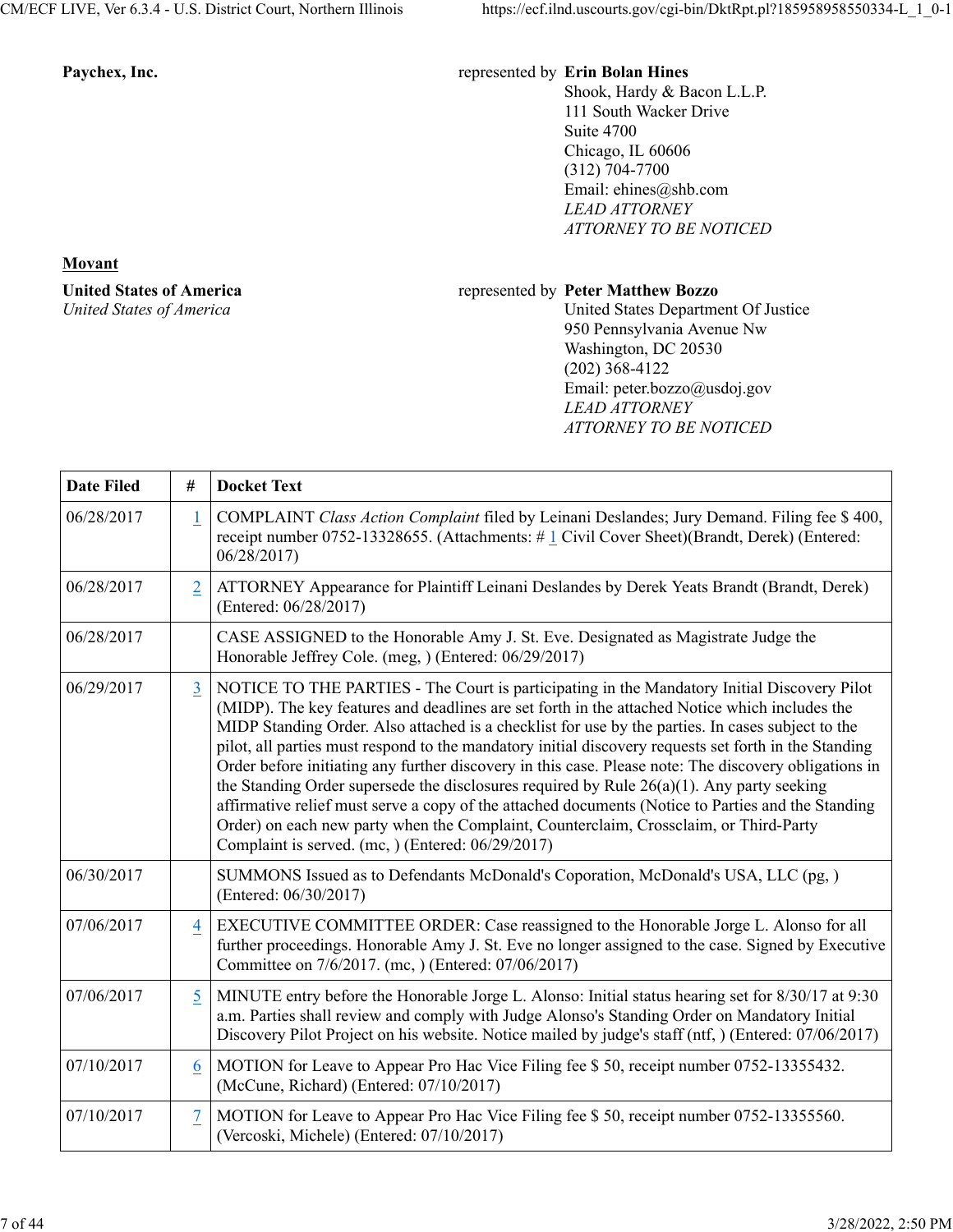**Paychex, Inc.**

represented by **Erin Bolan Hines**
Shook, Hardy & Bacon L.L.P.
111 South Wacker Drive
Suite 4700
Chicago, IL 60606
(312) 704-7700
Email: ehines@shb.com
*LEAD ATTORNEY*
*ATTORNEY TO BE NOTICED*

**Movant**

**United States of America**
*United States of America*

represented by **Peter Matthew Bozzo**
United States Department Of Justice
950 Pennsylvania Avenue Nw
Washington, DC 20530
(202) 368-4122
Email: peter.bozzo@usdoj.gov
*LEAD ATTORNEY*
*ATTORNEY TO BE NOTICED*

| Date Filed | # | Docket Text |
|---|---|---|
| 06/28/2017 | 1 | COMPLAINT *Class Action Complaint* filed by Leinani Deslandes; Jury Demand. Filing fee $ 400, receipt number 0752-13328655. (Attachments: # 1 Civil Cover Sheet)(Brandt, Derek) (Entered: 06/28/2017) |
| 06/28/2017 | 2 | ATTORNEY Appearance for Plaintiff Leinani Deslandes by Derek Yeats Brandt (Brandt, Derek) (Entered: 06/28/2017) |
| 06/28/2017 | | CASE ASSIGNED to the Honorable Amy J. St. Eve. Designated as Magistrate Judge the Honorable Jeffrey Cole. (meg, ) (Entered: 06/29/2017) |
| 06/29/2017 | 3 | NOTICE TO THE PARTIES - The Court is participating in the Mandatory Initial Discovery Pilot (MIDP). The key features and deadlines are set forth in the attached Notice which includes the MIDP Standing Order. Also attached is a checklist for use by the parties. In cases subject to the pilot, all parties must respond to the mandatory initial discovery requests set forth in the Standing Order before initiating any further discovery in this case. Please note: The discovery obligations in the Standing Order supersede the disclosures required by Rule 26(a)(1). Any party seeking affirmative relief must serve a copy of the attached documents (Notice to Parties and the Standing Order) on each new party when the Complaint, Counterclaim, Crossclaim, or Third-Party Complaint is served. (mc, ) (Entered: 06/29/2017) |
| 06/30/2017 | | SUMMONS Issued as to Defendants McDonald's Coporation, McDonald's USA, LLC (pg, ) (Entered: 06/30/2017) |
| 07/06/2017 | 4 | EXECUTIVE COMMITTEE ORDER: Case reassigned to the Honorable Jorge L. Alonso for all further proceedings. Honorable Amy J. St. Eve no longer assigned to the case. Signed by Executive Committee on 7/6/2017. (mc, ) (Entered: 07/06/2017) |
| 07/06/2017 | 5 | MINUTE entry before the Honorable Jorge L. Alonso: Initial status hearing set for 8/30/17 at 9:30 a.m. Parties shall review and comply with Judge Alonso's Standing Order on Mandatory Initial Discovery Pilot Project on his website. Notice mailed by judge's staff (ntf, ) (Entered: 07/06/2017) |
| 07/10/2017 | 6 | MOTION for Leave to Appear Pro Hac Vice Filing fee $ 50, receipt number 0752-13355432. (McCune, Richard) (Entered: 07/10/2017) |
| 07/10/2017 | 7 | MOTION for Leave to Appear Pro Hac Vice Filing fee $ 50, receipt number 0752-13355560. (Vercoski, Michele) (Entered: 07/10/2017) |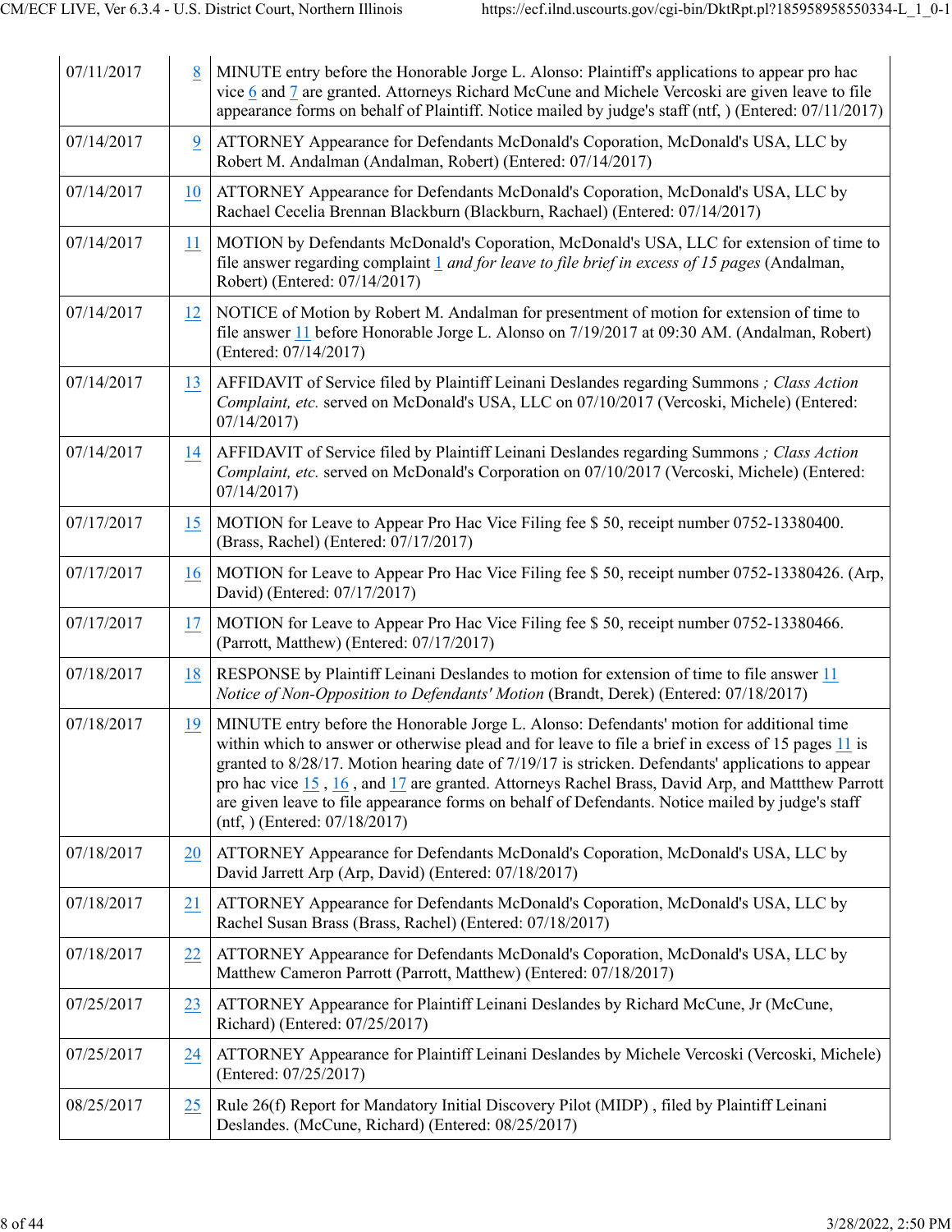| | | |
|---|---|---|
| 07/11/2017 | 8 | MINUTE entry before the Honorable Jorge L. Alonso: Plaintiff's applications to appear pro hac vice 6 and 7 are granted. Attorneys Richard McCune and Michele Vercoski are given leave to file appearance forms on behalf of Plaintiff. Notice mailed by judge's staff (ntf, ) (Entered: 07/11/2017) |
| 07/14/2017 | 9 | ATTORNEY Appearance for Defendants McDonald's Coporation, McDonald's USA, LLC by Robert M. Andalman (Andalman, Robert) (Entered: 07/14/2017) |
| 07/14/2017 | 10 | ATTORNEY Appearance for Defendants McDonald's Coporation, McDonald's USA, LLC by Rachael Cecelia Brennan Blackburn (Blackburn, Rachael) (Entered: 07/14/2017) |
| 07/14/2017 | 11 | MOTION by Defendants McDonald's Coporation, McDonald's USA, LLC for extension of time to file answer regarding complaint 1 *and for leave to file brief in excess of 15 pages* (Andalman, Robert) (Entered: 07/14/2017) |
| 07/14/2017 | 12 | NOTICE of Motion by Robert M. Andalman for presentment of motion for extension of time to file answer 11 before Honorable Jorge L. Alonso on 7/19/2017 at 09:30 AM. (Andalman, Robert) (Entered: 07/14/2017) |
| 07/14/2017 | 13 | AFFIDAVIT of Service filed by Plaintiff Leinani Deslandes regarding Summons *; Class Action Complaint, etc.* served on McDonald's USA, LLC on 07/10/2017 (Vercoski, Michele) (Entered: 07/14/2017) |
| 07/14/2017 | 14 | AFFIDAVIT of Service filed by Plaintiff Leinani Deslandes regarding Summons *; Class Action Complaint, etc.* served on McDonald's Corporation on 07/10/2017 (Vercoski, Michele) (Entered: 07/14/2017) |
| 07/17/2017 | 15 | MOTION for Leave to Appear Pro Hac Vice Filing fee $ 50, receipt number 0752-13380400. (Brass, Rachel) (Entered: 07/17/2017) |
| 07/17/2017 | 16 | MOTION for Leave to Appear Pro Hac Vice Filing fee $ 50, receipt number 0752-13380426. (Arp, David) (Entered: 07/17/2017) |
| 07/17/2017 | 17 | MOTION for Leave to Appear Pro Hac Vice Filing fee $ 50, receipt number 0752-13380466. (Parrott, Matthew) (Entered: 07/17/2017) |
| 07/18/2017 | 18 | RESPONSE by Plaintiff Leinani Deslandes to motion for extension of time to file answer 11 *Notice of Non-Opposition to Defendants' Motion* (Brandt, Derek) (Entered: 07/18/2017) |
| 07/18/2017 | 19 | MINUTE entry before the Honorable Jorge L. Alonso: Defendants' motion for additional time within which to answer or otherwise plead and for leave to file a brief in excess of 15 pages 11 is granted to 8/28/17. Motion hearing date of 7/19/17 is stricken. Defendants' applications to appear pro hac vice 15 , 16 , and 17 are granted. Attorneys Rachel Brass, David Arp, and Mattthew Parrott are given leave to file appearance forms on behalf of Defendants. Notice mailed by judge's staff (ntf, ) (Entered: 07/18/2017) |
| 07/18/2017 | 20 | ATTORNEY Appearance for Defendants McDonald's Coporation, McDonald's USA, LLC by David Jarrett Arp (Arp, David) (Entered: 07/18/2017) |
| 07/18/2017 | 21 | ATTORNEY Appearance for Defendants McDonald's Coporation, McDonald's USA, LLC by Rachel Susan Brass (Brass, Rachel) (Entered: 07/18/2017) |
| 07/18/2017 | 22 | ATTORNEY Appearance for Defendants McDonald's Coporation, McDonald's USA, LLC by Matthew Cameron Parrott (Parrott, Matthew) (Entered: 07/18/2017) |
| 07/25/2017 | 23 | ATTORNEY Appearance for Plaintiff Leinani Deslandes by Richard McCune, Jr (McCune, Richard) (Entered: 07/25/2017) |
| 07/25/2017 | 24 | ATTORNEY Appearance for Plaintiff Leinani Deslandes by Michele Vercoski (Vercoski, Michele) (Entered: 07/25/2017) |
| 08/25/2017 | 25 | Rule 26(f) Report for Mandatory Initial Discovery Pilot (MIDP) , filed by Plaintiff Leinani Deslandes. (McCune, Richard) (Entered: 08/25/2017) |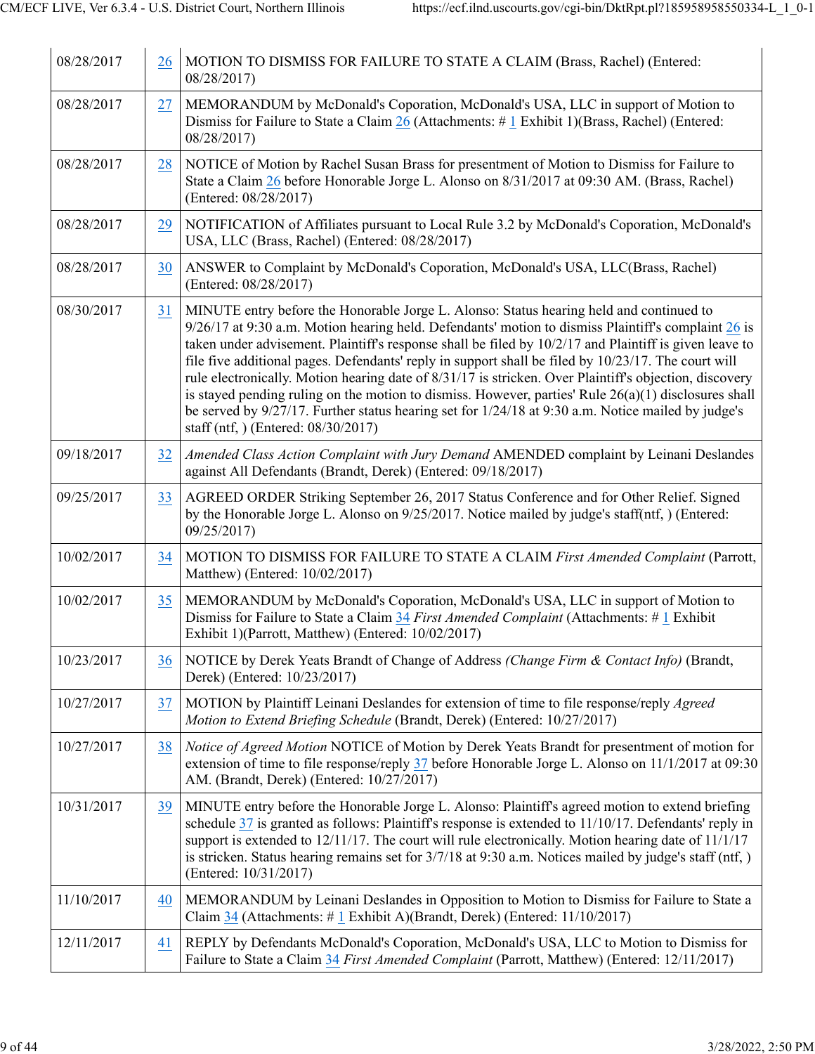| | | |
|---|---|---|
| 08/28/2017 | 26 | MOTION TO DISMISS FOR FAILURE TO STATE A CLAIM (Brass, Rachel) (Entered: 08/28/2017) |
| 08/28/2017 | 27 | MEMORANDUM by McDonald's Coporation, McDonald's USA, LLC in support of Motion to Dismiss for Failure to State a Claim 26 (Attachments: # 1 Exhibit 1)(Brass, Rachel) (Entered: 08/28/2017) |
| 08/28/2017 | 28 | NOTICE of Motion by Rachel Susan Brass for presentment of Motion to Dismiss for Failure to State a Claim 26 before Honorable Jorge L. Alonso on 8/31/2017 at 09:30 AM. (Brass, Rachel) (Entered: 08/28/2017) |
| 08/28/2017 | 29 | NOTIFICATION of Affiliates pursuant to Local Rule 3.2 by McDonald's Coporation, McDonald's USA, LLC (Brass, Rachel) (Entered: 08/28/2017) |
| 08/28/2017 | 30 | ANSWER to Complaint by McDonald's Coporation, McDonald's USA, LLC(Brass, Rachel) (Entered: 08/28/2017) |
| 08/30/2017 | 31 | MINUTE entry before the Honorable Jorge L. Alonso: Status hearing held and continued to 9/26/17 at 9:30 a.m. Motion hearing held. Defendants' motion to dismiss Plaintiff's complaint 26 is taken under advisement. Plaintiff's response shall be filed by 10/2/17 and Plaintiff is given leave to file five additional pages. Defendants' reply in support shall be filed by 10/23/17. The court will rule electronically. Motion hearing date of 8/31/17 is stricken. Over Plaintiff's objection, discovery is stayed pending ruling on the motion to dismiss. However, parties' Rule 26(a)(1) disclosures shall be served by 9/27/17. Further status hearing set for 1/24/18 at 9:30 a.m. Notice mailed by judge's staff (ntf, ) (Entered: 08/30/2017) |
| 09/18/2017 | 32 | *Amended Class Action Complaint with Jury Demand* AMENDED complaint by Leinani Deslandes against All Defendants (Brandt, Derek) (Entered: 09/18/2017) |
| 09/25/2017 | 33 | AGREED ORDER Striking September 26, 2017 Status Conference and for Other Relief. Signed by the Honorable Jorge L. Alonso on 9/25/2017. Notice mailed by judge's staff(ntf, ) (Entered: 09/25/2017) |
| 10/02/2017 | 34 | MOTION TO DISMISS FOR FAILURE TO STATE A CLAIM *First Amended Complaint* (Parrott, Matthew) (Entered: 10/02/2017) |
| 10/02/2017 | 35 | MEMORANDUM by McDonald's Coporation, McDonald's USA, LLC in support of Motion to Dismiss for Failure to State a Claim 34 *First Amended Complaint* (Attachments: # 1 Exhibit Exhibit 1)(Parrott, Matthew) (Entered: 10/02/2017) |
| 10/23/2017 | 36 | NOTICE by Derek Yeats Brandt of Change of Address *(Change Firm & Contact Info)* (Brandt, Derek) (Entered: 10/23/2017) |
| 10/27/2017 | 37 | MOTION by Plaintiff Leinani Deslandes for extension of time to file response/reply *Agreed Motion to Extend Briefing Schedule* (Brandt, Derek) (Entered: 10/27/2017) |
| 10/27/2017 | 38 | *Notice of Agreed Motion* NOTICE of Motion by Derek Yeats Brandt for presentment of motion for extension of time to file response/reply 37 before Honorable Jorge L. Alonso on 11/1/2017 at 09:30 AM. (Brandt, Derek) (Entered: 10/27/2017) |
| 10/31/2017 | 39 | MINUTE entry before the Honorable Jorge L. Alonso: Plaintiff's agreed motion to extend briefing schedule 37 is granted as follows: Plaintiff's response is extended to 11/10/17. Defendants' reply in support is extended to 12/11/17. The court will rule electronically. Motion hearing date of 11/1/17 is stricken. Status hearing remains set for 3/7/18 at 9:30 a.m. Notices mailed by judge's staff (ntf, ) (Entered: 10/31/2017) |
| 11/10/2017 | 40 | MEMORANDUM by Leinani Deslandes in Opposition to Motion to Dismiss for Failure to State a Claim 34 (Attachments: # 1 Exhibit A)(Brandt, Derek) (Entered: 11/10/2017) |
| 12/11/2017 | 41 | REPLY by Defendants McDonald's Coporation, McDonald's USA, LLC to Motion to Dismiss for Failure to State a Claim 34 *First Amended Complaint* (Parrott, Matthew) (Entered: 12/11/2017) |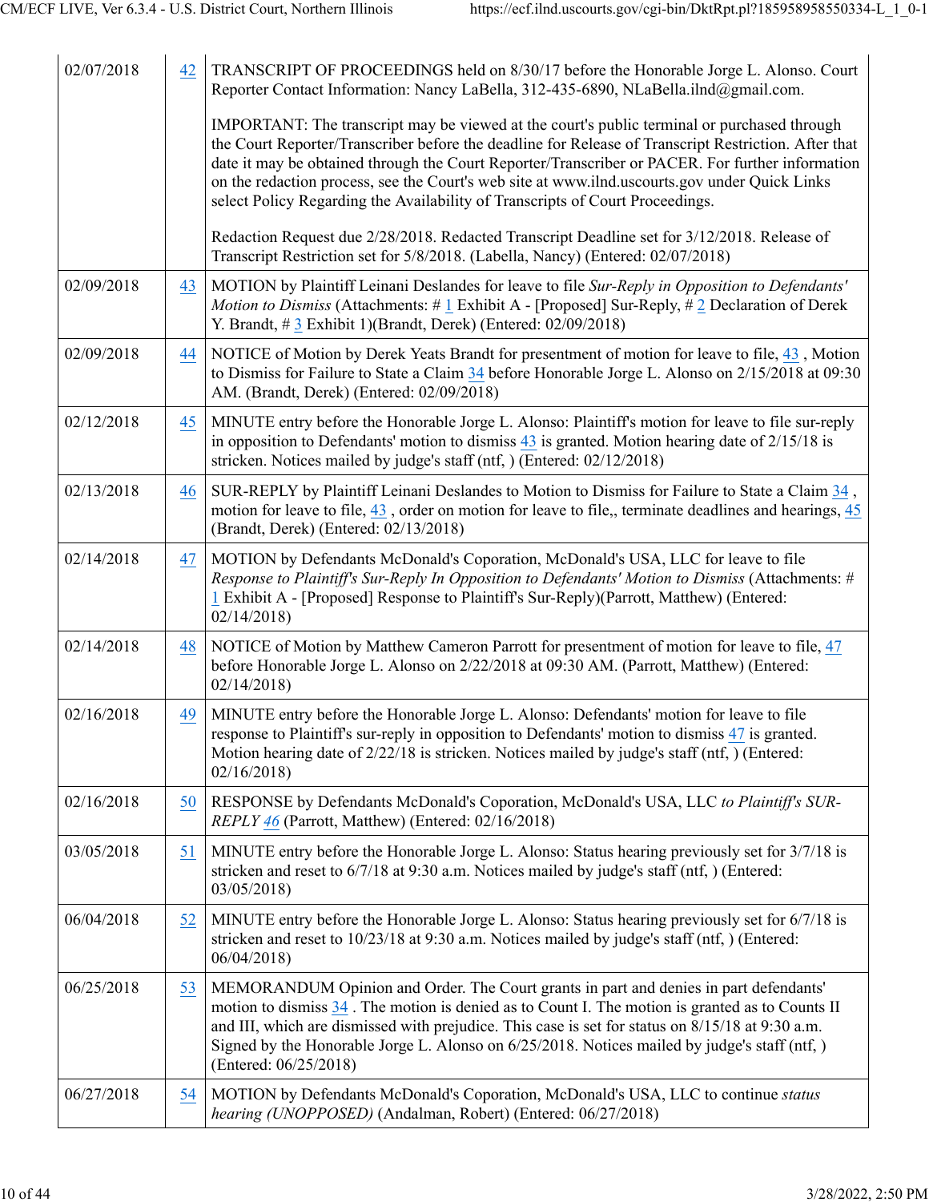| | | |
|---|---|---|
| 02/07/2018 | 42 | TRANSCRIPT OF PROCEEDINGS held on 8/30/17 before the Honorable Jorge L. Alonso. Court Reporter Contact Information: Nancy LaBella, 312-435-6890, NLaBella.ilnd@gmail.com.<br><br>IMPORTANT: The transcript may be viewed at the court's public terminal or purchased through the Court Reporter/Transcriber before the deadline for Release of Transcript Restriction. After that date it may be obtained through the Court Reporter/Transcriber or PACER. For further information on the redaction process, see the Court's web site at www.ilnd.uscourts.gov under Quick Links select Policy Regarding the Availability of Transcripts of Court Proceedings.<br><br>Redaction Request due 2/28/2018. Redacted Transcript Deadline set for 3/12/2018. Release of Transcript Restriction set for 5/8/2018. (Labella, Nancy) (Entered: 02/07/2018) |
| 02/09/2018 | 43 | MOTION by Plaintiff Leinani Deslandes for leave to file *Sur-Reply in Opposition to Defendants' Motion to Dismiss* (Attachments: # 1 Exhibit A - [Proposed] Sur-Reply, # 2 Declaration of Derek Y. Brandt, # 3 Exhibit 1)(Brandt, Derek) (Entered: 02/09/2018) |
| 02/09/2018 | 44 | NOTICE of Motion by Derek Yeats Brandt for presentment of motion for leave to file, 43 , Motion to Dismiss for Failure to State a Claim 34 before Honorable Jorge L. Alonso on 2/15/2018 at 09:30 AM. (Brandt, Derek) (Entered: 02/09/2018) |
| 02/12/2018 | 45 | MINUTE entry before the Honorable Jorge L. Alonso: Plaintiff's motion for leave to file sur-reply in opposition to Defendants' motion to dismiss 43 is granted. Motion hearing date of 2/15/18 is stricken. Notices mailed by judge's staff (ntf, ) (Entered: 02/12/2018) |
| 02/13/2018 | 46 | SUR-REPLY by Plaintiff Leinani Deslandes to Motion to Dismiss for Failure to State a Claim 34 , motion for leave to file, 43 , order on motion for leave to file,, terminate deadlines and hearings, 45 (Brandt, Derek) (Entered: 02/13/2018) |
| 02/14/2018 | 47 | MOTION by Defendants McDonald's Coporation, McDonald's USA, LLC for leave to file *Response to Plaintiff's Sur-Reply In Opposition to Defendants' Motion to Dismiss* (Attachments: # 1 Exhibit A - [Proposed] Response to Plaintiff's Sur-Reply)(Parrott, Matthew) (Entered: 02/14/2018) |
| 02/14/2018 | 48 | NOTICE of Motion by Matthew Cameron Parrott for presentment of motion for leave to file, 47 before Honorable Jorge L. Alonso on 2/22/2018 at 09:30 AM. (Parrott, Matthew) (Entered: 02/14/2018) |
| 02/16/2018 | 49 | MINUTE entry before the Honorable Jorge L. Alonso: Defendants' motion for leave to file response to Plaintiff's sur-reply in opposition to Defendants' motion to dismiss 47 is granted. Motion hearing date of 2/22/18 is stricken. Notices mailed by judge's staff (ntf, ) (Entered: 02/16/2018) |
| 02/16/2018 | 50 | RESPONSE by Defendants McDonald's Coporation, McDonald's USA, LLC *to Plaintiff's SUR-REPLY 46* (Parrott, Matthew) (Entered: 02/16/2018) |
| 03/05/2018 | 51 | MINUTE entry before the Honorable Jorge L. Alonso: Status hearing previously set for 3/7/18 is stricken and reset to 6/7/18 at 9:30 a.m. Notices mailed by judge's staff (ntf, ) (Entered: 03/05/2018) |
| 06/04/2018 | 52 | MINUTE entry before the Honorable Jorge L. Alonso: Status hearing previously set for 6/7/18 is stricken and reset to 10/23/18 at 9:30 a.m. Notices mailed by judge's staff (ntf, ) (Entered: 06/04/2018) |
| 06/25/2018 | 53 | MEMORANDUM Opinion and Order. The Court grants in part and denies in part defendants' motion to dismiss 34 . The motion is denied as to Count I. The motion is granted as to Counts II and III, which are dismissed with prejudice. This case is set for status on 8/15/18 at 9:30 a.m. Signed by the Honorable Jorge L. Alonso on 6/25/2018. Notices mailed by judge's staff (ntf, ) (Entered: 06/25/2018) |
| 06/27/2018 | 54 | MOTION by Defendants McDonald's Coporation, McDonald's USA, LLC to continue *status hearing (UNOPPOSED)* (Andalman, Robert) (Entered: 06/27/2018) |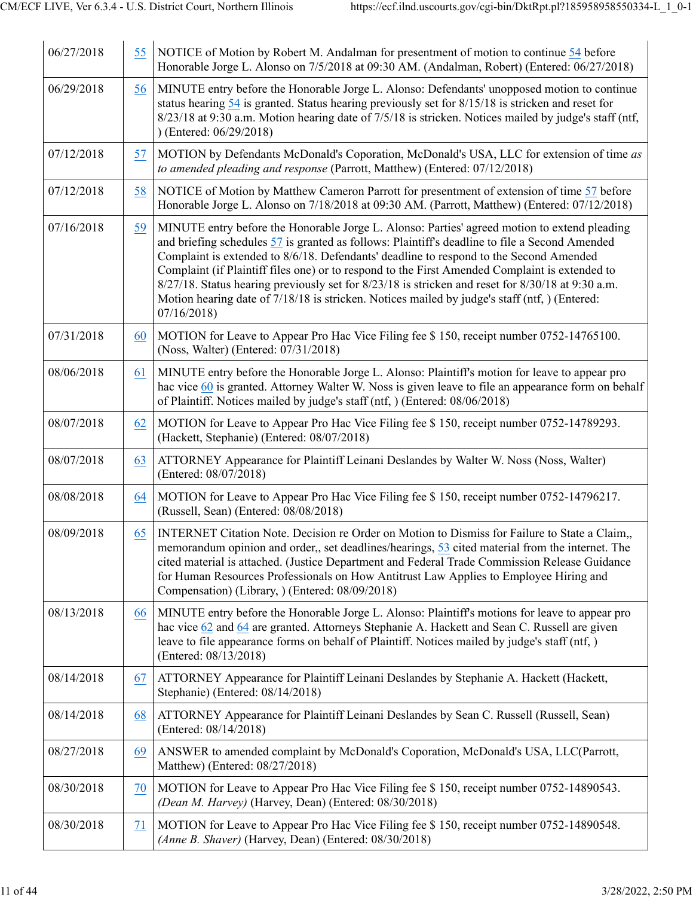| | | |
|---|---|---|
| 06/27/2018 | 55 | NOTICE of Motion by Robert M. Andalman for presentment of motion to continue 54 before Honorable Jorge L. Alonso on 7/5/2018 at 09:30 AM. (Andalman, Robert) (Entered: 06/27/2018) |
| 06/29/2018 | 56 | MINUTE entry before the Honorable Jorge L. Alonso: Defendants' unopposed motion to continue status hearing 54 is granted. Status hearing previously set for 8/15/18 is stricken and reset for 8/23/18 at 9:30 a.m. Motion hearing date of 7/5/18 is stricken. Notices mailed by judge's staff (ntf, ) (Entered: 06/29/2018) |
| 07/12/2018 | 57 | MOTION by Defendants McDonald's Coporation, McDonald's USA, LLC for extension of time *as to amended pleading and response* (Parrott, Matthew) (Entered: 07/12/2018) |
| 07/12/2018 | 58 | NOTICE of Motion by Matthew Cameron Parrott for presentment of extension of time 57 before Honorable Jorge L. Alonso on 7/18/2018 at 09:30 AM. (Parrott, Matthew) (Entered: 07/12/2018) |
| 07/16/2018 | 59 | MINUTE entry before the Honorable Jorge L. Alonso: Parties' agreed motion to extend pleading and briefing schedules 57 is granted as follows: Plaintiff's deadline to file a Second Amended Complaint is extended to 8/6/18. Defendants' deadline to respond to the Second Amended Complaint (if Plaintiff files one) or to respond to the First Amended Complaint is extended to 8/27/18. Status hearing previously set for 8/23/18 is stricken and reset for 8/30/18 at 9:30 a.m. Motion hearing date of 7/18/18 is stricken. Notices mailed by judge's staff (ntf, ) (Entered: 07/16/2018) |
| 07/31/2018 | 60 | MOTION for Leave to Appear Pro Hac Vice Filing fee $ 150, receipt number 0752-14765100. (Noss, Walter) (Entered: 07/31/2018) |
| 08/06/2018 | 61 | MINUTE entry before the Honorable Jorge L. Alonso: Plaintiff's motion for leave to appear pro hac vice 60 is granted. Attorney Walter W. Noss is given leave to file an appearance form on behalf of Plaintiff. Notices mailed by judge's staff (ntf, ) (Entered: 08/06/2018) |
| 08/07/2018 | 62 | MOTION for Leave to Appear Pro Hac Vice Filing fee $ 150, receipt number 0752-14789293. (Hackett, Stephanie) (Entered: 08/07/2018) |
| 08/07/2018 | 63 | ATTORNEY Appearance for Plaintiff Leinani Deslandes by Walter W. Noss (Noss, Walter) (Entered: 08/07/2018) |
| 08/08/2018 | 64 | MOTION for Leave to Appear Pro Hac Vice Filing fee $ 150, receipt number 0752-14796217. (Russell, Sean) (Entered: 08/08/2018) |
| 08/09/2018 | 65 | INTERNET Citation Note. Decision re Order on Motion to Dismiss for Failure to State a Claim,, memorandum opinion and order,, set deadlines/hearings, 53 cited material from the internet. The cited material is attached. (Justice Department and Federal Trade Commission Release Guidance for Human Resources Professionals on How Antitrust Law Applies to Employee Hiring and Compensation) (Library, ) (Entered: 08/09/2018) |
| 08/13/2018 | 66 | MINUTE entry before the Honorable Jorge L. Alonso: Plaintiff's motions for leave to appear pro hac vice 62 and 64 are granted. Attorneys Stephanie A. Hackett and Sean C. Russell are given leave to file appearance forms on behalf of Plaintiff. Notices mailed by judge's staff (ntf, ) (Entered: 08/13/2018) |
| 08/14/2018 | 67 | ATTORNEY Appearance for Plaintiff Leinani Deslandes by Stephanie A. Hackett (Hackett, Stephanie) (Entered: 08/14/2018) |
| 08/14/2018 | 68 | ATTORNEY Appearance for Plaintiff Leinani Deslandes by Sean C. Russell (Russell, Sean) (Entered: 08/14/2018) |
| 08/27/2018 | 69 | ANSWER to amended complaint by McDonald's Coporation, McDonald's USA, LLC(Parrott, Matthew) (Entered: 08/27/2018) |
| 08/30/2018 | 70 | MOTION for Leave to Appear Pro Hac Vice Filing fee $ 150, receipt number 0752-14890543. *(Dean M. Harvey)* (Harvey, Dean) (Entered: 08/30/2018) |
| 08/30/2018 | 71 | MOTION for Leave to Appear Pro Hac Vice Filing fee $ 150, receipt number 0752-14890548. *(Anne B. Shaver)* (Harvey, Dean) (Entered: 08/30/2018) |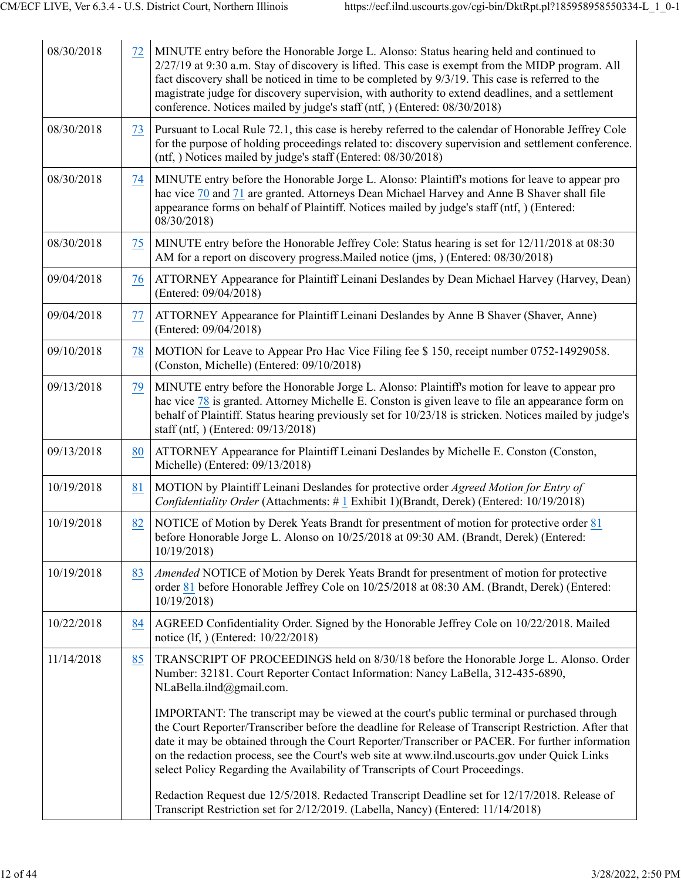| | | |
|---|---|---|
| 08/30/2018 | 72 | MINUTE entry before the Honorable Jorge L. Alonso: Status hearing held and continued to 2/27/19 at 9:30 a.m. Stay of discovery is lifted. This case is exempt from the MIDP program. All fact discovery shall be noticed in time to be completed by 9/3/19. This case is referred to the magistrate judge for discovery supervision, with authority to extend deadlines, and a settlement conference. Notices mailed by judge's staff (ntf, ) (Entered: 08/30/2018) |
| 08/30/2018 | 73 | Pursuant to Local Rule 72.1, this case is hereby referred to the calendar of Honorable Jeffrey Cole for the purpose of holding proceedings related to: discovery supervision and settlement conference. (ntf, ) Notices mailed by judge's staff (Entered: 08/30/2018) |
| 08/30/2018 | 74 | MINUTE entry before the Honorable Jorge L. Alonso: Plaintiff's motions for leave to appear pro hac vice 70 and 71 are granted. Attorneys Dean Michael Harvey and Anne B Shaver shall file appearance forms on behalf of Plaintiff. Notices mailed by judge's staff (ntf, ) (Entered: 08/30/2018) |
| 08/30/2018 | 75 | MINUTE entry before the Honorable Jeffrey Cole: Status hearing is set for 12/11/2018 at 08:30 AM for a report on discovery progress.Mailed notice (jms, ) (Entered: 08/30/2018) |
| 09/04/2018 | 76 | ATTORNEY Appearance for Plaintiff Leinani Deslandes by Dean Michael Harvey (Harvey, Dean) (Entered: 09/04/2018) |
| 09/04/2018 | 77 | ATTORNEY Appearance for Plaintiff Leinani Deslandes by Anne B Shaver (Shaver, Anne) (Entered: 09/04/2018) |
| 09/10/2018 | 78 | MOTION for Leave to Appear Pro Hac Vice Filing fee $ 150, receipt number 0752-14929058. (Conston, Michelle) (Entered: 09/10/2018) |
| 09/13/2018 | 79 | MINUTE entry before the Honorable Jorge L. Alonso: Plaintiff's motion for leave to appear pro hac vice 78 is granted. Attorney Michelle E. Conston is given leave to file an appearance form on behalf of Plaintiff. Status hearing previously set for 10/23/18 is stricken. Notices mailed by judge's staff (ntf, ) (Entered: 09/13/2018) |
| 09/13/2018 | 80 | ATTORNEY Appearance for Plaintiff Leinani Deslandes by Michelle E. Conston (Conston, Michelle) (Entered: 09/13/2018) |
| 10/19/2018 | 81 | MOTION by Plaintiff Leinani Deslandes for protective order *Agreed Motion for Entry of Confidentiality Order* (Attachments: # 1 Exhibit 1)(Brandt, Derek) (Entered: 10/19/2018) |
| 10/19/2018 | 82 | NOTICE of Motion by Derek Yeats Brandt for presentment of motion for protective order 81 before Honorable Jorge L. Alonso on 10/25/2018 at 09:30 AM. (Brandt, Derek) (Entered: 10/19/2018) |
| 10/19/2018 | 83 | *Amended* NOTICE of Motion by Derek Yeats Brandt for presentment of motion for protective order 81 before Honorable Jeffrey Cole on 10/25/2018 at 08:30 AM. (Brandt, Derek) (Entered: 10/19/2018) |
| 10/22/2018 | 84 | AGREED Confidentiality Order. Signed by the Honorable Jeffrey Cole on 10/22/2018. Mailed notice (lf, ) (Entered: 10/22/2018) |
| 11/14/2018 | 85 | TRANSCRIPT OF PROCEEDINGS held on 8/30/18 before the Honorable Jorge L. Alonso. Order Number: 32181. Court Reporter Contact Information: Nancy LaBella, 312-435-6890, NLaBella.ilnd@gmail.com.<br><br>IMPORTANT: The transcript may be viewed at the court's public terminal or purchased through the Court Reporter/Transcriber before the deadline for Release of Transcript Restriction. After that date it may be obtained through the Court Reporter/Transcriber or PACER. For further information on the redaction process, see the Court's web site at www.ilnd.uscourts.gov under Quick Links select Policy Regarding the Availability of Transcripts of Court Proceedings.<br><br>Redaction Request due 12/5/2018. Redacted Transcript Deadline set for 12/17/2018. Release of Transcript Restriction set for 2/12/2019. (Labella, Nancy) (Entered: 11/14/2018) |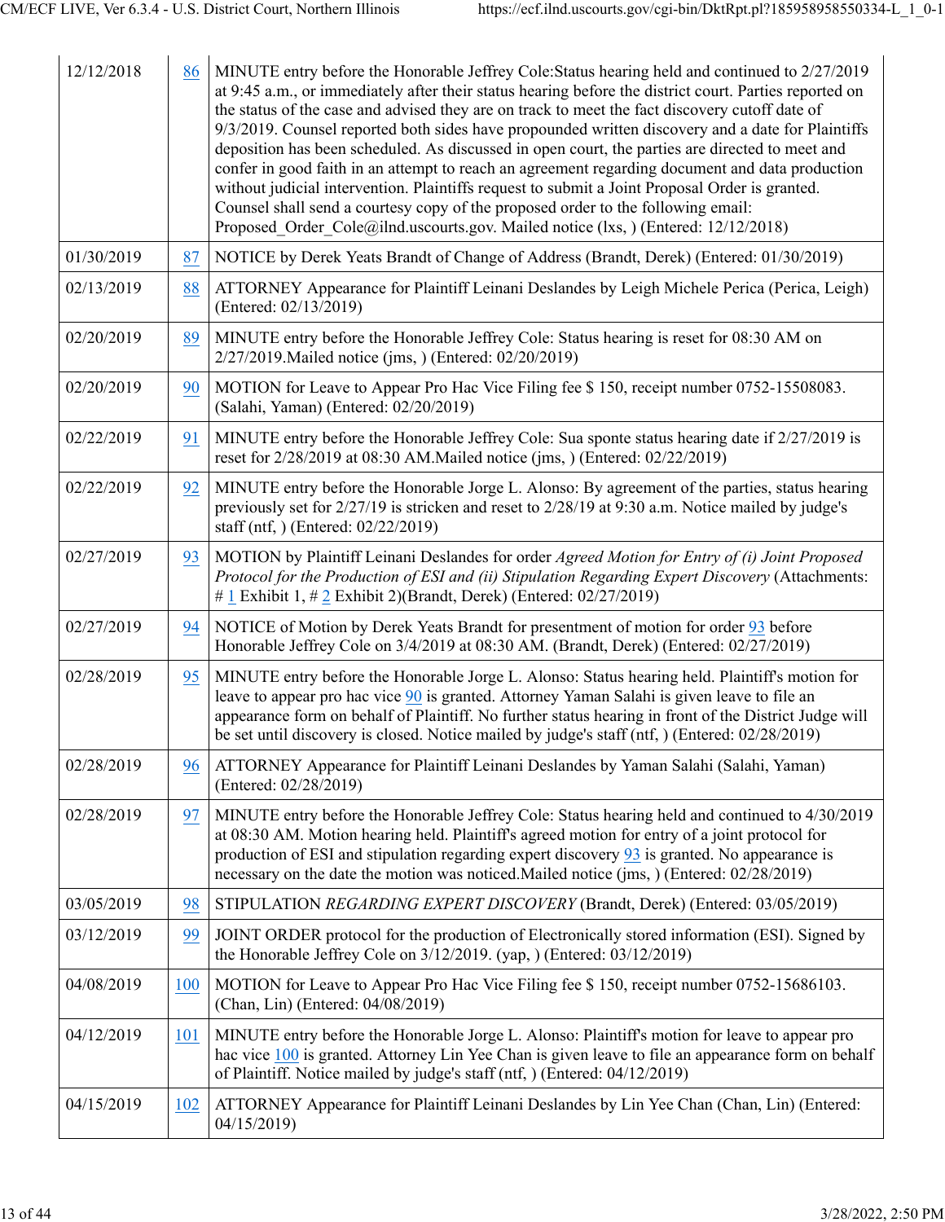| | | |
|---|---|---|
| 12/12/2018 | 86 | MINUTE entry before the Honorable Jeffrey Cole:Status hearing held and continued to 2/27/2019 at 9:45 a.m., or immediately after their status hearing before the district court. Parties reported on the status of the case and advised they are on track to meet the fact discovery cutoff date of 9/3/2019. Counsel reported both sides have propounded written discovery and a date for Plaintiffs deposition has been scheduled. As discussed in open court, the parties are directed to meet and confer in good faith in an attempt to reach an agreement regarding document and data production without judicial intervention. Plaintiffs request to submit a Joint Proposal Order is granted. Counsel shall send a courtesy copy of the proposed order to the following email: Proposed_Order_Cole@ilnd.uscourts.gov. Mailed notice (lxs, ) (Entered: 12/12/2018) |
| 01/30/2019 | 87 | NOTICE by Derek Yeats Brandt of Change of Address (Brandt, Derek) (Entered: 01/30/2019) |
| 02/13/2019 | 88 | ATTORNEY Appearance for Plaintiff Leinani Deslandes by Leigh Michele Perica (Perica, Leigh) (Entered: 02/13/2019) |
| 02/20/2019 | 89 | MINUTE entry before the Honorable Jeffrey Cole: Status hearing is reset for 08:30 AM on 2/27/2019.Mailed notice (jms, ) (Entered: 02/20/2019) |
| 02/20/2019 | 90 | MOTION for Leave to Appear Pro Hac Vice Filing fee $ 150, receipt number 0752-15508083. (Salahi, Yaman) (Entered: 02/20/2019) |
| 02/22/2019 | 91 | MINUTE entry before the Honorable Jeffrey Cole: Sua sponte status hearing date if 2/27/2019 is reset for 2/28/2019 at 08:30 AM.Mailed notice (jms, ) (Entered: 02/22/2019) |
| 02/22/2019 | 92 | MINUTE entry before the Honorable Jorge L. Alonso: By agreement of the parties, status hearing previously set for 2/27/19 is stricken and reset to 2/28/19 at 9:30 a.m. Notice mailed by judge's staff (ntf, ) (Entered: 02/22/2019) |
| 02/27/2019 | 93 | MOTION by Plaintiff Leinani Deslandes for order *Agreed Motion for Entry of (i) Joint Proposed Protocol for the Production of ESI and (ii) Stipulation Regarding Expert Discovery* (Attachments: # 1 Exhibit 1, # 2 Exhibit 2)(Brandt, Derek) (Entered: 02/27/2019) |
| 02/27/2019 | 94 | NOTICE of Motion by Derek Yeats Brandt for presentment of motion for order 93 before Honorable Jeffrey Cole on 3/4/2019 at 08:30 AM. (Brandt, Derek) (Entered: 02/27/2019) |
| 02/28/2019 | 95 | MINUTE entry before the Honorable Jorge L. Alonso: Status hearing held. Plaintiff's motion for leave to appear pro hac vice 90 is granted. Attorney Yaman Salahi is given leave to file an appearance form on behalf of Plaintiff. No further status hearing in front of the District Judge will be set until discovery is closed. Notice mailed by judge's staff (ntf, ) (Entered: 02/28/2019) |
| 02/28/2019 | 96 | ATTORNEY Appearance for Plaintiff Leinani Deslandes by Yaman Salahi (Salahi, Yaman) (Entered: 02/28/2019) |
| 02/28/2019 | 97 | MINUTE entry before the Honorable Jeffrey Cole: Status hearing held and continued to 4/30/2019 at 08:30 AM. Motion hearing held. Plaintiff's agreed motion for entry of a joint protocol for production of ESI and stipulation regarding expert discovery 93 is granted. No appearance is necessary on the date the motion was noticed.Mailed notice (jms, ) (Entered: 02/28/2019) |
| 03/05/2019 | 98 | STIPULATION *REGARDING EXPERT DISCOVERY* (Brandt, Derek) (Entered: 03/05/2019) |
| 03/12/2019 | 99 | JOINT ORDER protocol for the production of Electronically stored information (ESI). Signed by the Honorable Jeffrey Cole on 3/12/2019. (yap, ) (Entered: 03/12/2019) |
| 04/08/2019 | 100 | MOTION for Leave to Appear Pro Hac Vice Filing fee $ 150, receipt number 0752-15686103. (Chan, Lin) (Entered: 04/08/2019) |
| 04/12/2019 | 101 | MINUTE entry before the Honorable Jorge L. Alonso: Plaintiff's motion for leave to appear pro hac vice 100 is granted. Attorney Lin Yee Chan is given leave to file an appearance form on behalf of Plaintiff. Notice mailed by judge's staff (ntf, ) (Entered: 04/12/2019) |
| 04/15/2019 | 102 | ATTORNEY Appearance for Plaintiff Leinani Deslandes by Lin Yee Chan (Chan, Lin) (Entered: 04/15/2019) |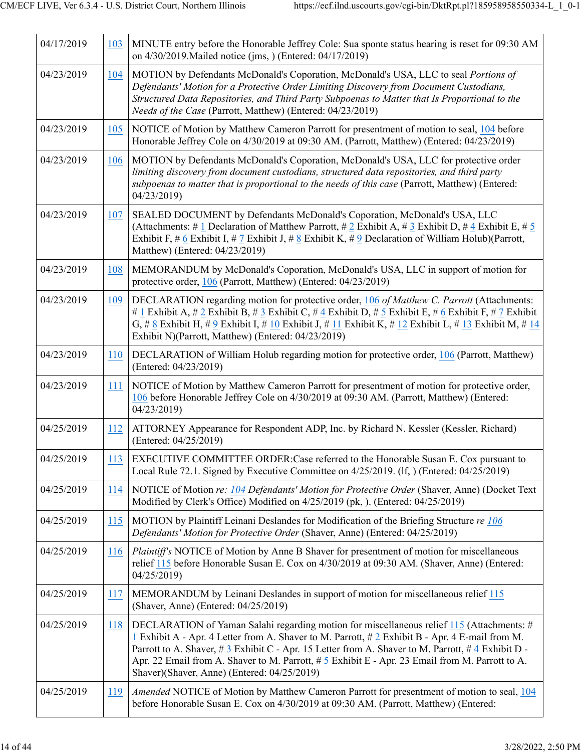| | | |
|---|---|---|
| 04/17/2019 | 103 | MINUTE entry before the Honorable Jeffrey Cole: Sua sponte status hearing is reset for 09:30 AM on 4/30/2019.Mailed notice (jms, ) (Entered: 04/17/2019) |
| 04/23/2019 | 104 | MOTION by Defendants McDonald's Coporation, McDonald's USA, LLC to seal *Portions of Defendants' Motion for a Protective Order Limiting Discovery from Document Custodians, Structured Data Repositories, and Third Party Subpoenas to Matter that Is Proportional to the Needs of the Case* (Parrott, Matthew) (Entered: 04/23/2019) |
| 04/23/2019 | 105 | NOTICE of Motion by Matthew Cameron Parrott for presentment of motion to seal, 104 before Honorable Jeffrey Cole on 4/30/2019 at 09:30 AM. (Parrott, Matthew) (Entered: 04/23/2019) |
| 04/23/2019 | 106 | MOTION by Defendants McDonald's Coporation, McDonald's USA, LLC for protective order *limiting discovery from document custodians, structured data repositories, and third party subpoenas to matter that is proportional to the needs of this case* (Parrott, Matthew) (Entered: 04/23/2019) |
| 04/23/2019 | 107 | SEALED DOCUMENT by Defendants McDonald's Coporation, McDonald's USA, LLC (Attachments: # 1 Declaration of Matthew Parrott, # 2 Exhibit A, # 3 Exhibit D, # 4 Exhibit E, # 5 Exhibit F, # 6 Exhibit I, # 7 Exhibit J, # 8 Exhibit K, # 9 Declaration of William Holub)(Parrott, Matthew) (Entered: 04/23/2019) |
| 04/23/2019 | 108 | MEMORANDUM by McDonald's Coporation, McDonald's USA, LLC in support of motion for protective order, 106 (Parrott, Matthew) (Entered: 04/23/2019) |
| 04/23/2019 | 109 | DECLARATION regarding motion for protective order, 106 *of Matthew C. Parrott* (Attachments: # 1 Exhibit A, # 2 Exhibit B, # 3 Exhibit C, # 4 Exhibit D, # 5 Exhibit E, # 6 Exhibit F, # 7 Exhibit G, # 8 Exhibit H, # 9 Exhibit I, # 10 Exhibit J, # 11 Exhibit K, # 12 Exhibit L, # 13 Exhibit M, # 14 Exhibit N)(Parrott, Matthew) (Entered: 04/23/2019) |
| 04/23/2019 | 110 | DECLARATION of William Holub regarding motion for protective order, 106 (Parrott, Matthew) (Entered: 04/23/2019) |
| 04/23/2019 | 111 | NOTICE of Motion by Matthew Cameron Parrott for presentment of motion for protective order, 106 before Honorable Jeffrey Cole on 4/30/2019 at 09:30 AM. (Parrott, Matthew) (Entered: 04/23/2019) |
| 04/25/2019 | 112 | ATTORNEY Appearance for Respondent ADP, Inc. by Richard N. Kessler (Kessler, Richard) (Entered: 04/25/2019) |
| 04/25/2019 | 113 | EXECUTIVE COMMITTEE ORDER:Case referred to the Honorable Susan E. Cox pursuant to Local Rule 72.1. Signed by Executive Committee on 4/25/2019. (lf, ) (Entered: 04/25/2019) |
| 04/25/2019 | 114 | NOTICE of Motion *re: 104 Defendants' Motion for Protective Order* (Shaver, Anne) (Docket Text Modified by Clerk's Office) Modified on 4/25/2019 (pk, ). (Entered: 04/25/2019) |
| 04/25/2019 | 115 | MOTION by Plaintiff Leinani Deslandes for Modification of the Briefing Structure *re 106 Defendants' Motion for Protective Order* (Shaver, Anne) (Entered: 04/25/2019) |
| 04/25/2019 | 116 | *Plaintiff's* NOTICE of Motion by Anne B Shaver for presentment of motion for miscellaneous relief 115 before Honorable Susan E. Cox on 4/30/2019 at 09:30 AM. (Shaver, Anne) (Entered: 04/25/2019) |
| 04/25/2019 | 117 | MEMORANDUM by Leinani Deslandes in support of motion for miscellaneous relief 115 (Shaver, Anne) (Entered: 04/25/2019) |
| 04/25/2019 | 118 | DECLARATION of Yaman Salahi regarding motion for miscellaneous relief 115 (Attachments: # 1 Exhibit A - Apr. 4 Letter from A. Shaver to M. Parrott, # 2 Exhibit B - Apr. 4 E-mail from M. Parrott to A. Shaver, # 3 Exhibit C - Apr. 15 Letter from A. Shaver to M. Parrott, # 4 Exhibit D - Apr. 22 Email from A. Shaver to M. Parrott, # 5 Exhibit E - Apr. 23 Email from M. Parrott to A. Shaver)(Shaver, Anne) (Entered: 04/25/2019) |
| 04/25/2019 | 119 | *Amended* NOTICE of Motion by Matthew Cameron Parrott for presentment of motion to seal, 104 before Honorable Susan E. Cox on 4/30/2019 at 09:30 AM. (Parrott, Matthew) (Entered: |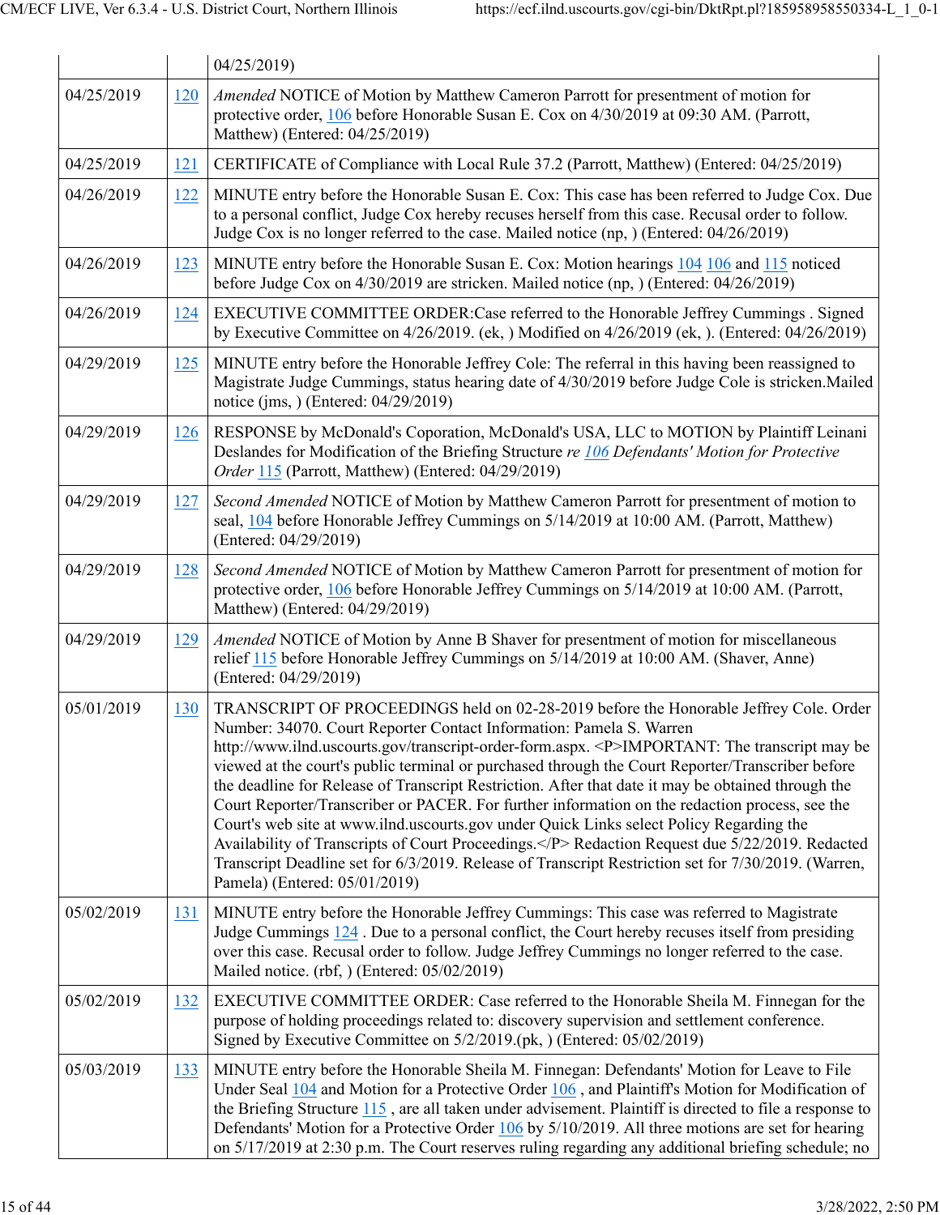| | | |
|---|---|---|
| | | 04/25/2019) |
| 04/25/2019 | 120 | *Amended* NOTICE of Motion by Matthew Cameron Parrott for presentment of motion for protective order, 106 before Honorable Susan E. Cox on 4/30/2019 at 09:30 AM. (Parrott, Matthew) (Entered: 04/25/2019) |
| 04/25/2019 | 121 | CERTIFICATE of Compliance with Local Rule 37.2 (Parrott, Matthew) (Entered: 04/25/2019) |
| 04/26/2019 | 122 | MINUTE entry before the Honorable Susan E. Cox: This case has been referred to Judge Cox. Due to a personal conflict, Judge Cox hereby recuses herself from this case. Recusal order to follow. Judge Cox is no longer referred to the case. Mailed notice (np, ) (Entered: 04/26/2019) |
| 04/26/2019 | 123 | MINUTE entry before the Honorable Susan E. Cox: Motion hearings 104 106 and 115 noticed before Judge Cox on 4/30/2019 are stricken. Mailed notice (np, ) (Entered: 04/26/2019) |
| 04/26/2019 | 124 | EXECUTIVE COMMITTEE ORDER:Case referred to the Honorable Jeffrey Cummings . Signed by Executive Committee on 4/26/2019. (ek, ) Modified on 4/26/2019 (ek, ). (Entered: 04/26/2019) |
| 04/29/2019 | 125 | MINUTE entry before the Honorable Jeffrey Cole: The referral in this having been reassigned to Magistrate Judge Cummings, status hearing date of 4/30/2019 before Judge Cole is stricken.Mailed notice (jms, ) (Entered: 04/29/2019) |
| 04/29/2019 | 126 | RESPONSE by McDonald's Coporation, McDonald's USA, LLC to MOTION by Plaintiff Leinani Deslandes for Modification of the Briefing Structure *re* 106 *Defendants' Motion for Protective Order* 115 (Parrott, Matthew) (Entered: 04/29/2019) |
| 04/29/2019 | 127 | *Second Amended* NOTICE of Motion by Matthew Cameron Parrott for presentment of motion to seal, 104 before Honorable Jeffrey Cummings on 5/14/2019 at 10:00 AM. (Parrott, Matthew) (Entered: 04/29/2019) |
| 04/29/2019 | 128 | *Second Amended* NOTICE of Motion by Matthew Cameron Parrott for presentment of motion for protective order, 106 before Honorable Jeffrey Cummings on 5/14/2019 at 10:00 AM. (Parrott, Matthew) (Entered: 04/29/2019) |
| 04/29/2019 | 129 | *Amended* NOTICE of Motion by Anne B Shaver for presentment of motion for miscellaneous relief 115 before Honorable Jeffrey Cummings on 5/14/2019 at 10:00 AM. (Shaver, Anne) (Entered: 04/29/2019) |
| 05/01/2019 | 130 | TRANSCRIPT OF PROCEEDINGS held on 02-28-2019 before the Honorable Jeffrey Cole. Order Number: 34070. Court Reporter Contact Information: Pamela S. Warren http://www.ilnd.uscourts.gov/transcript-order-form.aspx. <P>IMPORTANT: The transcript may be viewed at the court's public terminal or purchased through the Court Reporter/Transcriber before the deadline for Release of Transcript Restriction. After that date it may be obtained through the Court Reporter/Transcriber or PACER. For further information on the redaction process, see the Court's web site at www.ilnd.uscourts.gov under Quick Links select Policy Regarding the Availability of Transcripts of Court Proceedings.</P> Redaction Request due 5/22/2019. Redacted Transcript Deadline set for 6/3/2019. Release of Transcript Restriction set for 7/30/2019. (Warren, Pamela) (Entered: 05/01/2019) |
| 05/02/2019 | 131 | MINUTE entry before the Honorable Jeffrey Cummings: This case was referred to Magistrate Judge Cummings 124 . Due to a personal conflict, the Court hereby recuses itself from presiding over this case. Recusal order to follow. Judge Jeffrey Cummings no longer referred to the case. Mailed notice. (rbf, ) (Entered: 05/02/2019) |
| 05/02/2019 | 132 | EXECUTIVE COMMITTEE ORDER: Case referred to the Honorable Sheila M. Finnegan for the purpose of holding proceedings related to: discovery supervision and settlement conference. Signed by Executive Committee on 5/2/2019.(pk, ) (Entered: 05/02/2019) |
| 05/03/2019 | 133 | MINUTE entry before the Honorable Sheila M. Finnegan: Defendants' Motion for Leave to File Under Seal 104 and Motion for a Protective Order 106 , and Plaintiff's Motion for Modification of the Briefing Structure 115 , are all taken under advisement. Plaintiff is directed to file a response to Defendants' Motion for a Protective Order 106 by 5/10/2019. All three motions are set for hearing on 5/17/2019 at 2:30 p.m. The Court reserves ruling regarding any additional briefing schedule; no |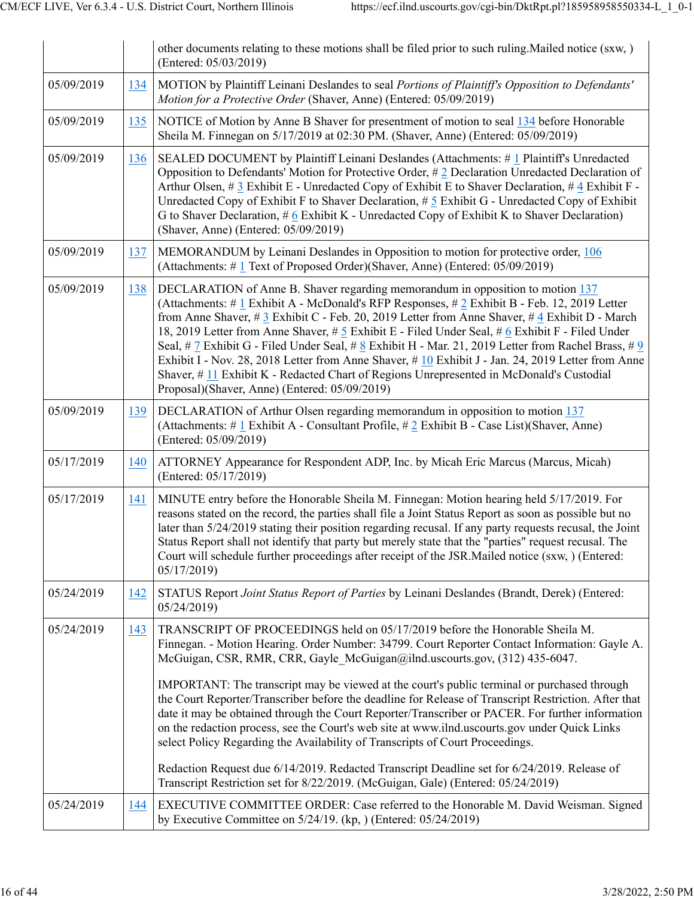| | | other documents relating to these motions shall be filed prior to such ruling.Mailed notice (sxw, ) (Entered: 05/03/2019) |
|---|---|---|
| 05/09/2019 | 134 | MOTION by Plaintiff Leinani Deslandes to seal *Portions of Plaintiff's Opposition to Defendants' Motion for a Protective Order* (Shaver, Anne) (Entered: 05/09/2019) |
| 05/09/2019 | 135 | NOTICE of Motion by Anne B Shaver for presentment of motion to seal 134 before Honorable Sheila M. Finnegan on 5/17/2019 at 02:30 PM. (Shaver, Anne) (Entered: 05/09/2019) |
| 05/09/2019 | 136 | SEALED DOCUMENT by Plaintiff Leinani Deslandes (Attachments: # 1 Plaintiff's Unredacted Opposition to Defendants' Motion for Protective Order, # 2 Declaration Unredacted Declaration of Arthur Olsen, # 3 Exhibit E - Unredacted Copy of Exhibit E to Shaver Declaration, # 4 Exhibit F - Unredacted Copy of Exhibit F to Shaver Declaration, # 5 Exhibit G - Unredacted Copy of Exhibit G to Shaver Declaration, # 6 Exhibit K - Unredacted Copy of Exhibit K to Shaver Declaration) (Shaver, Anne) (Entered: 05/09/2019) |
| 05/09/2019 | 137 | MEMORANDUM by Leinani Deslandes in Opposition to motion for protective order, 106 (Attachments: # 1 Text of Proposed Order)(Shaver, Anne) (Entered: 05/09/2019) |
| 05/09/2019 | 138 | DECLARATION of Anne B. Shaver regarding memorandum in opposition to motion 137 (Attachments: # 1 Exhibit A - McDonald's RFP Responses, # 2 Exhibit B - Feb. 12, 2019 Letter from Anne Shaver, # 3 Exhibit C - Feb. 20, 2019 Letter from Anne Shaver, # 4 Exhibit D - March 18, 2019 Letter from Anne Shaver, # 5 Exhibit E - Filed Under Seal, # 6 Exhibit F - Filed Under Seal, # 7 Exhibit G - Filed Under Seal, # 8 Exhibit H - Mar. 21, 2019 Letter from Rachel Brass, # 9 Exhibit I - Nov. 28, 2018 Letter from Anne Shaver, # 10 Exhibit J - Jan. 24, 2019 Letter from Anne Shaver, # 11 Exhibit K - Redacted Chart of Regions Unrepresented in McDonald's Custodial Proposal)(Shaver, Anne) (Entered: 05/09/2019) |
| 05/09/2019 | 139 | DECLARATION of Arthur Olsen regarding memorandum in opposition to motion 137 (Attachments: # 1 Exhibit A - Consultant Profile, # 2 Exhibit B - Case List)(Shaver, Anne) (Entered: 05/09/2019) |
| 05/17/2019 | 140 | ATTORNEY Appearance for Respondent ADP, Inc. by Micah Eric Marcus (Marcus, Micah) (Entered: 05/17/2019) |
| 05/17/2019 | 141 | MINUTE entry before the Honorable Sheila M. Finnegan: Motion hearing held 5/17/2019. For reasons stated on the record, the parties shall file a Joint Status Report as soon as possible but no later than 5/24/2019 stating their position regarding recusal. If any party requests recusal, the Joint Status Report shall not identify that party but merely state that the "parties" request recusal. The Court will schedule further proceedings after receipt of the JSR.Mailed notice (sxw, ) (Entered: 05/17/2019) |
| 05/24/2019 | 142 | STATUS Report *Joint Status Report of Parties* by Leinani Deslandes (Brandt, Derek) (Entered: 05/24/2019) |
| 05/24/2019 | 143 | TRANSCRIPT OF PROCEEDINGS held on 05/17/2019 before the Honorable Sheila M. Finnegan. - Motion Hearing. Order Number: 34799. Court Reporter Contact Information: Gayle A. McGuigan, CSR, RMR, CRR, Gayle_McGuigan@ilnd.uscourts.gov, (312) 435-6047. <br><br> IMPORTANT: The transcript may be viewed at the court's public terminal or purchased through the Court Reporter/Transcriber before the deadline for Release of Transcript Restriction. After that date it may be obtained through the Court Reporter/Transcriber or PACER. For further information on the redaction process, see the Court's web site at www.ilnd.uscourts.gov under Quick Links select Policy Regarding the Availability of Transcripts of Court Proceedings. <br><br> Redaction Request due 6/14/2019. Redacted Transcript Deadline set for 6/24/2019. Release of Transcript Restriction set for 8/22/2019. (McGuigan, Gale) (Entered: 05/24/2019) |
| 05/24/2019 | 144 | EXECUTIVE COMMITTEE ORDER: Case referred to the Honorable M. David Weisman. Signed by Executive Committee on 5/24/19. (kp, ) (Entered: 05/24/2019) |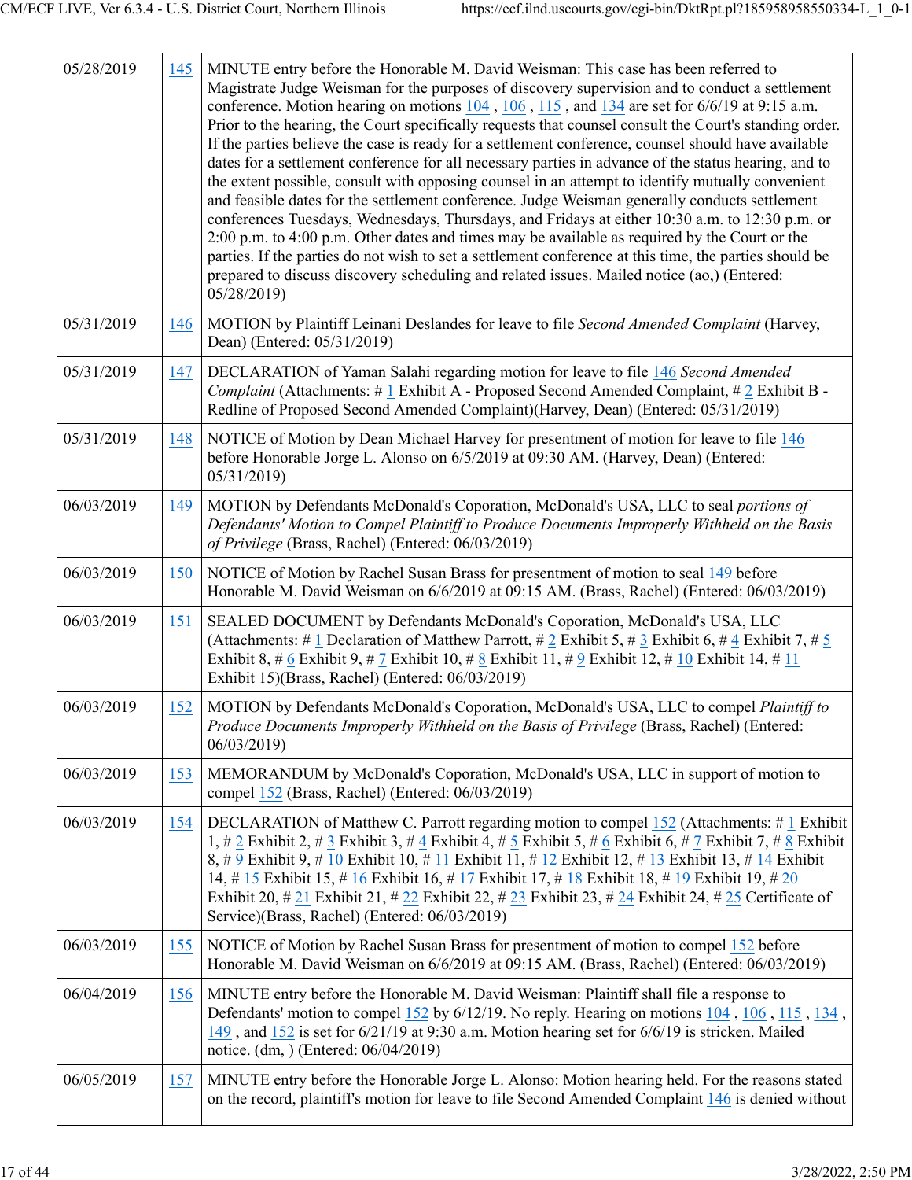| | | |
|---|---|---|
| 05/28/2019 | 145 | MINUTE entry before the Honorable M. David Weisman: This case has been referred to Magistrate Judge Weisman for the purposes of discovery supervision and to conduct a settlement conference. Motion hearing on motions 104 , 106 , 115 , and 134 are set for 6/6/19 at 9:15 a.m. Prior to the hearing, the Court specifically requests that counsel consult the Court's standing order. If the parties believe the case is ready for a settlement conference, counsel should have available dates for a settlement conference for all necessary parties in advance of the status hearing, and to the extent possible, consult with opposing counsel in an attempt to identify mutually convenient and feasible dates for the settlement conference. Judge Weisman generally conducts settlement conferences Tuesdays, Wednesdays, Thursdays, and Fridays at either 10:30 a.m. to 12:30 p.m. or 2:00 p.m. to 4:00 p.m. Other dates and times may be available as required by the Court or the parties. If the parties do not wish to set a settlement conference at this time, the parties should be prepared to discuss discovery scheduling and related issues. Mailed notice (ao,) (Entered: 05/28/2019) |
| 05/31/2019 | 146 | MOTION by Plaintiff Leinani Deslandes for leave to file *Second Amended Complaint* (Harvey, Dean) (Entered: 05/31/2019) |
| 05/31/2019 | 147 | DECLARATION of Yaman Salahi regarding motion for leave to file 146 *Second Amended Complaint* (Attachments: # 1 Exhibit A - Proposed Second Amended Complaint, # 2 Exhibit B - Redline of Proposed Second Amended Complaint)(Harvey, Dean) (Entered: 05/31/2019) |
| 05/31/2019 | 148 | NOTICE of Motion by Dean Michael Harvey for presentment of motion for leave to file 146 before Honorable Jorge L. Alonso on 6/5/2019 at 09:30 AM. (Harvey, Dean) (Entered: 05/31/2019) |
| 06/03/2019 | 149 | MOTION by Defendants McDonald's Coporation, McDonald's USA, LLC to seal *portions of Defendants' Motion to Compel Plaintiff to Produce Documents Improperly Withheld on the Basis of Privilege* (Brass, Rachel) (Entered: 06/03/2019) |
| 06/03/2019 | 150 | NOTICE of Motion by Rachel Susan Brass for presentment of motion to seal 149 before Honorable M. David Weisman on 6/6/2019 at 09:15 AM. (Brass, Rachel) (Entered: 06/03/2019) |
| 06/03/2019 | 151 | SEALED DOCUMENT by Defendants McDonald's Coporation, McDonald's USA, LLC (Attachments: # 1 Declaration of Matthew Parrott, # 2 Exhibit 5, # 3 Exhibit 6, # 4 Exhibit 7, # 5 Exhibit 8, # 6 Exhibit 9, # 7 Exhibit 10, # 8 Exhibit 11, # 9 Exhibit 12, # 10 Exhibit 14, # 11 Exhibit 15)(Brass, Rachel) (Entered: 06/03/2019) |
| 06/03/2019 | 152 | MOTION by Defendants McDonald's Coporation, McDonald's USA, LLC to compel *Plaintiff to Produce Documents Improperly Withheld on the Basis of Privilege* (Brass, Rachel) (Entered: 06/03/2019) |
| 06/03/2019 | 153 | MEMORANDUM by McDonald's Coporation, McDonald's USA, LLC in support of motion to compel 152 (Brass, Rachel) (Entered: 06/03/2019) |
| 06/03/2019 | 154 | DECLARATION of Matthew C. Parrott regarding motion to compel 152 (Attachments: # 1 Exhibit 1, # 2 Exhibit 2, # 3 Exhibit 3, # 4 Exhibit 4, # 5 Exhibit 5, # 6 Exhibit 6, # 7 Exhibit 7, # 8 Exhibit 8, # 9 Exhibit 9, # 10 Exhibit 10, # 11 Exhibit 11, # 12 Exhibit 12, # 13 Exhibit 13, # 14 Exhibit 14, # 15 Exhibit 15, # 16 Exhibit 16, # 17 Exhibit 17, # 18 Exhibit 18, # 19 Exhibit 19, # 20 Exhibit 20, # 21 Exhibit 21, # 22 Exhibit 22, # 23 Exhibit 23, # 24 Exhibit 24, # 25 Certificate of Service)(Brass, Rachel) (Entered: 06/03/2019) |
| 06/03/2019 | 155 | NOTICE of Motion by Rachel Susan Brass for presentment of motion to compel 152 before Honorable M. David Weisman on 6/6/2019 at 09:15 AM. (Brass, Rachel) (Entered: 06/03/2019) |
| 06/04/2019 | 156 | MINUTE entry before the Honorable M. David Weisman: Plaintiff shall file a response to Defendants' motion to compel 152 by 6/12/19. No reply. Hearing on motions 104 , 106 , 115 , 134 , 149 , and 152 is set for 6/21/19 at 9:30 a.m. Motion hearing set for 6/6/19 is stricken. Mailed notice. (dm, ) (Entered: 06/04/2019) |
| 06/05/2019 | 157 | MINUTE entry before the Honorable Jorge L. Alonso: Motion hearing held. For the reasons stated on the record, plaintiff's motion for leave to file Second Amended Complaint 146 is denied without |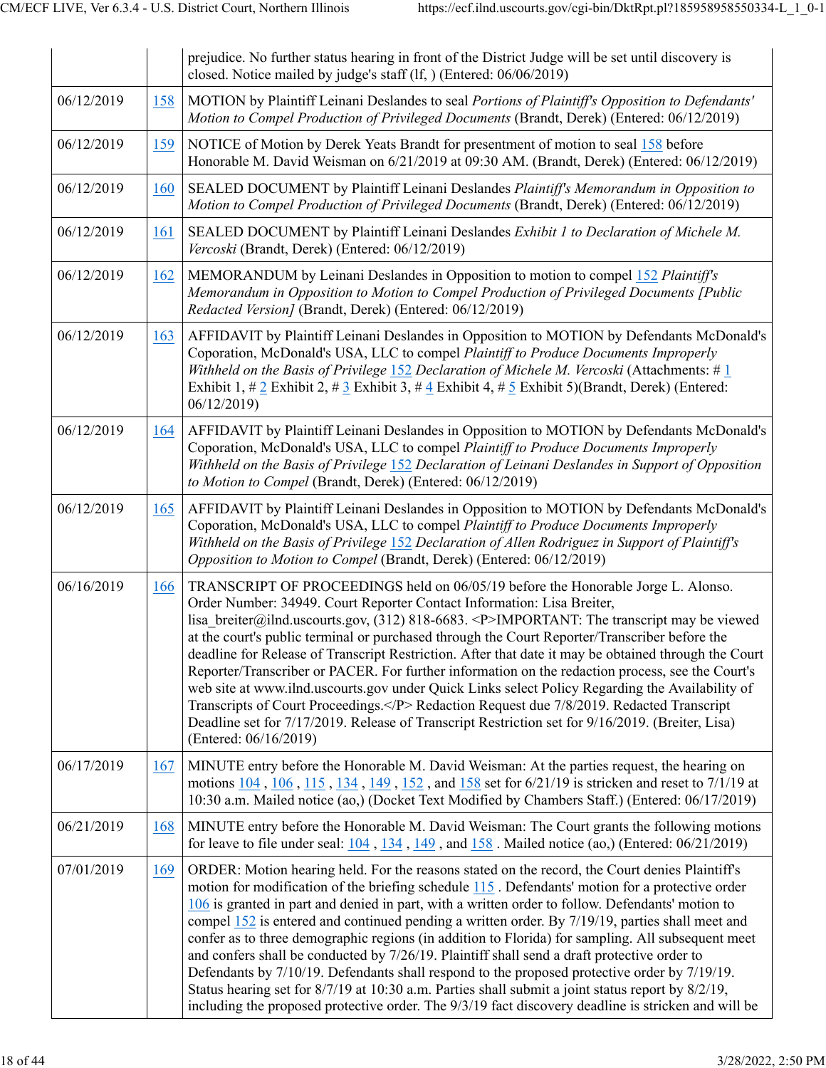| | | |
|---|---|---|
| | | prejudice. No further status hearing in front of the District Judge will be set until discovery is closed. Notice mailed by judge's staff (lf, ) (Entered: 06/06/2019) |
| 06/12/2019 | 158 | MOTION by Plaintiff Leinani Deslandes to seal *Portions of Plaintiff's Opposition to Defendants' Motion to Compel Production of Privileged Documents* (Brandt, Derek) (Entered: 06/12/2019) |
| 06/12/2019 | 159 | NOTICE of Motion by Derek Yeats Brandt for presentment of motion to seal 158 before Honorable M. David Weisman on 6/21/2019 at 09:30 AM. (Brandt, Derek) (Entered: 06/12/2019) |
| 06/12/2019 | 160 | SEALED DOCUMENT by Plaintiff Leinani Deslandes *Plaintiff's Memorandum in Opposition to Motion to Compel Production of Privileged Documents* (Brandt, Derek) (Entered: 06/12/2019) |
| 06/12/2019 | 161 | SEALED DOCUMENT by Plaintiff Leinani Deslandes *Exhibit 1 to Declaration of Michele M. Vercoski* (Brandt, Derek) (Entered: 06/12/2019) |
| 06/12/2019 | 162 | MEMORANDUM by Leinani Deslandes in Opposition to motion to compel 152 *Plaintiff's Memorandum in Opposition to Motion to Compel Production of Privileged Documents [Public Redacted Version]* (Brandt, Derek) (Entered: 06/12/2019) |
| 06/12/2019 | 163 | AFFIDAVIT by Plaintiff Leinani Deslandes in Opposition to MOTION by Defendants McDonald's Coporation, McDonald's USA, LLC to compel *Plaintiff to Produce Documents Improperly Withheld on the Basis of Privilege* 152 *Declaration of Michele M. Vercoski* (Attachments: # 1 Exhibit 1, # 2 Exhibit 2, # 3 Exhibit 3, # 4 Exhibit 4, # 5 Exhibit 5)(Brandt, Derek) (Entered: 06/12/2019) |
| 06/12/2019 | 164 | AFFIDAVIT by Plaintiff Leinani Deslandes in Opposition to MOTION by Defendants McDonald's Coporation, McDonald's USA, LLC to compel *Plaintiff to Produce Documents Improperly Withheld on the Basis of Privilege* 152 *Declaration of Leinani Deslandes in Support of Opposition to Motion to Compel* (Brandt, Derek) (Entered: 06/12/2019) |
| 06/12/2019 | 165 | AFFIDAVIT by Plaintiff Leinani Deslandes in Opposition to MOTION by Defendants McDonald's Coporation, McDonald's USA, LLC to compel *Plaintiff to Produce Documents Improperly Withheld on the Basis of Privilege* 152 *Declaration of Allen Rodriguez in Support of Plaintiff's Opposition to Motion to Compel* (Brandt, Derek) (Entered: 06/12/2019) |
| 06/16/2019 | 166 | TRANSCRIPT OF PROCEEDINGS held on 06/05/19 before the Honorable Jorge L. Alonso. Order Number: 34949. Court Reporter Contact Information: Lisa Breiter, lisa_breiter@ilnd.uscourts.gov, (312) 818-6683. <P>IMPORTANT: The transcript may be viewed at the court's public terminal or purchased through the Court Reporter/Transcriber before the deadline for Release of Transcript Restriction. After that date it may be obtained through the Court Reporter/Transcriber or PACER. For further information on the redaction process, see the Court's web site at www.ilnd.uscourts.gov under Quick Links select Policy Regarding the Availability of Transcripts of Court Proceedings.</P> Redaction Request due 7/8/2019. Redacted Transcript Deadline set for 7/17/2019. Release of Transcript Restriction set for 9/16/2019. (Breiter, Lisa) (Entered: 06/16/2019) |
| 06/17/2019 | 167 | MINUTE entry before the Honorable M. David Weisman: At the parties request, the hearing on motions 104 , 106 , 115 , 134 , 149 , 152 , and 158 set for 6/21/19 is stricken and reset to 7/1/19 at 10:30 a.m. Mailed notice (ao,) (Docket Text Modified by Chambers Staff.) (Entered: 06/17/2019) |
| 06/21/2019 | 168 | MINUTE entry before the Honorable M. David Weisman: The Court grants the following motions for leave to file under seal: 104 , 134 , 149 , and 158 . Mailed notice (ao,) (Entered: 06/21/2019) |
| 07/01/2019 | 169 | ORDER: Motion hearing held. For the reasons stated on the record, the Court denies Plaintiff's motion for modification of the briefing schedule 115 . Defendants' motion for a protective order 106 is granted in part and denied in part, with a written order to follow. Defendants' motion to compel 152 is entered and continued pending a written order. By 7/19/19, parties shall meet and confer as to three demographic regions (in addition to Florida) for sampling. All subsequent meet and confers shall be conducted by 7/26/19. Plaintiff shall send a draft protective order to Defendants by 7/10/19. Defendants shall respond to the proposed protective order by 7/19/19. Status hearing set for 8/7/19 at 10:30 a.m. Parties shall submit a joint status report by 8/2/19, including the proposed protective order. The 9/3/19 fact discovery deadline is stricken and will be |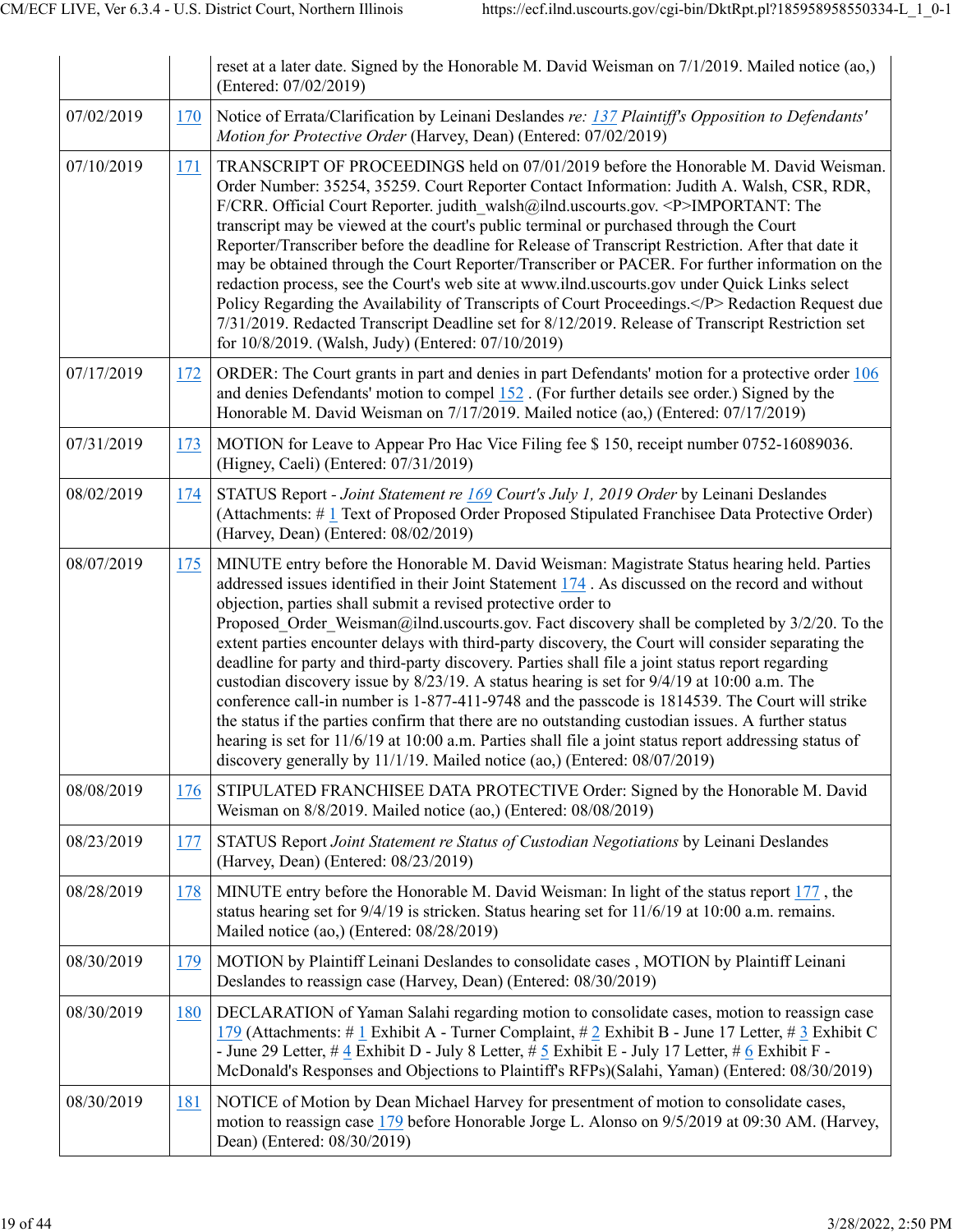| | | |
|---|---|---|
| | | reset at a later date. Signed by the Honorable M. David Weisman on 7/1/2019. Mailed notice (ao,) (Entered: 07/02/2019) |
| 07/02/2019 | 170 | Notice of Errata/Clarification by Leinani Deslandes *re: 137 Plaintiff's Opposition to Defendants' Motion for Protective Order* (Harvey, Dean) (Entered: 07/02/2019) |
| 07/10/2019 | 171 | TRANSCRIPT OF PROCEEDINGS held on 07/01/2019 before the Honorable M. David Weisman. Order Number: 35254, 35259. Court Reporter Contact Information: Judith A. Walsh, CSR, RDR, F/CRR. Official Court Reporter. judith_walsh@ilnd.uscourts.gov. <P>IMPORTANT: The transcript may be viewed at the court's public terminal or purchased through the Court Reporter/Transcriber before the deadline for Release of Transcript Restriction. After that date it may be obtained through the Court Reporter/Transcriber or PACER. For further information on the redaction process, see the Court's web site at www.ilnd.uscourts.gov under Quick Links select Policy Regarding the Availability of Transcripts of Court Proceedings.</P> Redaction Request due 7/31/2019. Redacted Transcript Deadline set for 8/12/2019. Release of Transcript Restriction set for 10/8/2019. (Walsh, Judy) (Entered: 07/10/2019) |
| 07/17/2019 | 172 | ORDER: The Court grants in part and denies in part Defendants' motion for a protective order 106 and denies Defendants' motion to compel 152 . (For further details see order.) Signed by the Honorable M. David Weisman on 7/17/2019. Mailed notice (ao,) (Entered: 07/17/2019) |
| 07/31/2019 | 173 | MOTION for Leave to Appear Pro Hac Vice Filing fee $ 150, receipt number 0752-16089036. (Higney, Caeli) (Entered: 07/31/2019) |
| 08/02/2019 | 174 | STATUS Report - *Joint Statement re 169 Court's July 1, 2019 Order* by Leinani Deslandes (Attachments: # 1 Text of Proposed Order Proposed Stipulated Franchisee Data Protective Order) (Harvey, Dean) (Entered: 08/02/2019) |
| 08/07/2019 | 175 | MINUTE entry before the Honorable M. David Weisman: Magistrate Status hearing held. Parties addressed issues identified in their Joint Statement 174 . As discussed on the record and without objection, parties shall submit a revised protective order to Proposed_Order_Weisman@ilnd.uscourts.gov. Fact discovery shall be completed by 3/2/20. To the extent parties encounter delays with third-party discovery, the Court will consider separating the deadline for party and third-party discovery. Parties shall file a joint status report regarding custodian discovery issue by 8/23/19. A status hearing is set for 9/4/19 at 10:00 a.m. The conference call-in number is 1-877-411-9748 and the passcode is 1814539. The Court will strike the status if the parties confirm that there are no outstanding custodian issues. A further status hearing is set for 11/6/19 at 10:00 a.m. Parties shall file a joint status report addressing status of discovery generally by 11/1/19. Mailed notice (ao,) (Entered: 08/07/2019) |
| 08/08/2019 | 176 | STIPULATED FRANCHISEE DATA PROTECTIVE Order: Signed by the Honorable M. David Weisman on 8/8/2019. Mailed notice (ao,) (Entered: 08/08/2019) |
| 08/23/2019 | 177 | STATUS Report *Joint Statement re Status of Custodian Negotiations* by Leinani Deslandes (Harvey, Dean) (Entered: 08/23/2019) |
| 08/28/2019 | 178 | MINUTE entry before the Honorable M. David Weisman: In light of the status report 177 , the status hearing set for 9/4/19 is stricken. Status hearing set for 11/6/19 at 10:00 a.m. remains. Mailed notice (ao,) (Entered: 08/28/2019) |
| 08/30/2019 | 179 | MOTION by Plaintiff Leinani Deslandes to consolidate cases , MOTION by Plaintiff Leinani Deslandes to reassign case (Harvey, Dean) (Entered: 08/30/2019) |
| 08/30/2019 | 180 | DECLARATION of Yaman Salahi regarding motion to consolidate cases, motion to reassign case 179 (Attachments: # 1 Exhibit A - Turner Complaint, # 2 Exhibit B - June 17 Letter, # 3 Exhibit C - June 29 Letter, # 4 Exhibit D - July 8 Letter, # 5 Exhibit E - July 17 Letter, # 6 Exhibit F - McDonald's Responses and Objections to Plaintiff's RFPs)(Salahi, Yaman) (Entered: 08/30/2019) |
| 08/30/2019 | 181 | NOTICE of Motion by Dean Michael Harvey for presentment of motion to consolidate cases, motion to reassign case 179 before Honorable Jorge L. Alonso on 9/5/2019 at 09:30 AM. (Harvey, Dean) (Entered: 08/30/2019) |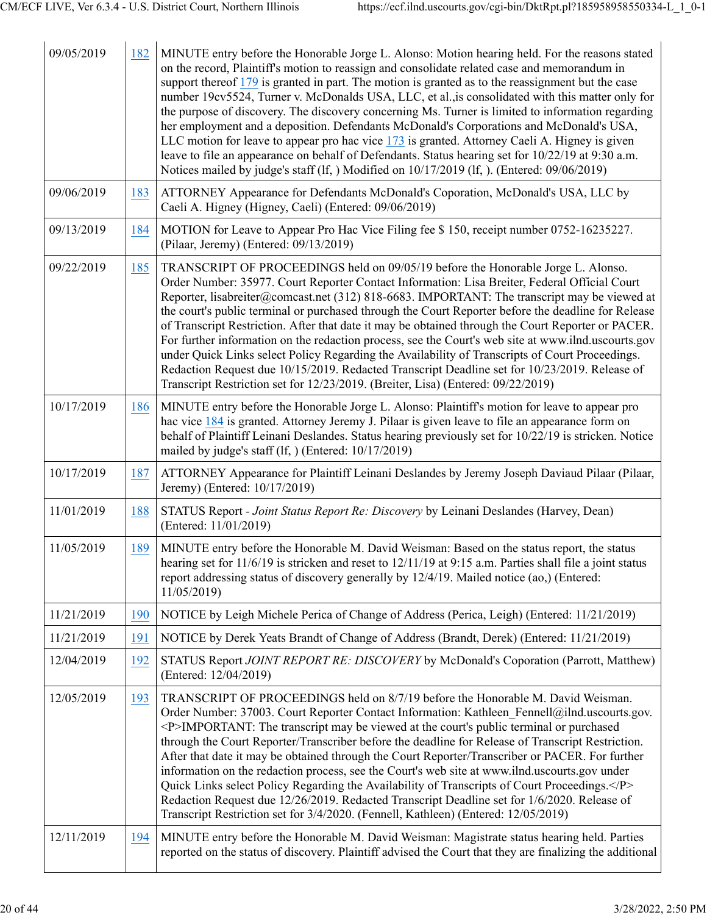| | | |
|---|---|---|
| 09/05/2019 | 182 | MINUTE entry before the Honorable Jorge L. Alonso: Motion hearing held. For the reasons stated on the record, Plaintiff's motion to reassign and consolidate related case and memorandum in support thereof 179 is granted in part. The motion is granted as to the reassignment but the case number 19cv5524, Turner v. McDonalds USA, LLC, et al.,is consolidated with this matter only for the purpose of discovery. The discovery concerning Ms. Turner is limited to information regarding her employment and a deposition. Defendants McDonald's Corporations and McDonald's USA, LLC motion for leave to appear pro hac vice 173 is granted. Attorney Caeli A. Higney is given leave to file an appearance on behalf of Defendants. Status hearing set for 10/22/19 at 9:30 a.m. Notices mailed by judge's staff (lf, ) Modified on 10/17/2019 (lf, ). (Entered: 09/06/2019) |
| 09/06/2019 | 183 | ATTORNEY Appearance for Defendants McDonald's Coporation, McDonald's USA, LLC by Caeli A. Higney (Higney, Caeli) (Entered: 09/06/2019) |
| 09/13/2019 | 184 | MOTION for Leave to Appear Pro Hac Vice Filing fee $ 150, receipt number 0752-16235227. (Pilaar, Jeremy) (Entered: 09/13/2019) |
| 09/22/2019 | 185 | TRANSCRIPT OF PROCEEDINGS held on 09/05/19 before the Honorable Jorge L. Alonso. Order Number: 35977. Court Reporter Contact Information: Lisa Breiter, Federal Official Court Reporter, lisabreiter@comcast.net (312) 818-6683. IMPORTANT: The transcript may be viewed at the court's public terminal or purchased through the Court Reporter before the deadline for Release of Transcript Restriction. After that date it may be obtained through the Court Reporter or PACER. For further information on the redaction process, see the Court's web site at www.ilnd.uscourts.gov under Quick Links select Policy Regarding the Availability of Transcripts of Court Proceedings. Redaction Request due 10/15/2019. Redacted Transcript Deadline set for 10/23/2019. Release of Transcript Restriction set for 12/23/2019. (Breiter, Lisa) (Entered: 09/22/2019) |
| 10/17/2019 | 186 | MINUTE entry before the Honorable Jorge L. Alonso: Plaintiff's motion for leave to appear pro hac vice 184 is granted. Attorney Jeremy J. Pilaar is given leave to file an appearance form on behalf of Plaintiff Leinani Deslandes. Status hearing previously set for 10/22/19 is stricken. Notice mailed by judge's staff (lf, ) (Entered: 10/17/2019) |
| 10/17/2019 | 187 | ATTORNEY Appearance for Plaintiff Leinani Deslandes by Jeremy Joseph Daviaud Pilaar (Pilaar, Jeremy) (Entered: 10/17/2019) |
| 11/01/2019 | 188 | STATUS Report - *Joint Status Report Re: Discovery* by Leinani Deslandes (Harvey, Dean) (Entered: 11/01/2019) |
| 11/05/2019 | 189 | MINUTE entry before the Honorable M. David Weisman: Based on the status report, the status hearing set for 11/6/19 is stricken and reset to 12/11/19 at 9:15 a.m. Parties shall file a joint status report addressing status of discovery generally by 12/4/19. Mailed notice (ao,) (Entered: 11/05/2019) |
| 11/21/2019 | 190 | NOTICE by Leigh Michele Perica of Change of Address (Perica, Leigh) (Entered: 11/21/2019) |
| 11/21/2019 | 191 | NOTICE by Derek Yeats Brandt of Change of Address (Brandt, Derek) (Entered: 11/21/2019) |
| 12/04/2019 | 192 | STATUS Report *JOINT REPORT RE: DISCOVERY* by McDonald's Coporation (Parrott, Matthew) (Entered: 12/04/2019) |
| 12/05/2019 | 193 | TRANSCRIPT OF PROCEEDINGS held on 8/7/19 before the Honorable M. David Weisman. Order Number: 37003. Court Reporter Contact Information: Kathleen_Fennell@ilnd.uscourts.gov. <P>IMPORTANT: The transcript may be viewed at the court's public terminal or purchased through the Court Reporter/Transcriber before the deadline for Release of Transcript Restriction. After that date it may be obtained through the Court Reporter/Transcriber or PACER. For further information on the redaction process, see the Court's web site at www.ilnd.uscourts.gov under Quick Links select Policy Regarding the Availability of Transcripts of Court Proceedings.</P> Redaction Request due 12/26/2019. Redacted Transcript Deadline set for 1/6/2020. Release of Transcript Restriction set for 3/4/2020. (Fennell, Kathleen) (Entered: 12/05/2019) |
| 12/11/2019 | 194 | MINUTE entry before the Honorable M. David Weisman: Magistrate status hearing held. Parties reported on the status of discovery. Plaintiff advised the Court that they are finalizing the additional |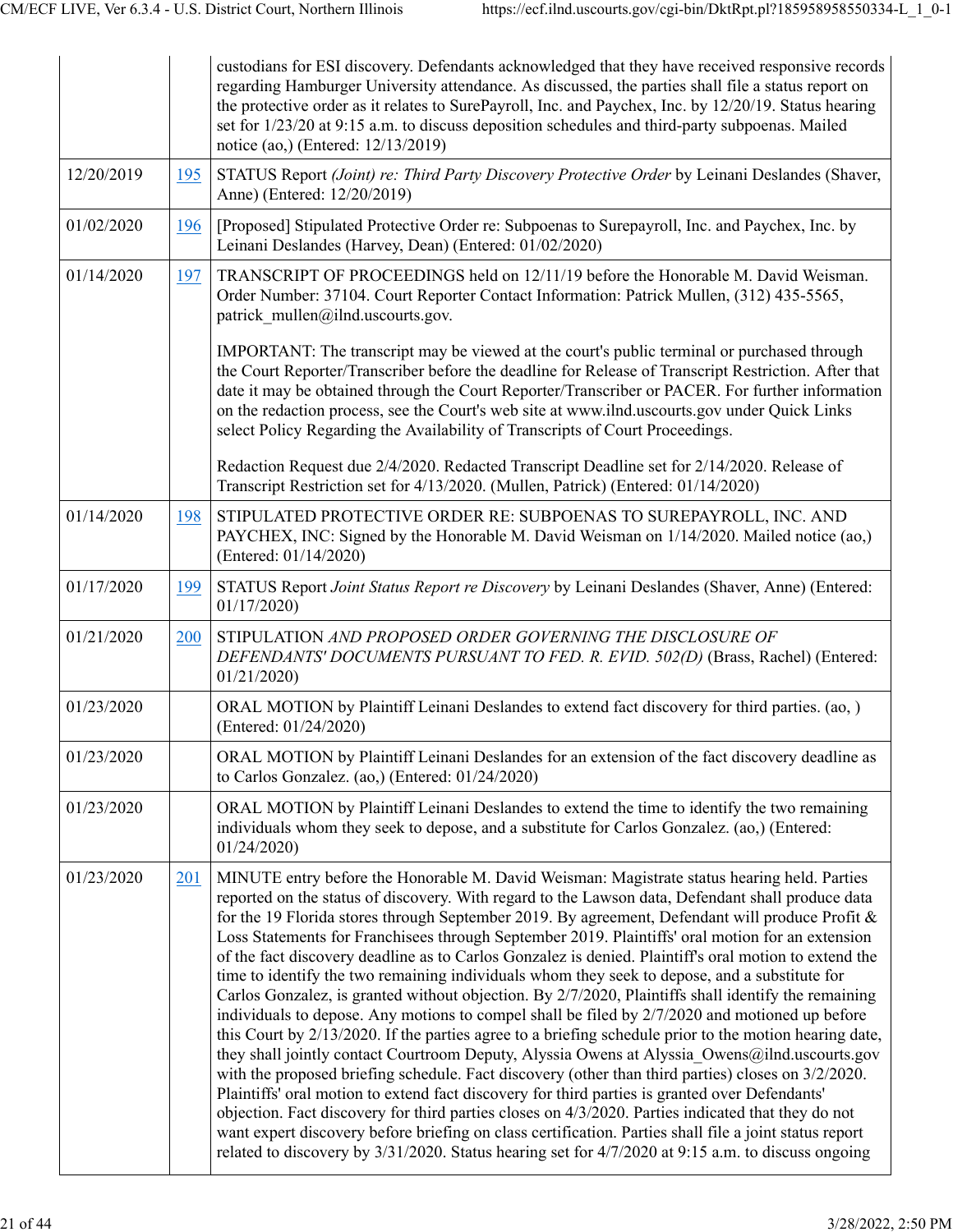| | | |
|---|---|---|
| | | custodians for ESI discovery. Defendants acknowledged that they have received responsive records regarding Hamburger University attendance. As discussed, the parties shall file a status report on the protective order as it relates to SurePayroll, Inc. and Paychex, Inc. by 12/20/19. Status hearing set for 1/23/20 at 9:15 a.m. to discuss deposition schedules and third-party subpoenas. Mailed notice (ao,) (Entered: 12/13/2019) |
| 12/20/2019 | 195 | STATUS Report *(Joint) re: Third Party Discovery Protective Order* by Leinani Deslandes (Shaver, Anne) (Entered: 12/20/2019) |
| 01/02/2020 | 196 | [Proposed] Stipulated Protective Order re: Subpoenas to Surepayroll, Inc. and Paychex, Inc. by Leinani Deslandes (Harvey, Dean) (Entered: 01/02/2020) |
| 01/14/2020 | 197 | TRANSCRIPT OF PROCEEDINGS held on 12/11/19 before the Honorable M. David Weisman. Order Number: 37104. Court Reporter Contact Information: Patrick Mullen, (312) 435-5565, patrick_mullen@ilnd.uscourts.gov.<br><br>IMPORTANT: The transcript may be viewed at the court's public terminal or purchased through the Court Reporter/Transcriber before the deadline for Release of Transcript Restriction. After that date it may be obtained through the Court Reporter/Transcriber or PACER. For further information on the redaction process, see the Court's web site at www.ilnd.uscourts.gov under Quick Links select Policy Regarding the Availability of Transcripts of Court Proceedings.<br><br>Redaction Request due 2/4/2020. Redacted Transcript Deadline set for 2/14/2020. Release of Transcript Restriction set for 4/13/2020. (Mullen, Patrick) (Entered: 01/14/2020) |
| 01/14/2020 | 198 | STIPULATED PROTECTIVE ORDER RE: SUBPOENAS TO SUREPAYROLL, INC. AND PAYCHEX, INC: Signed by the Honorable M. David Weisman on 1/14/2020. Mailed notice (ao,) (Entered: 01/14/2020) |
| 01/17/2020 | 199 | STATUS Report *Joint Status Report re Discovery* by Leinani Deslandes (Shaver, Anne) (Entered: 01/17/2020) |
| 01/21/2020 | 200 | STIPULATION *AND PROPOSED ORDER GOVERNING THE DISCLOSURE OF DEFENDANTS' DOCUMENTS PURSUANT TO FED. R. EVID. 502(D)* (Brass, Rachel) (Entered: 01/21/2020) |
| 01/23/2020 | | ORAL MOTION by Plaintiff Leinani Deslandes to extend fact discovery for third parties. (ao, ) (Entered: 01/24/2020) |
| 01/23/2020 | | ORAL MOTION by Plaintiff Leinani Deslandes for an extension of the fact discovery deadline as to Carlos Gonzalez. (ao,) (Entered: 01/24/2020) |
| 01/23/2020 | | ORAL MOTION by Plaintiff Leinani Deslandes to extend the time to identify the two remaining individuals whom they seek to depose, and a substitute for Carlos Gonzalez. (ao,) (Entered: 01/24/2020) |
| 01/23/2020 | 201 | MINUTE entry before the Honorable M. David Weisman: Magistrate status hearing held. Parties reported on the status of discovery. With regard to the Lawson data, Defendant shall produce data for the 19 Florida stores through September 2019. By agreement, Defendant will produce Profit & Loss Statements for Franchisees through September 2019. Plaintiffs' oral motion for an extension of the fact discovery deadline as to Carlos Gonzalez is denied. Plaintiff's oral motion to extend the time to identify the two remaining individuals whom they seek to depose, and a substitute for Carlos Gonzalez, is granted without objection. By 2/7/2020, Plaintiffs shall identify the remaining individuals to depose. Any motions to compel shall be filed by 2/7/2020 and motioned up before this Court by 2/13/2020. If the parties agree to a briefing schedule prior to the motion hearing date, they shall jointly contact Courtroom Deputy, Alyssia Owens at Alyssia_Owens@ilnd.uscourts.gov with the proposed briefing schedule. Fact discovery (other than third parties) closes on 3/2/2020. Plaintiffs' oral motion to extend fact discovery for third parties is granted over Defendants' objection. Fact discovery for third parties closes on 4/3/2020. Parties indicated that they do not want expert discovery before briefing on class certification. Parties shall file a joint status report related to discovery by 3/31/2020. Status hearing set for 4/7/2020 at 9:15 a.m. to discuss ongoing |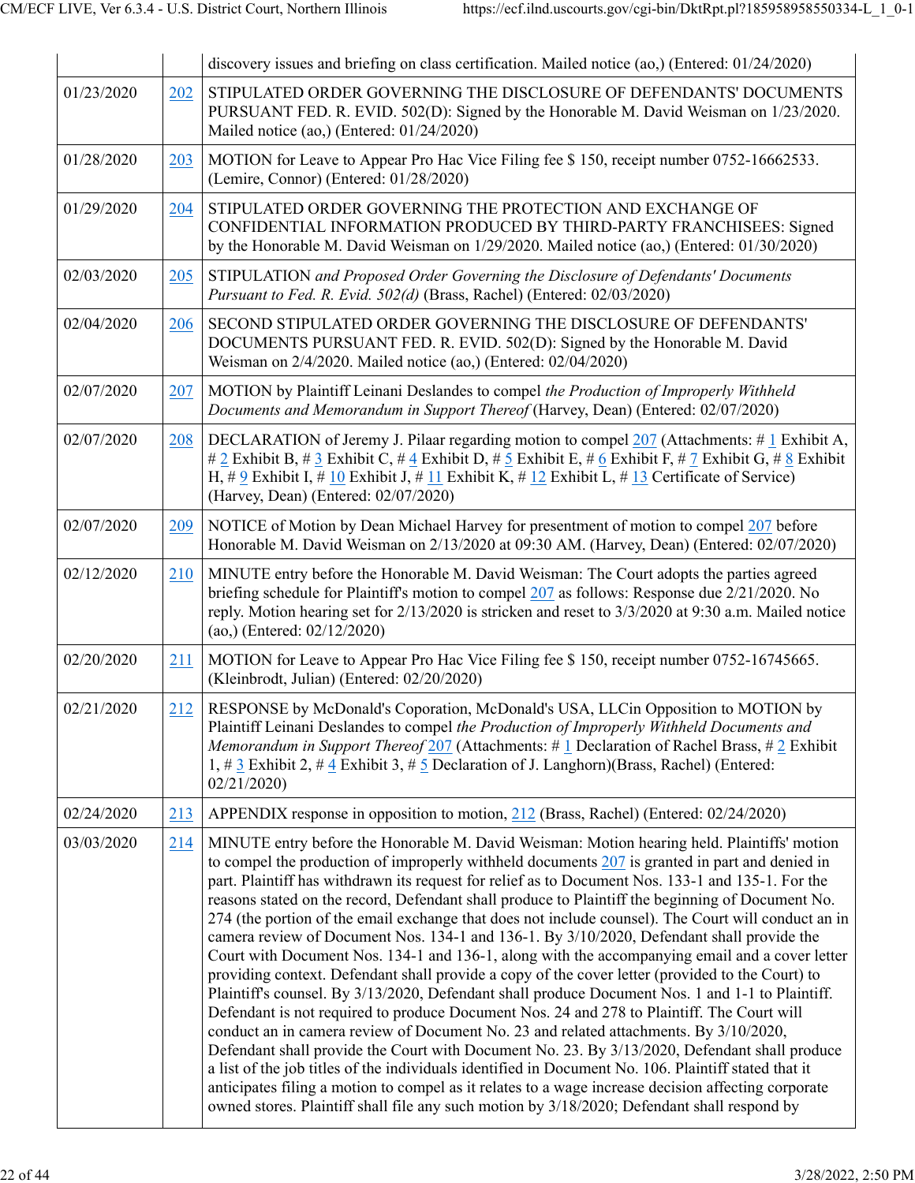| | | discovery issues and briefing on class certification. Mailed notice (ao,) (Entered: 01/24/2020) |
|---|---|---|
| 01/23/2020 | 202 | STIPULATED ORDER GOVERNING THE DISCLOSURE OF DEFENDANTS' DOCUMENTS PURSUANT FED. R. EVID. 502(D): Signed by the Honorable M. David Weisman on 1/23/2020. Mailed notice (ao,) (Entered: 01/24/2020) |
| 01/28/2020 | 203 | MOTION for Leave to Appear Pro Hac Vice Filing fee $ 150, receipt number 0752-16662533. (Lemire, Connor) (Entered: 01/28/2020) |
| 01/29/2020 | 204 | STIPULATED ORDER GOVERNING THE PROTECTION AND EXCHANGE OF CONFIDENTIAL INFORMATION PRODUCED BY THIRD-PARTY FRANCHISEES: Signed by the Honorable M. David Weisman on 1/29/2020. Mailed notice (ao,) (Entered: 01/30/2020) |
| 02/03/2020 | 205 | STIPULATION *and Proposed Order Governing the Disclosure of Defendants' Documents Pursuant to Fed. R. Evid. 502(d)* (Brass, Rachel) (Entered: 02/03/2020) |
| 02/04/2020 | 206 | SECOND STIPULATED ORDER GOVERNING THE DISCLOSURE OF DEFENDANTS' DOCUMENTS PURSUANT FED. R. EVID. 502(D): Signed by the Honorable M. David Weisman on 2/4/2020. Mailed notice (ao,) (Entered: 02/04/2020) |
| 02/07/2020 | 207 | MOTION by Plaintiff Leinani Deslandes to compel *the Production of Improperly Withheld Documents and Memorandum in Support Thereof* (Harvey, Dean) (Entered: 02/07/2020) |
| 02/07/2020 | 208 | DECLARATION of Jeremy J. Pilaar regarding motion to compel 207 (Attachments: # 1 Exhibit A, # 2 Exhibit B, # 3 Exhibit C, # 4 Exhibit D, # 5 Exhibit E, # 6 Exhibit F, # 7 Exhibit G, # 8 Exhibit H, # 9 Exhibit I, # 10 Exhibit J, # 11 Exhibit K, # 12 Exhibit L, # 13 Certificate of Service)(Harvey, Dean) (Entered: 02/07/2020) |
| 02/07/2020 | 209 | NOTICE of Motion by Dean Michael Harvey for presentment of motion to compel 207 before Honorable M. David Weisman on 2/13/2020 at 09:30 AM. (Harvey, Dean) (Entered: 02/07/2020) |
| 02/12/2020 | 210 | MINUTE entry before the Honorable M. David Weisman: The Court adopts the parties agreed briefing schedule for Plaintiff's motion to compel 207 as follows: Response due 2/21/2020. No reply. Motion hearing set for 2/13/2020 is stricken and reset to 3/3/2020 at 9:30 a.m. Mailed notice (ao,) (Entered: 02/12/2020) |
| 02/20/2020 | 211 | MOTION for Leave to Appear Pro Hac Vice Filing fee $ 150, receipt number 0752-16745665. (Kleinbrodt, Julian) (Entered: 02/20/2020) |
| 02/21/2020 | 212 | RESPONSE by McDonald's Coporation, McDonald's USA, LLCin Opposition to MOTION by Plaintiff Leinani Deslandes to compel *the Production of Improperly Withheld Documents and Memorandum in Support Thereof* 207 (Attachments: # 1 Declaration of Rachel Brass, # 2 Exhibit 1, # 3 Exhibit 2, # 4 Exhibit 3, # 5 Declaration of J. Langhorn)(Brass, Rachel) (Entered: 02/21/2020) |
| 02/24/2020 | 213 | APPENDIX response in opposition to motion, 212 (Brass, Rachel) (Entered: 02/24/2020) |
| 03/03/2020 | 214 | MINUTE entry before the Honorable M. David Weisman: Motion hearing held. Plaintiffs' motion to compel the production of improperly withheld documents 207 is granted in part and denied in part. Plaintiff has withdrawn its request for relief as to Document Nos. 133-1 and 135-1. For the reasons stated on the record, Defendant shall produce to Plaintiff the beginning of Document No. 274 (the portion of the email exchange that does not include counsel). The Court will conduct an in camera review of Document Nos. 134-1 and 136-1. By 3/10/2020, Defendant shall provide the Court with Document Nos. 134-1 and 136-1, along with the accompanying email and a cover letter providing context. Defendant shall provide a copy of the cover letter (provided to the Court) to Plaintiff's counsel. By 3/13/2020, Defendant shall produce Document Nos. 1 and 1-1 to Plaintiff. Defendant is not required to produce Document Nos. 24 and 278 to Plaintiff. The Court will conduct an in camera review of Document No. 23 and related attachments. By 3/10/2020, Defendant shall provide the Court with Document No. 23. By 3/13/2020, Defendant shall produce a list of the job titles of the individuals identified in Document No. 106. Plaintiff stated that it anticipates filing a motion to compel as it relates to a wage increase decision affecting corporate owned stores. Plaintiff shall file any such motion by 3/18/2020; Defendant shall respond by |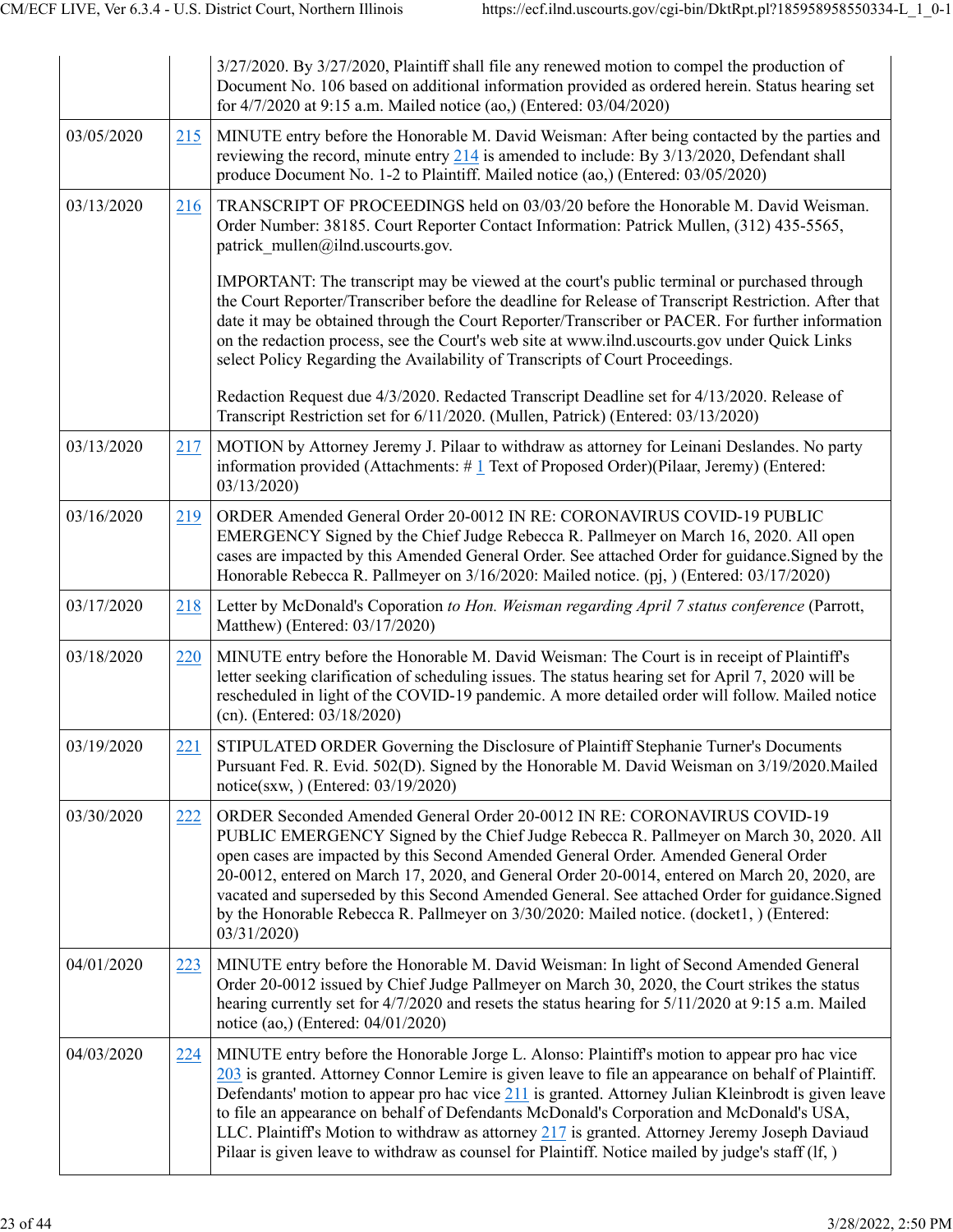| | | |
|---|---|---|
| | | 3/27/2020. By 3/27/2020, Plaintiff shall file any renewed motion to compel the production of Document No. 106 based on additional information provided as ordered herein. Status hearing set for 4/7/2020 at 9:15 a.m. Mailed notice (ao,) (Entered: 03/04/2020) |
| 03/05/2020 | 215 | MINUTE entry before the Honorable M. David Weisman: After being contacted by the parties and reviewing the record, minute entry 214 is amended to include: By 3/13/2020, Defendant shall produce Document No. 1-2 to Plaintiff. Mailed notice (ao,) (Entered: 03/05/2020) |
| 03/13/2020 | 216 | TRANSCRIPT OF PROCEEDINGS held on 03/03/20 before the Honorable M. David Weisman. Order Number: 38185. Court Reporter Contact Information: Patrick Mullen, (312) 435-5565, patrick_mullen@ilnd.uscourts.gov.<br><br>IMPORTANT: The transcript may be viewed at the court's public terminal or purchased through the Court Reporter/Transcriber before the deadline for Release of Transcript Restriction. After that date it may be obtained through the Court Reporter/Transcriber or PACER. For further information on the redaction process, see the Court's web site at www.ilnd.uscourts.gov under Quick Links select Policy Regarding the Availability of Transcripts of Court Proceedings.<br><br>Redaction Request due 4/3/2020. Redacted Transcript Deadline set for 4/13/2020. Release of Transcript Restriction set for 6/11/2020. (Mullen, Patrick) (Entered: 03/13/2020) |
| 03/13/2020 | 217 | MOTION by Attorney Jeremy J. Pilaar to withdraw as attorney for Leinani Deslandes. No party information provided (Attachments: # 1 Text of Proposed Order)(Pilaar, Jeremy) (Entered: 03/13/2020) |
| 03/16/2020 | 219 | ORDER Amended General Order 20-0012 IN RE: CORONAVIRUS COVID-19 PUBLIC EMERGENCY Signed by the Chief Judge Rebecca R. Pallmeyer on March 16, 2020. All open cases are impacted by this Amended General Order. See attached Order for guidance.Signed by the Honorable Rebecca R. Pallmeyer on 3/16/2020: Mailed notice. (pj, ) (Entered: 03/17/2020) |
| 03/17/2020 | 218 | Letter by McDonald's Coporation *to Hon. Weisman regarding April 7 status conference* (Parrott, Matthew) (Entered: 03/17/2020) |
| 03/18/2020 | 220 | MINUTE entry before the Honorable M. David Weisman: The Court is in receipt of Plaintiff's letter seeking clarification of scheduling issues. The status hearing set for April 7, 2020 will be rescheduled in light of the COVID-19 pandemic. A more detailed order will follow. Mailed notice (cn). (Entered: 03/18/2020) |
| 03/19/2020 | 221 | STIPULATED ORDER Governing the Disclosure of Plaintiff Stephanie Turner's Documents Pursuant Fed. R. Evid. 502(D). Signed by the Honorable M. David Weisman on 3/19/2020.Mailed notice(sxw, ) (Entered: 03/19/2020) |
| 03/30/2020 | 222 | ORDER Seconded Amended General Order 20-0012 IN RE: CORONAVIRUS COVID-19 PUBLIC EMERGENCY Signed by the Chief Judge Rebecca R. Pallmeyer on March 30, 2020. All open cases are impacted by this Second Amended General Order. Amended General Order 20-0012, entered on March 17, 2020, and General Order 20-0014, entered on March 20, 2020, are vacated and superseded by this Second Amended General. See attached Order for guidance.Signed by the Honorable Rebecca R. Pallmeyer on 3/30/2020: Mailed notice. (docket1, ) (Entered: 03/31/2020) |
| 04/01/2020 | 223 | MINUTE entry before the Honorable M. David Weisman: In light of Second Amended General Order 20-0012 issued by Chief Judge Pallmeyer on March 30, 2020, the Court strikes the status hearing currently set for 4/7/2020 and resets the status hearing for 5/11/2020 at 9:15 a.m. Mailed notice (ao,) (Entered: 04/01/2020) |
| 04/03/2020 | 224 | MINUTE entry before the Honorable Jorge L. Alonso: Plaintiff's motion to appear pro hac vice 203 is granted. Attorney Connor Lemire is given leave to file an appearance on behalf of Plaintiff. Defendants' motion to appear pro hac vice 211 is granted. Attorney Julian Kleinbrodt is given leave to file an appearance on behalf of Defendants McDonald's Corporation and McDonald's USA, LLC. Plaintiff's Motion to withdraw as attorney 217 is granted. Attorney Jeremy Joseph Daviaud Pilaar is given leave to withdraw as counsel for Plaintiff. Notice mailed by judge's staff (lf, ) |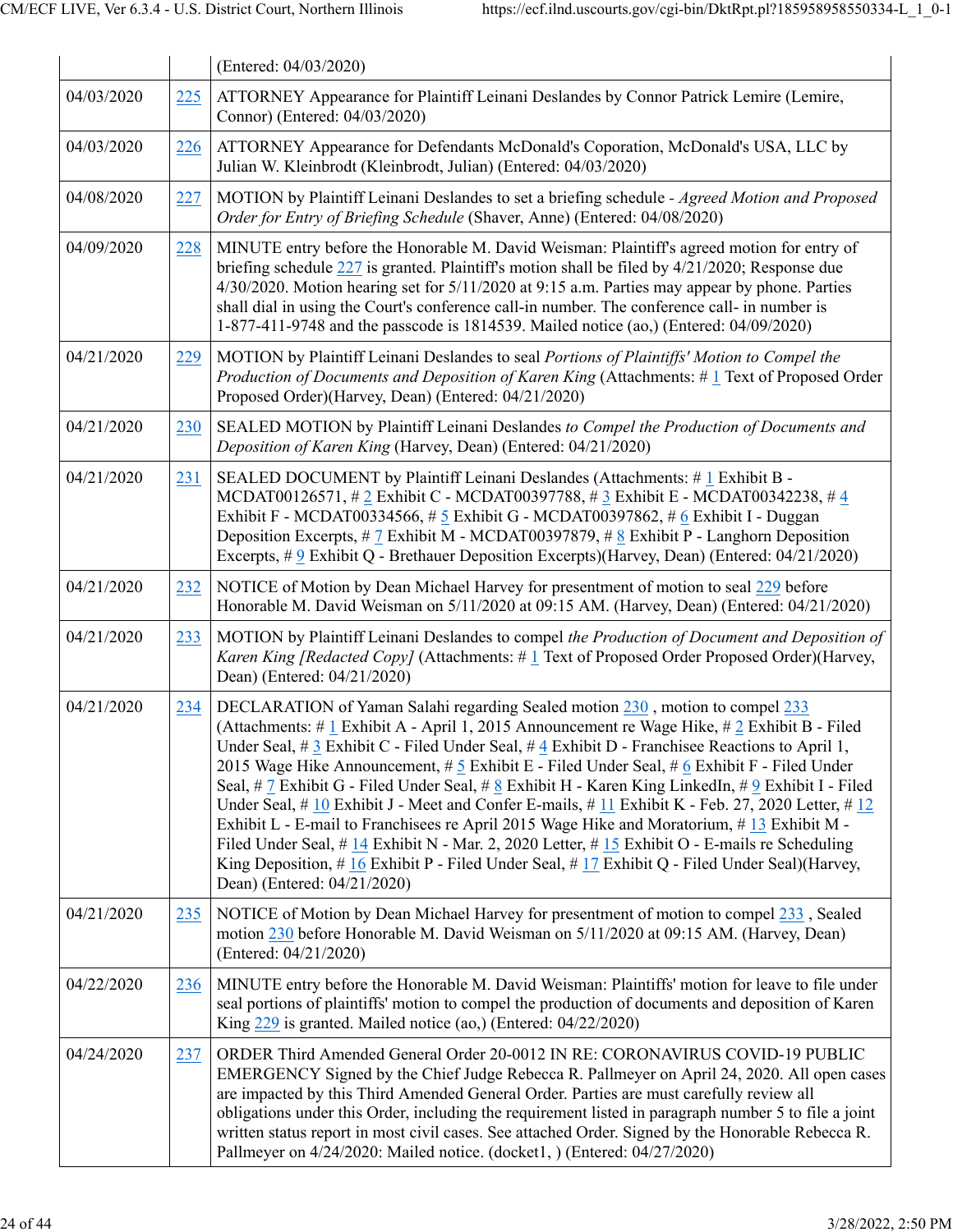| | | |
|---|---|---|
| | | (Entered: 04/03/2020) |
| 04/03/2020 | 225 | ATTORNEY Appearance for Plaintiff Leinani Deslandes by Connor Patrick Lemire (Lemire, Connor) (Entered: 04/03/2020) |
| 04/03/2020 | 226 | ATTORNEY Appearance for Defendants McDonald's Coporation, McDonald's USA, LLC by Julian W. Kleinbrodt (Kleinbrodt, Julian) (Entered: 04/03/2020) |
| 04/08/2020 | 227 | MOTION by Plaintiff Leinani Deslandes to set a briefing schedule - *Agreed Motion and Proposed Order for Entry of Briefing Schedule* (Shaver, Anne) (Entered: 04/08/2020) |
| 04/09/2020 | 228 | MINUTE entry before the Honorable M. David Weisman: Plaintiff's agreed motion for entry of briefing schedule 227 is granted. Plaintiff's motion shall be filed by 4/21/2020; Response due 4/30/2020. Motion hearing set for 5/11/2020 at 9:15 a.m. Parties may appear by phone. Parties shall dial in using the Court's conference call-in number. The conference call- in number is 1-877-411-9748 and the passcode is 1814539. Mailed notice (ao,) (Entered: 04/09/2020) |
| 04/21/2020 | 229 | MOTION by Plaintiff Leinani Deslandes to seal *Portions of Plaintiffs' Motion to Compel the Production of Documents and Deposition of Karen King* (Attachments: # 1 Text of Proposed Order Proposed Order)(Harvey, Dean) (Entered: 04/21/2020) |
| 04/21/2020 | 230 | SEALED MOTION by Plaintiff Leinani Deslandes *to Compel the Production of Documents and Deposition of Karen King* (Harvey, Dean) (Entered: 04/21/2020) |
| 04/21/2020 | 231 | SEALED DOCUMENT by Plaintiff Leinani Deslandes (Attachments: # 1 Exhibit B - MCDAT00126571, # 2 Exhibit C - MCDAT00397788, # 3 Exhibit E - MCDAT00342238, # 4 Exhibit F - MCDAT00334566, # 5 Exhibit G - MCDAT00397862, # 6 Exhibit I - Duggan Deposition Excerpts, # 7 Exhibit M - MCDAT00397879, # 8 Exhibit P - Langhorn Deposition Excerpts, # 9 Exhibit Q - Brethauer Deposition Excerpts)(Harvey, Dean) (Entered: 04/21/2020) |
| 04/21/2020 | 232 | NOTICE of Motion by Dean Michael Harvey for presentment of motion to seal 229 before Honorable M. David Weisman on 5/11/2020 at 09:15 AM. (Harvey, Dean) (Entered: 04/21/2020) |
| 04/21/2020 | 233 | MOTION by Plaintiff Leinani Deslandes to compel *the Production of Document and Deposition of Karen King [Redacted Copy]* (Attachments: # 1 Text of Proposed Order Proposed Order)(Harvey, Dean) (Entered: 04/21/2020) |
| 04/21/2020 | 234 | DECLARATION of Yaman Salahi regarding Sealed motion 230 , motion to compel 233 (Attachments: # 1 Exhibit A - April 1, 2015 Announcement re Wage Hike, # 2 Exhibit B - Filed Under Seal, # 3 Exhibit C - Filed Under Seal, # 4 Exhibit D - Franchisee Reactions to April 1, 2015 Wage Hike Announcement, # 5 Exhibit E - Filed Under Seal, # 6 Exhibit F - Filed Under Seal, # 7 Exhibit G - Filed Under Seal, # 8 Exhibit H - Karen King LinkedIn, # 9 Exhibit I - Filed Under Seal, # 10 Exhibit J - Meet and Confer E-mails, # 11 Exhibit K - Feb. 27, 2020 Letter, # 12 Exhibit L - E-mail to Franchisees re April 2015 Wage Hike and Moratorium, # 13 Exhibit M - Filed Under Seal, # 14 Exhibit N - Mar. 2, 2020 Letter, # 15 Exhibit O - E-mails re Scheduling King Deposition, # 16 Exhibit P - Filed Under Seal, # 17 Exhibit Q - Filed Under Seal)(Harvey, Dean) (Entered: 04/21/2020) |
| 04/21/2020 | 235 | NOTICE of Motion by Dean Michael Harvey for presentment of motion to compel 233 , Sealed motion 230 before Honorable M. David Weisman on 5/11/2020 at 09:15 AM. (Harvey, Dean) (Entered: 04/21/2020) |
| 04/22/2020 | 236 | MINUTE entry before the Honorable M. David Weisman: Plaintiffs' motion for leave to file under seal portions of plaintiffs' motion to compel the production of documents and deposition of Karen King 229 is granted. Mailed notice (ao,) (Entered: 04/22/2020) |
| 04/24/2020 | 237 | ORDER Third Amended General Order 20-0012 IN RE: CORONAVIRUS COVID-19 PUBLIC EMERGENCY Signed by the Chief Judge Rebecca R. Pallmeyer on April 24, 2020. All open cases are impacted by this Third Amended General Order. Parties are must carefully review all obligations under this Order, including the requirement listed in paragraph number 5 to file a joint written status report in most civil cases. See attached Order. Signed by the Honorable Rebecca R. Pallmeyer on 4/24/2020: Mailed notice. (docket1, ) (Entered: 04/27/2020) |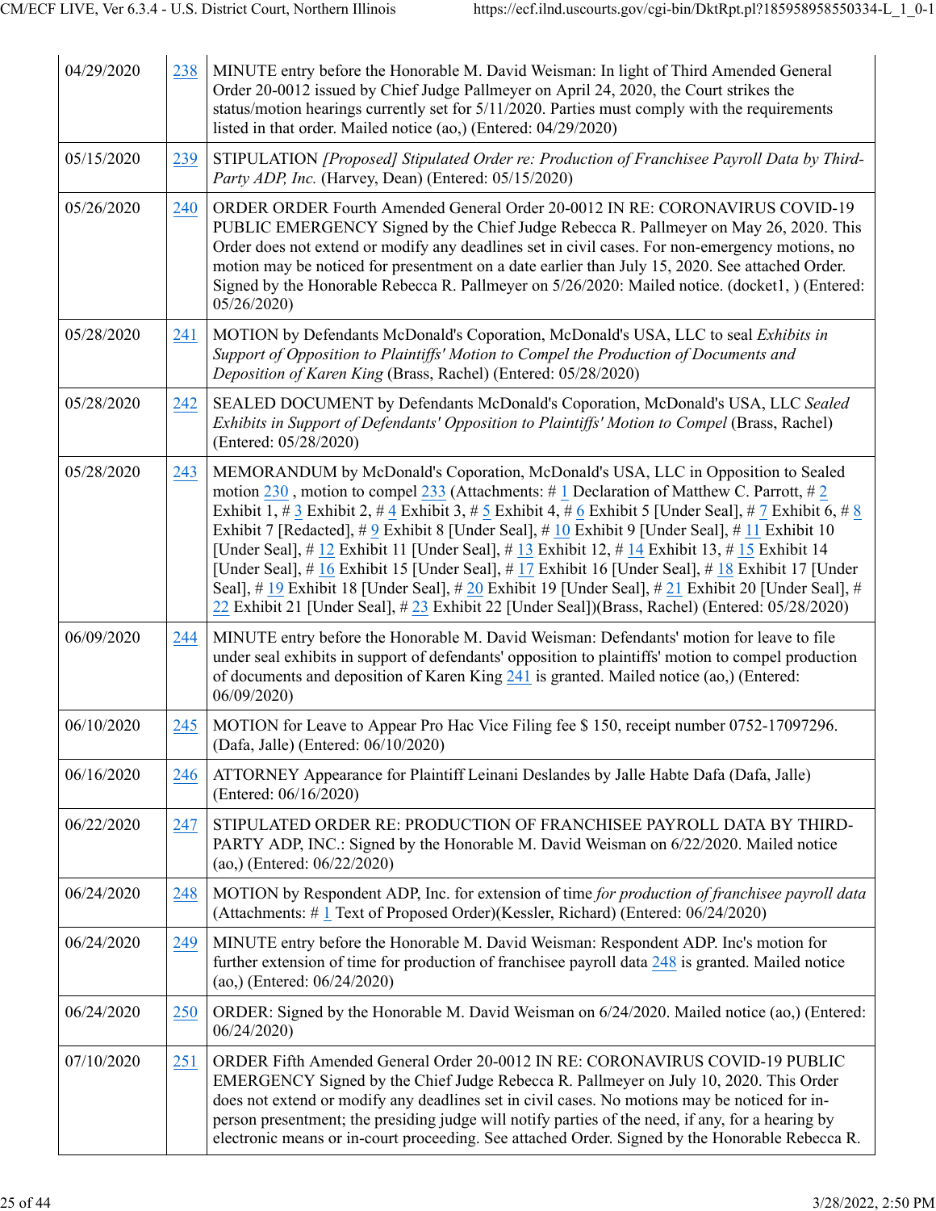| | | |
|---|---|---|
| 04/29/2020 | 238 | MINUTE entry before the Honorable M. David Weisman: In light of Third Amended General Order 20-0012 issued by Chief Judge Pallmeyer on April 24, 2020, the Court strikes the status/motion hearings currently set for 5/11/2020. Parties must comply with the requirements listed in that order. Mailed notice (ao,) (Entered: 04/29/2020) |
| 05/15/2020 | 239 | STIPULATION *[Proposed] Stipulated Order re: Production of Franchisee Payroll Data by Third-Party ADP, Inc.* (Harvey, Dean) (Entered: 05/15/2020) |
| 05/26/2020 | 240 | ORDER ORDER Fourth Amended General Order 20-0012 IN RE: CORONAVIRUS COVID-19 PUBLIC EMERGENCY Signed by the Chief Judge Rebecca R. Pallmeyer on May 26, 2020. This Order does not extend or modify any deadlines set in civil cases. For non-emergency motions, no motion may be noticed for presentment on a date earlier than July 15, 2020. See attached Order. Signed by the Honorable Rebecca R. Pallmeyer on 5/26/2020: Mailed notice. (docket1, ) (Entered: 05/26/2020) |
| 05/28/2020 | 241 | MOTION by Defendants McDonald's Coporation, McDonald's USA, LLC to seal *Exhibits in Support of Opposition to Plaintiffs' Motion to Compel the Production of Documents and Deposition of Karen King* (Brass, Rachel) (Entered: 05/28/2020) |
| 05/28/2020 | 242 | SEALED DOCUMENT by Defendants McDonald's Coporation, McDonald's USA, LLC *Sealed Exhibits in Support of Defendants' Opposition to Plaintiffs' Motion to Compel* (Brass, Rachel) (Entered: 05/28/2020) |
| 05/28/2020 | 243 | MEMORANDUM by McDonald's Coporation, McDonald's USA, LLC in Opposition to Sealed motion 230 , motion to compel 233 (Attachments: # 1 Declaration of Matthew C. Parrott, # 2 Exhibit 1, # 3 Exhibit 2, # 4 Exhibit 3, # 5 Exhibit 4, # 6 Exhibit 5 [Under Seal], # 7 Exhibit 6, # 8 Exhibit 7 [Redacted], # 9 Exhibit 8 [Under Seal], # 10 Exhibit 9 [Under Seal], # 11 Exhibit 10 [Under Seal], # 12 Exhibit 11 [Under Seal], # 13 Exhibit 12, # 14 Exhibit 13, # 15 Exhibit 14 [Under Seal], # 16 Exhibit 15 [Under Seal], # 17 Exhibit 16 [Under Seal], # 18 Exhibit 17 [Under Seal], # 19 Exhibit 18 [Under Seal], # 20 Exhibit 19 [Under Seal], # 21 Exhibit 20 [Under Seal], # 22 Exhibit 21 [Under Seal], # 23 Exhibit 22 [Under Seal])(Brass, Rachel) (Entered: 05/28/2020) |
| 06/09/2020 | 244 | MINUTE entry before the Honorable M. David Weisman: Defendants' motion for leave to file under seal exhibits in support of defendants' opposition to plaintiffs' motion to compel production of documents and deposition of Karen King 241 is granted. Mailed notice (ao,) (Entered: 06/09/2020) |
| 06/10/2020 | 245 | MOTION for Leave to Appear Pro Hac Vice Filing fee $ 150, receipt number 0752-17097296. (Dafa, Jalle) (Entered: 06/10/2020) |
| 06/16/2020 | 246 | ATTORNEY Appearance for Plaintiff Leinani Deslandes by Jalle Habte Dafa (Dafa, Jalle) (Entered: 06/16/2020) |
| 06/22/2020 | 247 | STIPULATED ORDER RE: PRODUCTION OF FRANCHISEE PAYROLL DATA BY THIRD-PARTY ADP, INC.: Signed by the Honorable M. David Weisman on 6/22/2020. Mailed notice (ao,) (Entered: 06/22/2020) |
| 06/24/2020 | 248 | MOTION by Respondent ADP, Inc. for extension of time *for production of franchisee payroll data* (Attachments: # 1 Text of Proposed Order)(Kessler, Richard) (Entered: 06/24/2020) |
| 06/24/2020 | 249 | MINUTE entry before the Honorable M. David Weisman: Respondent ADP. Inc's motion for further extension of time for production of franchisee payroll data 248 is granted. Mailed notice (ao,) (Entered: 06/24/2020) |
| 06/24/2020 | 250 | ORDER: Signed by the Honorable M. David Weisman on 6/24/2020. Mailed notice (ao,) (Entered: 06/24/2020) |
| 07/10/2020 | 251 | ORDER Fifth Amended General Order 20-0012 IN RE: CORONAVIRUS COVID-19 PUBLIC EMERGENCY Signed by the Chief Judge Rebecca R. Pallmeyer on July 10, 2020. This Order does not extend or modify any deadlines set in civil cases. No motions may be noticed for in-person presentment; the presiding judge will notify parties of the need, if any, for a hearing by electronic means or in-court proceeding. See attached Order. Signed by the Honorable Rebecca R. |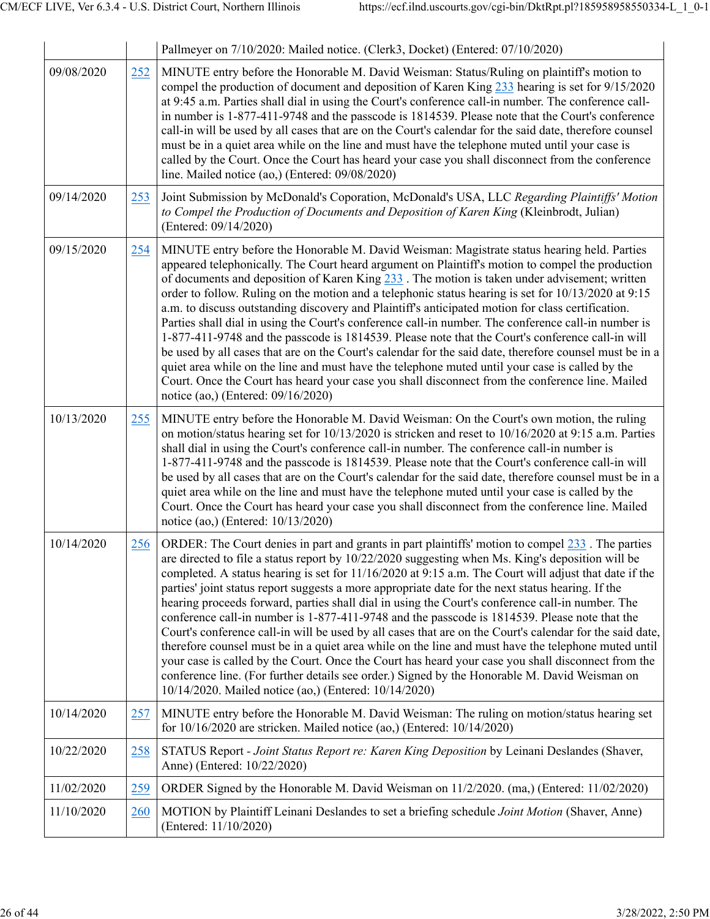| | | |
|---|---|---|
| | | Pallmeyer on 7/10/2020: Mailed notice. (Clerk3, Docket) (Entered: 07/10/2020) |
| 09/08/2020 | 252 | MINUTE entry before the Honorable M. David Weisman: Status/Ruling on plaintiff's motion to compel the production of document and deposition of Karen King 233 hearing is set for 9/15/2020 at 9:45 a.m. Parties shall dial in using the Court's conference call-in number. The conference call-in number is 1-877-411-9748 and the passcode is 1814539. Please note that the Court's conference call-in will be used by all cases that are on the Court's calendar for the said date, therefore counsel must be in a quiet area while on the line and must have the telephone muted until your case is called by the Court. Once the Court has heard your case you shall disconnect from the conference line. Mailed notice (ao,) (Entered: 09/08/2020) |
| 09/14/2020 | 253 | Joint Submission by McDonald's Coporation, McDonald's USA, LLC *Regarding Plaintiffs' Motion to Compel the Production of Documents and Deposition of Karen King* (Kleinbrodt, Julian) (Entered: 09/14/2020) |
| 09/15/2020 | 254 | MINUTE entry before the Honorable M. David Weisman: Magistrate status hearing held. Parties appeared telephonically. The Court heard argument on Plaintiff's motion to compel the production of documents and deposition of Karen King 233 . The motion is taken under advisement; written order to follow. Ruling on the motion and a telephonic status hearing is set for 10/13/2020 at 9:15 a.m. to discuss outstanding discovery and Plaintiff's anticipated motion for class certification. Parties shall dial in using the Court's conference call-in number. The conference call-in number is 1-877-411-9748 and the passcode is 1814539. Please note that the Court's conference call-in will be used by all cases that are on the Court's calendar for the said date, therefore counsel must be in a quiet area while on the line and must have the telephone muted until your case is called by the Court. Once the Court has heard your case you shall disconnect from the conference line. Mailed notice (ao,) (Entered: 09/16/2020) |
| 10/13/2020 | 255 | MINUTE entry before the Honorable M. David Weisman: On the Court's own motion, the ruling on motion/status hearing set for 10/13/2020 is stricken and reset to 10/16/2020 at 9:15 a.m. Parties shall dial in using the Court's conference call-in number. The conference call-in number is 1-877-411-9748 and the passcode is 1814539. Please note that the Court's conference call-in will be used by all cases that are on the Court's calendar for the said date, therefore counsel must be in a quiet area while on the line and must have the telephone muted until your case is called by the Court. Once the Court has heard your case you shall disconnect from the conference line. Mailed notice (ao,) (Entered: 10/13/2020) |
| 10/14/2020 | 256 | ORDER: The Court denies in part and grants in part plaintiffs' motion to compel 233 . The parties are directed to file a status report by 10/22/2020 suggesting when Ms. King's deposition will be completed. A status hearing is set for 11/16/2020 at 9:15 a.m. The Court will adjust that date if the parties' joint status report suggests a more appropriate date for the next status hearing. If the hearing proceeds forward, parties shall dial in using the Court's conference call-in number. The conference call-in number is 1-877-411-9748 and the passcode is 1814539. Please note that the Court's conference call-in will be used by all cases that are on the Court's calendar for the said date, therefore counsel must be in a quiet area while on the line and must have the telephone muted until your case is called by the Court. Once the Court has heard your case you shall disconnect from the conference line. (For further details see order.) Signed by the Honorable M. David Weisman on 10/14/2020. Mailed notice (ao,) (Entered: 10/14/2020) |
| 10/14/2020 | 257 | MINUTE entry before the Honorable M. David Weisman: The ruling on motion/status hearing set for 10/16/2020 are stricken. Mailed notice (ao,) (Entered: 10/14/2020) |
| 10/22/2020 | 258 | STATUS Report - *Joint Status Report re: Karen King Deposition* by Leinani Deslandes (Shaver, Anne) (Entered: 10/22/2020) |
| 11/02/2020 | 259 | ORDER Signed by the Honorable M. David Weisman on 11/2/2020. (ma,) (Entered: 11/02/2020) |
| 11/10/2020 | 260 | MOTION by Plaintiff Leinani Deslandes to set a briefing schedule *Joint Motion* (Shaver, Anne) (Entered: 11/10/2020) |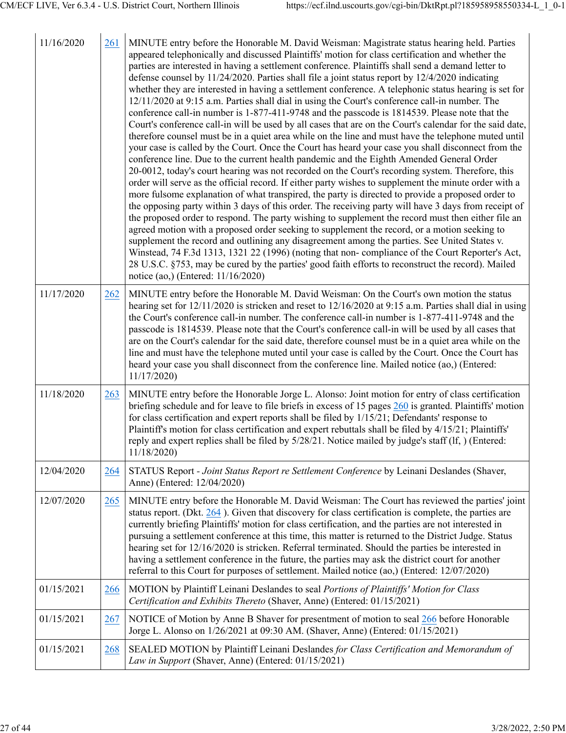| | | |
|---|---|---|
| 11/16/2020 | 261 | MINUTE entry before the Honorable M. David Weisman: Magistrate status hearing held. Parties appeared telephonically and discussed Plaintiffs' motion for class certification and whether the parties are interested in having a settlement conference. Plaintiffs shall send a demand letter to defense counsel by 11/24/2020. Parties shall file a joint status report by 12/4/2020 indicating whether they are interested in having a settlement conference. A telephonic status hearing is set for 12/11/2020 at 9:15 a.m. Parties shall dial in using the Court's conference call-in number. The conference call-in number is 1-877-411-9748 and the passcode is 1814539. Please note that the Court's conference call-in will be used by all cases that are on the Court's calendar for the said date, therefore counsel must be in a quiet area while on the line and must have the telephone muted until your case is called by the Court. Once the Court has heard your case you shall disconnect from the conference line. Due to the current health pandemic and the Eighth Amended General Order 20-0012, today's court hearing was not recorded on the Court's recording system. Therefore, this order will serve as the official record. If either party wishes to supplement the minute order with a more fulsome explanation of what transpired, the party is directed to provide a proposed order to the opposing party within 3 days of this order. The receiving party will have 3 days from receipt of the proposed order to respond. The party wishing to supplement the record must then either file an agreed motion with a proposed order seeking to supplement the record, or a motion seeking to supplement the record and outlining any disagreement among the parties. See United States v. Winstead, 74 F.3d 1313, 1321 22 (1996) (noting that non- compliance of the Court Reporter's Act, 28 U.S.C. §753, may be cured by the parties' good faith efforts to reconstruct the record). Mailed notice (ao,) (Entered: 11/16/2020) |
| 11/17/2020 | 262 | MINUTE entry before the Honorable M. David Weisman: On the Court's own motion the status hearing set for 12/11/2020 is stricken and reset to 12/16/2020 at 9:15 a.m. Parties shall dial in using the Court's conference call-in number. The conference call-in number is 1-877-411-9748 and the passcode is 1814539. Please note that the Court's conference call-in will be used by all cases that are on the Court's calendar for the said date, therefore counsel must be in a quiet area while on the line and must have the telephone muted until your case is called by the Court. Once the Court has heard your case you shall disconnect from the conference line. Mailed notice (ao,) (Entered: 11/17/2020) |
| 11/18/2020 | 263 | MINUTE entry before the Honorable Jorge L. Alonso: Joint motion for entry of class certification briefing schedule and for leave to file briefs in excess of 15 pages 260 is granted. Plaintiffs' motion for class certification and expert reports shall be filed by 1/15/21; Defendants' response to Plaintiff's motion for class certification and expert rebuttals shall be filed by 4/15/21; Plaintiffs' reply and expert replies shall be filed by 5/28/21. Notice mailed by judge's staff (lf, ) (Entered: 11/18/2020) |
| 12/04/2020 | 264 | STATUS Report - *Joint Status Report re Settlement Conference* by Leinani Deslandes (Shaver, Anne) (Entered: 12/04/2020) |
| 12/07/2020 | 265 | MINUTE entry before the Honorable M. David Weisman: The Court has reviewed the parties' joint status report. (Dkt. 264 ). Given that discovery for class certification is complete, the parties are currently briefing Plaintiffs' motion for class certification, and the parties are not interested in pursuing a settlement conference at this time, this matter is returned to the District Judge. Status hearing set for 12/16/2020 is stricken. Referral terminated. Should the parties be interested in having a settlement conference in the future, the parties may ask the district court for another referral to this Court for purposes of settlement. Mailed notice (ao,) (Entered: 12/07/2020) |
| 01/15/2021 | 266 | MOTION by Plaintiff Leinani Deslandes to seal *Portions of Plaintiffs' Motion for Class Certification and Exhibits Thereto* (Shaver, Anne) (Entered: 01/15/2021) |
| 01/15/2021 | 267 | NOTICE of Motion by Anne B Shaver for presentment of motion to seal 266 before Honorable Jorge L. Alonso on 1/26/2021 at 09:30 AM. (Shaver, Anne) (Entered: 01/15/2021) |
| 01/15/2021 | 268 | SEALED MOTION by Plaintiff Leinani Deslandes *for Class Certification and Memorandum of Law in Support* (Shaver, Anne) (Entered: 01/15/2021) |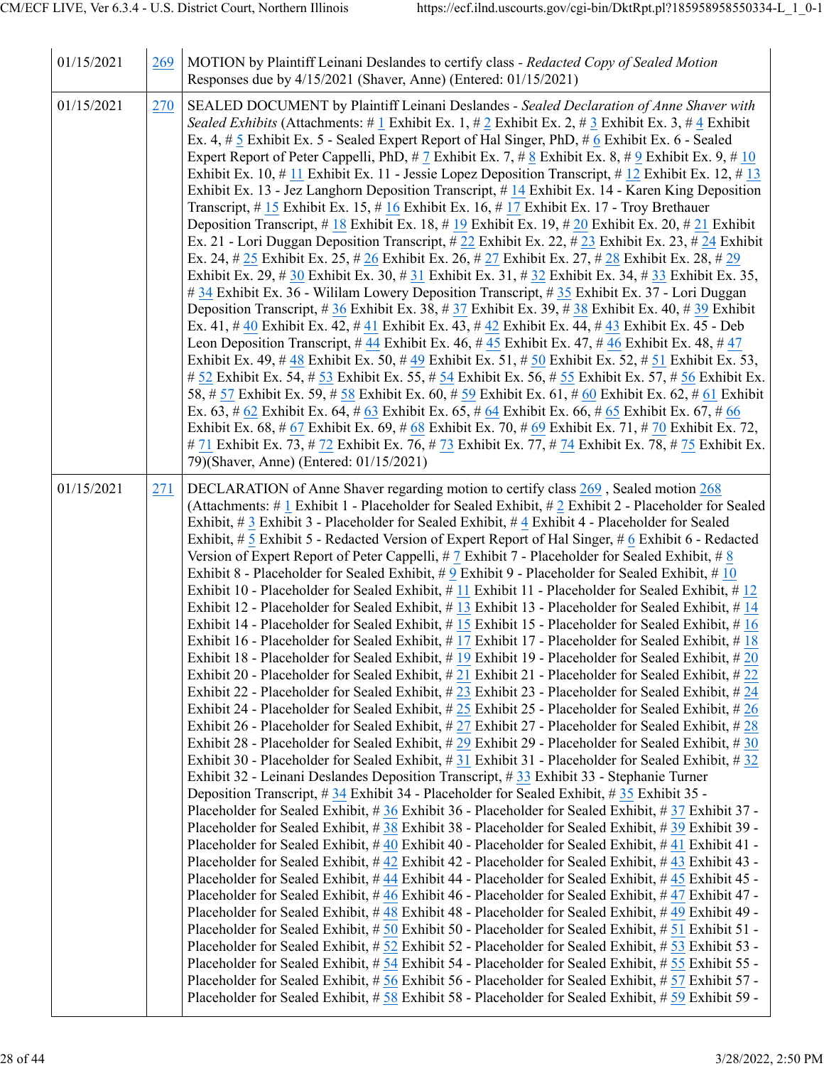| | | |
|---|---|---|
| 01/15/2021 | 269 | MOTION by Plaintiff Leinani Deslandes to certify class - *Redacted Copy of Sealed Motion* Responses due by 4/15/2021 (Shaver, Anne) (Entered: 01/15/2021) |
| 01/15/2021 | 270 | SEALED DOCUMENT by Plaintiff Leinani Deslandes - *Sealed Declaration of Anne Shaver with Sealed Exhibits* (Attachments: # 1 Exhibit Ex. 1, # 2 Exhibit Ex. 2, # 3 Exhibit Ex. 3, # 4 Exhibit Ex. 4, # 5 Exhibit Ex. 5 - Sealed Expert Report of Hal Singer, PhD, # 6 Exhibit Ex. 6 - Sealed Expert Report of Peter Cappelli, PhD, # 7 Exhibit Ex. 7, # 8 Exhibit Ex. 8, # 9 Exhibit Ex. 9, # 10 Exhibit Ex. 10, # 11 Exhibit Ex. 11 - Jessie Lopez Deposition Transcript, # 12 Exhibit Ex. 12, # 13 Exhibit Ex. 13 - Jez Langhorn Deposition Transcript, # 14 Exhibit Ex. 14 - Karen King Deposition Transcript, # 15 Exhibit Ex. 15, # 16 Exhibit Ex. 16, # 17 Exhibit Ex. 17 - Troy Brethauer Deposition Transcript, # 18 Exhibit Ex. 18, # 19 Exhibit Ex. 19, # 20 Exhibit Ex. 20, # 21 Exhibit Ex. 21 - Lori Duggan Deposition Transcript, # 22 Exhibit Ex. 22, # 23 Exhibit Ex. 23, # 24 Exhibit Ex. 24, # 25 Exhibit Ex. 25, # 26 Exhibit Ex. 26, # 27 Exhibit Ex. 27, # 28 Exhibit Ex. 28, # 29 Exhibit Ex. 29, # 30 Exhibit Ex. 30, # 31 Exhibit Ex. 31, # 32 Exhibit Ex. 34, # 33 Exhibit Ex. 35, # 34 Exhibit Ex. 36 - Wililam Lowery Deposition Transcript, # 35 Exhibit Ex. 37 - Lori Duggan Deposition Transcript, # 36 Exhibit Ex. 38, # 37 Exhibit Ex. 39, # 38 Exhibit Ex. 40, # 39 Exhibit Ex. 41, # 40 Exhibit Ex. 42, # 41 Exhibit Ex. 43, # 42 Exhibit Ex. 44, # 43 Exhibit Ex. 45 - Deb Leon Deposition Transcript, # 44 Exhibit Ex. 46, # 45 Exhibit Ex. 47, # 46 Exhibit Ex. 48, # 47 Exhibit Ex. 49, # 48 Exhibit Ex. 50, # 49 Exhibit Ex. 51, # 50 Exhibit Ex. 52, # 51 Exhibit Ex. 53, # 52 Exhibit Ex. 54, # 53 Exhibit Ex. 55, # 54 Exhibit Ex. 56, # 55 Exhibit Ex. 57, # 56 Exhibit Ex. 58, # 57 Exhibit Ex. 59, # 58 Exhibit Ex. 60, # 59 Exhibit Ex. 61, # 60 Exhibit Ex. 62, # 61 Exhibit Ex. 63, # 62 Exhibit Ex. 64, # 63 Exhibit Ex. 65, # 64 Exhibit Ex. 66, # 65 Exhibit Ex. 67, # 66 Exhibit Ex. 68, # 67 Exhibit Ex. 69, # 68 Exhibit Ex. 70, # 69 Exhibit Ex. 71, # 70 Exhibit Ex. 72, # 71 Exhibit Ex. 73, # 72 Exhibit Ex. 76, # 73 Exhibit Ex. 77, # 74 Exhibit Ex. 78, # 75 Exhibit Ex. 79)(Shaver, Anne) (Entered: 01/15/2021) |
| 01/15/2021 | 271 | DECLARATION of Anne Shaver regarding motion to certify class 269 , Sealed motion 268 (Attachments: # 1 Exhibit 1 - Placeholder for Sealed Exhibit, # 2 Exhibit 2 - Placeholder for Sealed Exhibit, # 3 Exhibit 3 - Placeholder for Sealed Exhibit, # 4 Exhibit 4 - Placeholder for Sealed Exhibit, # 5 Exhibit 5 - Redacted Version of Expert Report of Hal Singer, # 6 Exhibit 6 - Redacted Version of Expert Report of Peter Cappelli, # 7 Exhibit 7 - Placeholder for Sealed Exhibit, # 8 Exhibit 8 - Placeholder for Sealed Exhibit, # 9 Exhibit 9 - Placeholder for Sealed Exhibit, # 10 Exhibit 10 - Placeholder for Sealed Exhibit, # 11 Exhibit 11 - Placeholder for Sealed Exhibit, # 12 Exhibit 12 - Placeholder for Sealed Exhibit, # 13 Exhibit 13 - Placeholder for Sealed Exhibit, # 14 Exhibit 14 - Placeholder for Sealed Exhibit, # 15 Exhibit 15 - Placeholder for Sealed Exhibit, # 16 Exhibit 16 - Placeholder for Sealed Exhibit, # 17 Exhibit 17 - Placeholder for Sealed Exhibit, # 18 Exhibit 18 - Placeholder for Sealed Exhibit, # 19 Exhibit 19 - Placeholder for Sealed Exhibit, # 20 Exhibit 20 - Placeholder for Sealed Exhibit, # 21 Exhibit 21 - Placeholder for Sealed Exhibit, # 22 Exhibit 22 - Placeholder for Sealed Exhibit, # 23 Exhibit 23 - Placeholder for Sealed Exhibit, # 24 Exhibit 24 - Placeholder for Sealed Exhibit, # 25 Exhibit 25 - Placeholder for Sealed Exhibit, # 26 Exhibit 26 - Placeholder for Sealed Exhibit, # 27 Exhibit 27 - Placeholder for Sealed Exhibit, # 28 Exhibit 28 - Placeholder for Sealed Exhibit, # 29 Exhibit 29 - Placeholder for Sealed Exhibit, # 30 Exhibit 30 - Placeholder for Sealed Exhibit, # 31 Exhibit 31 - Placeholder for Sealed Exhibit, # 32 Exhibit 32 - Leinani Deslandes Deposition Transcript, # 33 Exhibit 33 - Stephanie Turner Deposition Transcript, # 34 Exhibit 34 - Placeholder for Sealed Exhibit, # 35 Exhibit 35 - Placeholder for Sealed Exhibit, # 36 Exhibit 36 - Placeholder for Sealed Exhibit, # 37 Exhibit 37 - Placeholder for Sealed Exhibit, # 38 Exhibit 38 - Placeholder for Sealed Exhibit, # 39 Exhibit 39 - Placeholder for Sealed Exhibit, # 40 Exhibit 40 - Placeholder for Sealed Exhibit, # 41 Exhibit 41 - Placeholder for Sealed Exhibit, # 42 Exhibit 42 - Placeholder for Sealed Exhibit, # 43 Exhibit 43 - Placeholder for Sealed Exhibit, # 44 Exhibit 44 - Placeholder for Sealed Exhibit, # 45 Exhibit 45 - Placeholder for Sealed Exhibit, # 46 Exhibit 46 - Placeholder for Sealed Exhibit, # 47 Exhibit 47 - Placeholder for Sealed Exhibit, # 48 Exhibit 48 - Placeholder for Sealed Exhibit, # 49 Exhibit 49 - Placeholder for Sealed Exhibit, # 50 Exhibit 50 - Placeholder for Sealed Exhibit, # 51 Exhibit 51 - Placeholder for Sealed Exhibit, # 52 Exhibit 52 - Placeholder for Sealed Exhibit, # 53 Exhibit 53 - Placeholder for Sealed Exhibit, # 54 Exhibit 54 - Placeholder for Sealed Exhibit, # 55 Exhibit 55 - Placeholder for Sealed Exhibit, # 56 Exhibit 56 - Placeholder for Sealed Exhibit, # 57 Exhibit 57 - Placeholder for Sealed Exhibit, # 58 Exhibit 58 - Placeholder for Sealed Exhibit, # 59 Exhibit 59 - |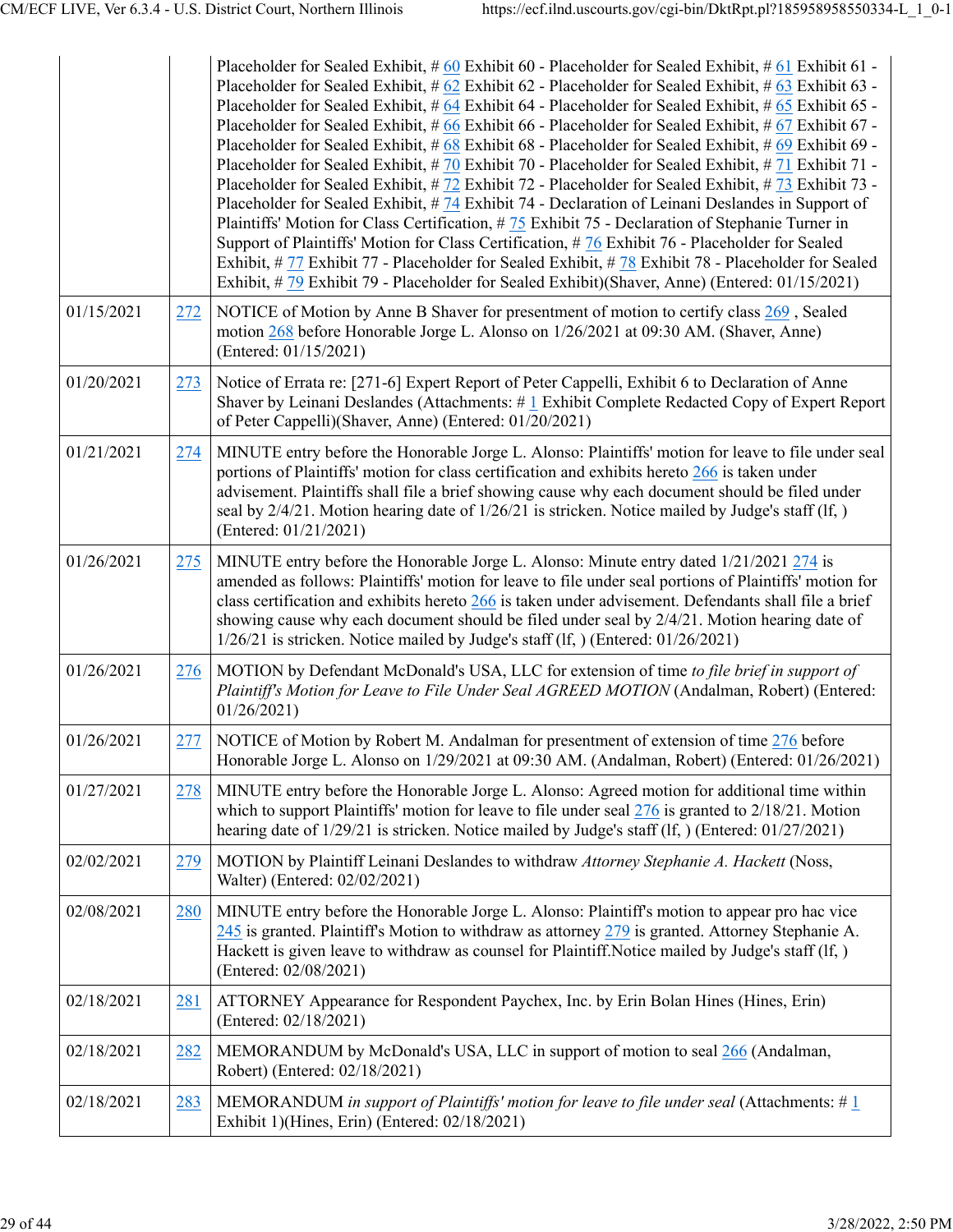| | | |
|---|---|---|
| | | Placeholder for Sealed Exhibit, # 60 Exhibit 60 - Placeholder for Sealed Exhibit, # 61 Exhibit 61 - Placeholder for Sealed Exhibit, # 62 Exhibit 62 - Placeholder for Sealed Exhibit, # 63 Exhibit 63 - Placeholder for Sealed Exhibit, # 64 Exhibit 64 - Placeholder for Sealed Exhibit, # 65 Exhibit 65 - Placeholder for Sealed Exhibit, # 66 Exhibit 66 - Placeholder for Sealed Exhibit, # 67 Exhibit 67 - Placeholder for Sealed Exhibit, # 68 Exhibit 68 - Placeholder for Sealed Exhibit, # 69 Exhibit 69 - Placeholder for Sealed Exhibit, # 70 Exhibit 70 - Placeholder for Sealed Exhibit, # 71 Exhibit 71 - Placeholder for Sealed Exhibit, # 72 Exhibit 72 - Placeholder for Sealed Exhibit, # 73 Exhibit 73 - Placeholder for Sealed Exhibit, # 74 Exhibit 74 - Declaration of Leinani Deslandes in Support of Plaintiffs' Motion for Class Certification, # 75 Exhibit 75 - Declaration of Stephanie Turner in Support of Plaintiffs' Motion for Class Certification, # 76 Exhibit 76 - Placeholder for Sealed Exhibit, # 77 Exhibit 77 - Placeholder for Sealed Exhibit, # 78 Exhibit 78 - Placeholder for Sealed Exhibit, # 79 Exhibit 79 - Placeholder for Sealed Exhibit)(Shaver, Anne) (Entered: 01/15/2021) |
| 01/15/2021 | 272 | NOTICE of Motion by Anne B Shaver for presentment of motion to certify class 269 , Sealed motion 268 before Honorable Jorge L. Alonso on 1/26/2021 at 09:30 AM. (Shaver, Anne) (Entered: 01/15/2021) |
| 01/20/2021 | 273 | Notice of Errata re: [271-6] Expert Report of Peter Cappelli, Exhibit 6 to Declaration of Anne Shaver by Leinani Deslandes (Attachments: # 1 Exhibit Complete Redacted Copy of Expert Report of Peter Cappelli)(Shaver, Anne) (Entered: 01/20/2021) |
| 01/21/2021 | 274 | MINUTE entry before the Honorable Jorge L. Alonso: Plaintiffs' motion for leave to file under seal portions of Plaintiffs' motion for class certification and exhibits hereto 266 is taken under advisement. Plaintiffs shall file a brief showing cause why each document should be filed under seal by 2/4/21. Motion hearing date of 1/26/21 is stricken. Notice mailed by Judge's staff (lf, ) (Entered: 01/21/2021) |
| 01/26/2021 | 275 | MINUTE entry before the Honorable Jorge L. Alonso: Minute entry dated 1/21/2021 274 is amended as follows: Plaintiffs' motion for leave to file under seal portions of Plaintiffs' motion for class certification and exhibits hereto 266 is taken under advisement. Defendants shall file a brief showing cause why each document should be filed under seal by 2/4/21. Motion hearing date of 1/26/21 is stricken. Notice mailed by Judge's staff (lf, ) (Entered: 01/26/2021) |
| 01/26/2021 | 276 | MOTION by Defendant McDonald's USA, LLC for extension of time *to file brief in support of Plaintiff's Motion for Leave to File Under Seal AGREED MOTION* (Andalman, Robert) (Entered: 01/26/2021) |
| 01/26/2021 | 277 | NOTICE of Motion by Robert M. Andalman for presentment of extension of time 276 before Honorable Jorge L. Alonso on 1/29/2021 at 09:30 AM. (Andalman, Robert) (Entered: 01/26/2021) |
| 01/27/2021 | 278 | MINUTE entry before the Honorable Jorge L. Alonso: Agreed motion for additional time within which to support Plaintiffs' motion for leave to file under seal 276 is granted to 2/18/21. Motion hearing date of 1/29/21 is stricken. Notice mailed by Judge's staff (lf, ) (Entered: 01/27/2021) |
| 02/02/2021 | 279 | MOTION by Plaintiff Leinani Deslandes to withdraw *Attorney Stephanie A. Hackett* (Noss, Walter) (Entered: 02/02/2021) |
| 02/08/2021 | 280 | MINUTE entry before the Honorable Jorge L. Alonso: Plaintiff's motion to appear pro hac vice 245 is granted. Plaintiff's Motion to withdraw as attorney 279 is granted. Attorney Stephanie A. Hackett is given leave to withdraw as counsel for Plaintiff.Notice mailed by Judge's staff (lf, ) (Entered: 02/08/2021) |
| 02/18/2021 | 281 | ATTORNEY Appearance for Respondent Paychex, Inc. by Erin Bolan Hines (Hines, Erin) (Entered: 02/18/2021) |
| 02/18/2021 | 282 | MEMORANDUM by McDonald's USA, LLC in support of motion to seal 266 (Andalman, Robert) (Entered: 02/18/2021) |
| 02/18/2021 | 283 | MEMORANDUM *in support of Plaintiffs' motion for leave to file under seal* (Attachments: # 1 Exhibit 1)(Hines, Erin) (Entered: 02/18/2021) |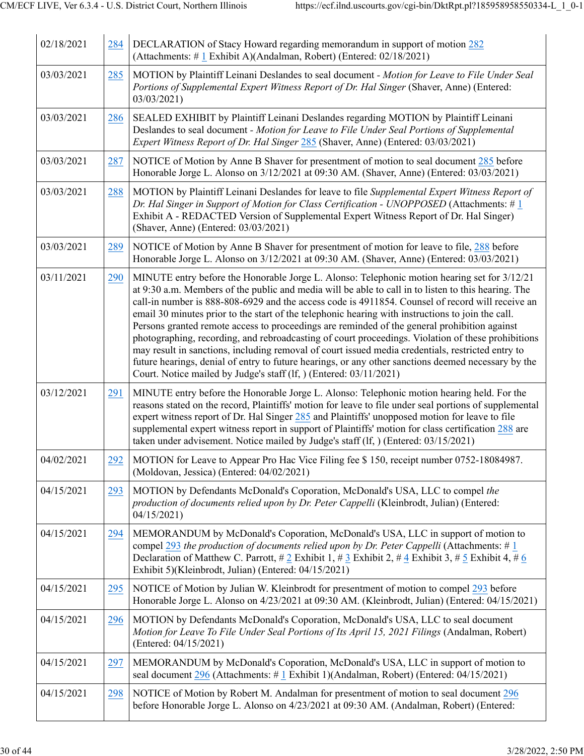| | | |
|---|---|---|
| 02/18/2021 | 284 | DECLARATION of Stacy Howard regarding memorandum in support of motion 282 (Attachments: # 1 Exhibit A)(Andalman, Robert) (Entered: 02/18/2021) |
| 03/03/2021 | 285 | MOTION by Plaintiff Leinani Deslandes to seal document - *Motion for Leave to File Under Seal Portions of Supplemental Expert Witness Report of Dr. Hal Singer* (Shaver, Anne) (Entered: 03/03/2021) |
| 03/03/2021 | 286 | SEALED EXHIBIT by Plaintiff Leinani Deslandes regarding MOTION by Plaintiff Leinani Deslandes to seal document - *Motion for Leave to File Under Seal Portions of Supplemental Expert Witness Report of Dr. Hal Singer* 285 (Shaver, Anne) (Entered: 03/03/2021) |
| 03/03/2021 | 287 | NOTICE of Motion by Anne B Shaver for presentment of motion to seal document 285 before Honorable Jorge L. Alonso on 3/12/2021 at 09:30 AM. (Shaver, Anne) (Entered: 03/03/2021) |
| 03/03/2021 | 288 | MOTION by Plaintiff Leinani Deslandes for leave to file *Supplemental Expert Witness Report of Dr. Hal Singer in Support of Motion for Class Certification - UNOPPOSED* (Attachments: # 1 Exhibit A - REDACTED Version of Supplemental Expert Witness Report of Dr. Hal Singer) (Shaver, Anne) (Entered: 03/03/2021) |
| 03/03/2021 | 289 | NOTICE of Motion by Anne B Shaver for presentment of motion for leave to file, 288 before Honorable Jorge L. Alonso on 3/12/2021 at 09:30 AM. (Shaver, Anne) (Entered: 03/03/2021) |
| 03/11/2021 | 290 | MINUTE entry before the Honorable Jorge L. Alonso: Telephonic motion hearing set for 3/12/21 at 9:30 a.m. Members of the public and media will be able to call in to listen to this hearing. The call-in number is 888-808-6929 and the access code is 4911854. Counsel of record will receive an email 30 minutes prior to the start of the telephonic hearing with instructions to join the call. Persons granted remote access to proceedings are reminded of the general prohibition against photographing, recording, and rebroadcasting of court proceedings. Violation of these prohibitions may result in sanctions, including removal of court issued media credentials, restricted entry to future hearings, denial of entry to future hearings, or any other sanctions deemed necessary by the Court. Notice mailed by Judge's staff (lf, ) (Entered: 03/11/2021) |
| 03/12/2021 | 291 | MINUTE entry before the Honorable Jorge L. Alonso: Telephonic motion hearing held. For the reasons stated on the record, Plaintiffs' motion for leave to file under seal portions of supplemental expert witness report of Dr. Hal Singer 285 and Plaintiffs' unopposed motion for leave to file supplemental expert witness report in support of Plaintiffs' motion for class certification 288 are taken under advisement. Notice mailed by Judge's staff (lf, ) (Entered: 03/15/2021) |
| 04/02/2021 | 292 | MOTION for Leave to Appear Pro Hac Vice Filing fee $ 150, receipt number 0752-18084987. (Moldovan, Jessica) (Entered: 04/02/2021) |
| 04/15/2021 | 293 | MOTION by Defendants McDonald's Coporation, McDonald's USA, LLC to compel *the production of documents relied upon by Dr. Peter Cappelli* (Kleinbrodt, Julian) (Entered: 04/15/2021) |
| 04/15/2021 | 294 | MEMORANDUM by McDonald's Coporation, McDonald's USA, LLC in support of motion to compel 293 *the production of documents relied upon by Dr. Peter Cappelli* (Attachments: # 1 Declaration of Matthew C. Parrott, # 2 Exhibit 1, # 3 Exhibit 2, # 4 Exhibit 3, # 5 Exhibit 4, # 6 Exhibit 5)(Kleinbrodt, Julian) (Entered: 04/15/2021) |
| 04/15/2021 | 295 | NOTICE of Motion by Julian W. Kleinbrodt for presentment of motion to compel 293 before Honorable Jorge L. Alonso on 4/23/2021 at 09:30 AM. (Kleinbrodt, Julian) (Entered: 04/15/2021) |
| 04/15/2021 | 296 | MOTION by Defendants McDonald's Coporation, McDonald's USA, LLC to seal document *Motion for Leave To File Under Seal Portions of Its April 15, 2021 Filings* (Andalman, Robert) (Entered: 04/15/2021) |
| 04/15/2021 | 297 | MEMORANDUM by McDonald's Coporation, McDonald's USA, LLC in support of motion to seal document 296 (Attachments: # 1 Exhibit 1)(Andalman, Robert) (Entered: 04/15/2021) |
| 04/15/2021 | 298 | NOTICE of Motion by Robert M. Andalman for presentment of motion to seal document 296 before Honorable Jorge L. Alonso on 4/23/2021 at 09:30 AM. (Andalman, Robert) (Entered: |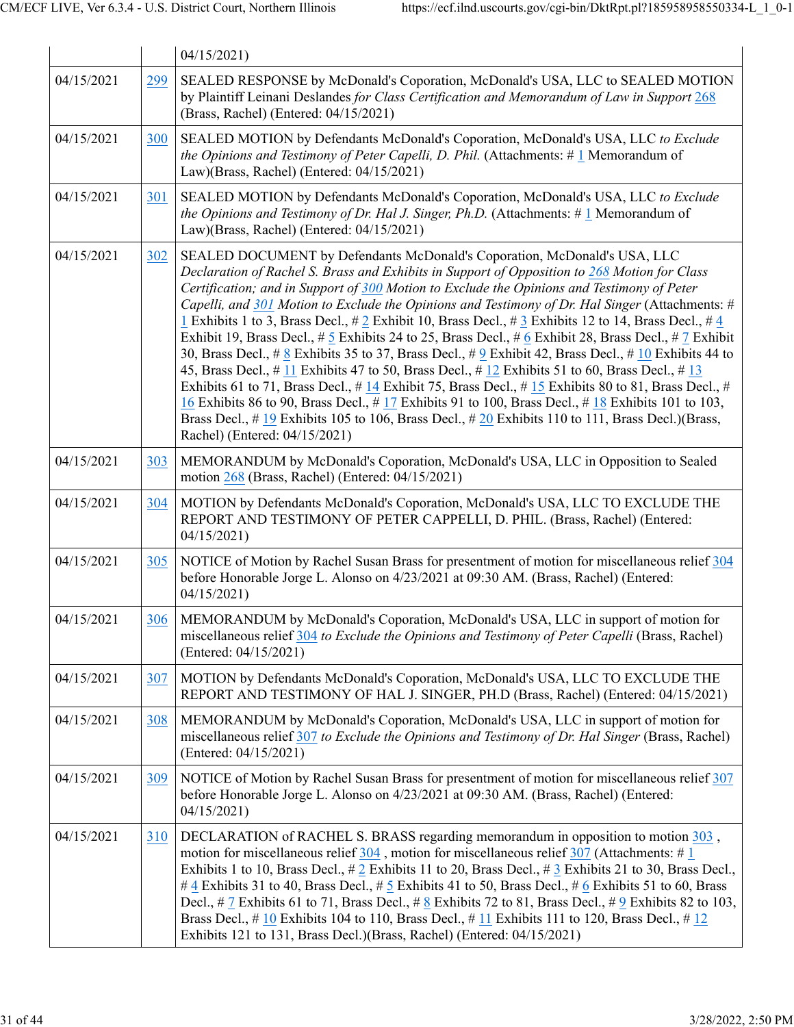| | | 04/15/2021) |
|---|---|---|
| 04/15/2021 | 299 | SEALED RESPONSE by McDonald's Coporation, McDonald's USA, LLC to SEALED MOTION by Plaintiff Leinani Deslandes *for Class Certification and Memorandum of Law in Support* 268 (Brass, Rachel) (Entered: 04/15/2021) |
| 04/15/2021 | 300 | SEALED MOTION by Defendants McDonald's Coporation, McDonald's USA, LLC *to Exclude the Opinions and Testimony of Peter Capelli, D. Phil.* (Attachments: # 1 Memorandum of Law)(Brass, Rachel) (Entered: 04/15/2021) |
| 04/15/2021 | 301 | SEALED MOTION by Defendants McDonald's Coporation, McDonald's USA, LLC *to Exclude the Opinions and Testimony of Dr. Hal J. Singer, Ph.D.* (Attachments: # 1 Memorandum of Law)(Brass, Rachel) (Entered: 04/15/2021) |
| 04/15/2021 | 302 | SEALED DOCUMENT by Defendants McDonald's Coporation, McDonald's USA, LLC *Declaration of Rachel S. Brass and Exhibits in Support of Opposition to 268 Motion for Class Certification; and in Support of 300 Motion to Exclude the Opinions and Testimony of Peter Capelli, and 301 Motion to Exclude the Opinions and Testimony of Dr. Hal Singer* (Attachments: # 1 Exhibits 1 to 3, Brass Decl., # 2 Exhibit 10, Brass Decl., # 3 Exhibits 12 to 14, Brass Decl., # 4 Exhibit 19, Brass Decl., # 5 Exhibits 24 to 25, Brass Decl., # 6 Exhibit 28, Brass Decl., # 7 Exhibit 30, Brass Decl., # 8 Exhibits 35 to 37, Brass Decl., # 9 Exhibit 42, Brass Decl., # 10 Exhibits 44 to 45, Brass Decl., # 11 Exhibits 47 to 50, Brass Decl., # 12 Exhibits 51 to 60, Brass Decl., # 13 Exhibits 61 to 71, Brass Decl., # 14 Exhibit 75, Brass Decl., # 15 Exhibits 80 to 81, Brass Decl., # 16 Exhibits 86 to 90, Brass Decl., # 17 Exhibits 91 to 100, Brass Decl., # 18 Exhibits 101 to 103, Brass Decl., # 19 Exhibits 105 to 106, Brass Decl., # 20 Exhibits 110 to 111, Brass Decl.)(Brass, Rachel) (Entered: 04/15/2021) |
| 04/15/2021 | 303 | MEMORANDUM by McDonald's Coporation, McDonald's USA, LLC in Opposition to Sealed motion 268 (Brass, Rachel) (Entered: 04/15/2021) |
| 04/15/2021 | 304 | MOTION by Defendants McDonald's Coporation, McDonald's USA, LLC TO EXCLUDE THE REPORT AND TESTIMONY OF PETER CAPPELLI, D. PHIL. (Brass, Rachel) (Entered: 04/15/2021) |
| 04/15/2021 | 305 | NOTICE of Motion by Rachel Susan Brass for presentment of motion for miscellaneous relief 304 before Honorable Jorge L. Alonso on 4/23/2021 at 09:30 AM. (Brass, Rachel) (Entered: 04/15/2021) |
| 04/15/2021 | 306 | MEMORANDUM by McDonald's Coporation, McDonald's USA, LLC in support of motion for miscellaneous relief 304 *to Exclude the Opinions and Testimony of Peter Capelli* (Brass, Rachel) (Entered: 04/15/2021) |
| 04/15/2021 | 307 | MOTION by Defendants McDonald's Coporation, McDonald's USA, LLC TO EXCLUDE THE REPORT AND TESTIMONY OF HAL J. SINGER, PH.D (Brass, Rachel) (Entered: 04/15/2021) |
| 04/15/2021 | 308 | MEMORANDUM by McDonald's Coporation, McDonald's USA, LLC in support of motion for miscellaneous relief 307 *to Exclude the Opinions and Testimony of Dr. Hal Singer* (Brass, Rachel) (Entered: 04/15/2021) |
| 04/15/2021 | 309 | NOTICE of Motion by Rachel Susan Brass for presentment of motion for miscellaneous relief 307 before Honorable Jorge L. Alonso on 4/23/2021 at 09:30 AM. (Brass, Rachel) (Entered: 04/15/2021) |
| 04/15/2021 | 310 | DECLARATION of RACHEL S. BRASS regarding memorandum in opposition to motion 303 , motion for miscellaneous relief 304 , motion for miscellaneous relief 307 (Attachments: # 1 Exhibits 1 to 10, Brass Decl., # 2 Exhibits 11 to 20, Brass Decl., # 3 Exhibits 21 to 30, Brass Decl., # 4 Exhibits 31 to 40, Brass Decl., # 5 Exhibits 41 to 50, Brass Decl., # 6 Exhibits 51 to 60, Brass Decl., # 7 Exhibits 61 to 71, Brass Decl., # 8 Exhibits 72 to 81, Brass Decl., # 9 Exhibits 82 to 103, Brass Decl., # 10 Exhibits 104 to 110, Brass Decl., # 11 Exhibits 111 to 120, Brass Decl., # 12 Exhibits 121 to 131, Brass Decl.)(Brass, Rachel) (Entered: 04/15/2021) |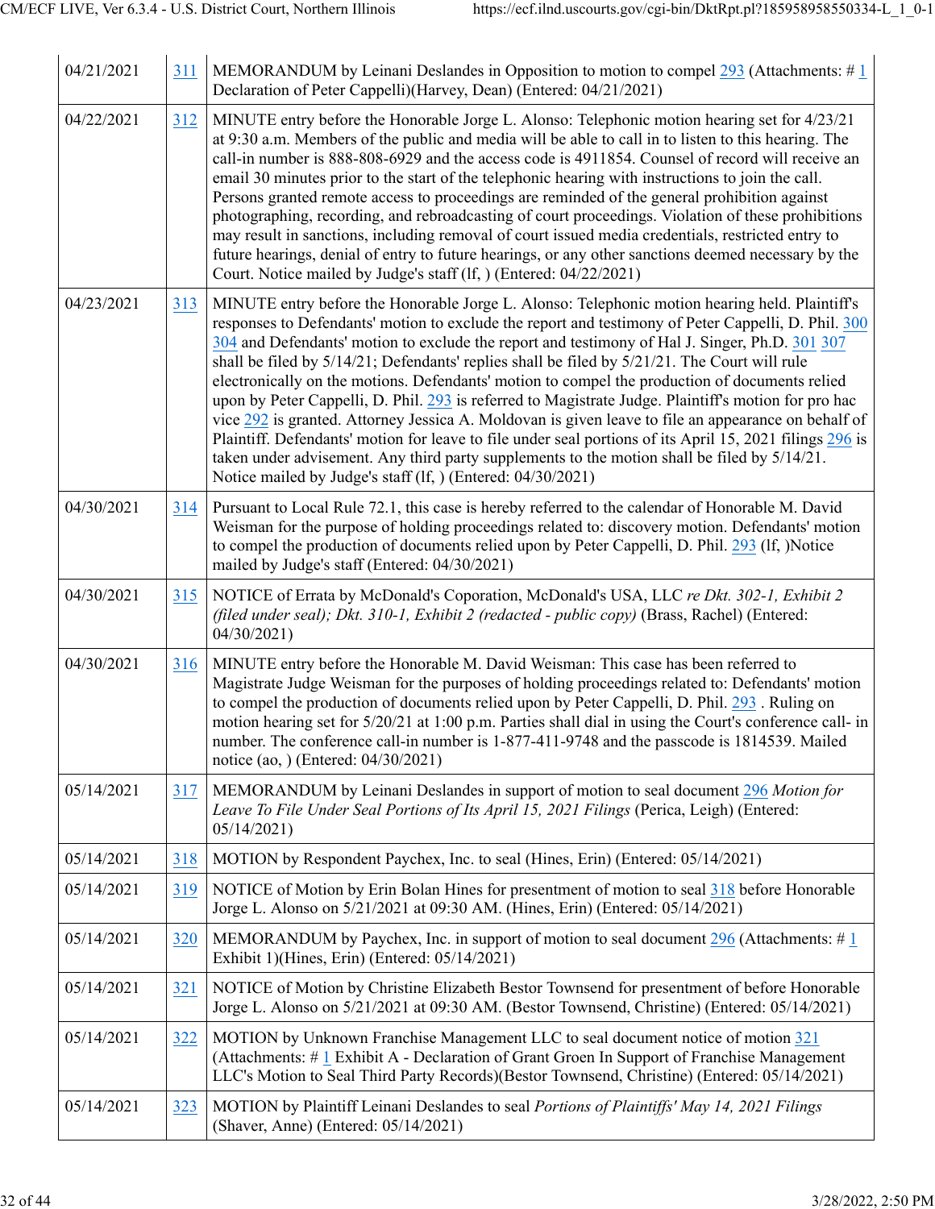| | | |
|---|---|---|
| 04/21/2021 | 311 | MEMORANDUM by Leinani Deslandes in Opposition to motion to compel 293 (Attachments: # 1 Declaration of Peter Cappelli)(Harvey, Dean) (Entered: 04/21/2021) |
| 04/22/2021 | 312 | MINUTE entry before the Honorable Jorge L. Alonso: Telephonic motion hearing set for 4/23/21 at 9:30 a.m. Members of the public and media will be able to call in to listen to this hearing. The call-in number is 888-808-6929 and the access code is 4911854. Counsel of record will receive an email 30 minutes prior to the start of the telephonic hearing with instructions to join the call. Persons granted remote access to proceedings are reminded of the general prohibition against photographing, recording, and rebroadcasting of court proceedings. Violation of these prohibitions may result in sanctions, including removal of court issued media credentials, restricted entry to future hearings, denial of entry to future hearings, or any other sanctions deemed necessary by the Court. Notice mailed by Judge's staff (lf, ) (Entered: 04/22/2021) |
| 04/23/2021 | 313 | MINUTE entry before the Honorable Jorge L. Alonso: Telephonic motion hearing held. Plaintiff's responses to Defendants' motion to exclude the report and testimony of Peter Cappelli, D. Phil. 300 304 and Defendants' motion to exclude the report and testimony of Hal J. Singer, Ph.D. 301 307 shall be filed by 5/14/21; Defendants' replies shall be filed by 5/21/21. The Court will rule electronically on the motions. Defendants' motion to compel the production of documents relied upon by Peter Cappelli, D. Phil. 293 is referred to Magistrate Judge. Plaintiff's motion for pro hac vice 292 is granted. Attorney Jessica A. Moldovan is given leave to file an appearance on behalf of Plaintiff. Defendants' motion for leave to file under seal portions of its April 15, 2021 filings 296 is taken under advisement. Any third party supplements to the motion shall be filed by 5/14/21. Notice mailed by Judge's staff (lf, ) (Entered: 04/30/2021) |
| 04/30/2021 | 314 | Pursuant to Local Rule 72.1, this case is hereby referred to the calendar of Honorable M. David Weisman for the purpose of holding proceedings related to: discovery motion. Defendants' motion to compel the production of documents relied upon by Peter Cappelli, D. Phil. 293 (lf, )Notice mailed by Judge's staff (Entered: 04/30/2021) |
| 04/30/2021 | 315 | NOTICE of Errata by McDonald's Coporation, McDonald's USA, LLC *re Dkt. 302-1, Exhibit 2 (filed under seal); Dkt. 310-1, Exhibit 2 (redacted - public copy)* (Brass, Rachel) (Entered: 04/30/2021) |
| 04/30/2021 | 316 | MINUTE entry before the Honorable M. David Weisman: This case has been referred to Magistrate Judge Weisman for the purposes of holding proceedings related to: Defendants' motion to compel the production of documents relied upon by Peter Cappelli, D. Phil. 293 . Ruling on motion hearing set for 5/20/21 at 1:00 p.m. Parties shall dial in using the Court's conference call- in number. The conference call-in number is 1-877-411-9748 and the passcode is 1814539. Mailed notice (ao, ) (Entered: 04/30/2021) |
| 05/14/2021 | 317 | MEMORANDUM by Leinani Deslandes in support of motion to seal document 296 *Motion for Leave To File Under Seal Portions of Its April 15, 2021 Filings* (Perica, Leigh) (Entered: 05/14/2021) |
| 05/14/2021 | 318 | MOTION by Respondent Paychex, Inc. to seal (Hines, Erin) (Entered: 05/14/2021) |
| 05/14/2021 | 319 | NOTICE of Motion by Erin Bolan Hines for presentment of motion to seal 318 before Honorable Jorge L. Alonso on 5/21/2021 at 09:30 AM. (Hines, Erin) (Entered: 05/14/2021) |
| 05/14/2021 | 320 | MEMORANDUM by Paychex, Inc. in support of motion to seal document 296 (Attachments: # 1 Exhibit 1)(Hines, Erin) (Entered: 05/14/2021) |
| 05/14/2021 | 321 | NOTICE of Motion by Christine Elizabeth Bestor Townsend for presentment of before Honorable Jorge L. Alonso on 5/21/2021 at 09:30 AM. (Bestor Townsend, Christine) (Entered: 05/14/2021) |
| 05/14/2021 | 322 | MOTION by Unknown Franchise Management LLC to seal document notice of motion 321 (Attachments: # 1 Exhibit A - Declaration of Grant Groen In Support of Franchise Management LLC's Motion to Seal Third Party Records)(Bestor Townsend, Christine) (Entered: 05/14/2021) |
| 05/14/2021 | 323 | MOTION by Plaintiff Leinani Deslandes to seal *Portions of Plaintiffs' May 14, 2021 Filings* (Shaver, Anne) (Entered: 05/14/2021) |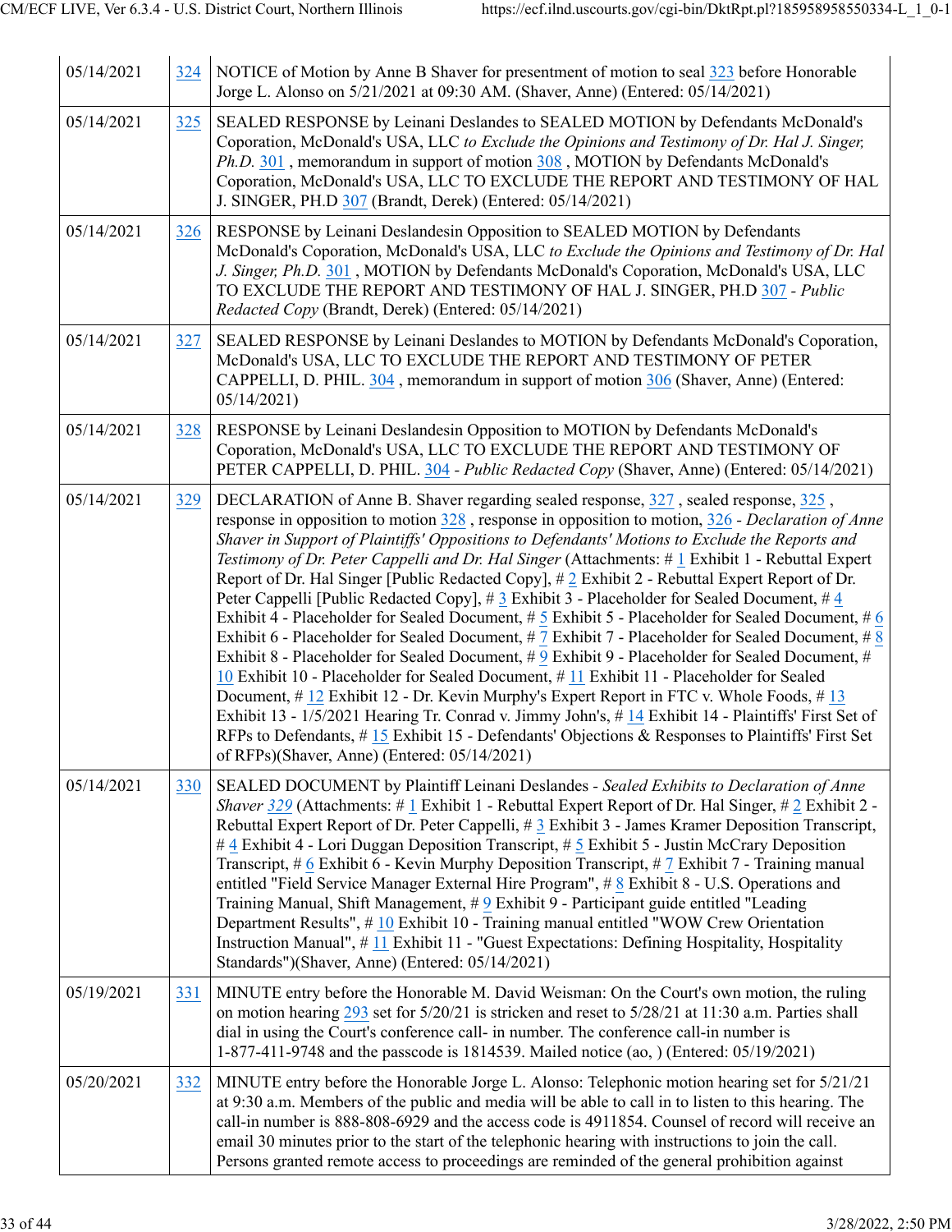| | | |
|---|---|---|
| 05/14/2021 | 324 | NOTICE of Motion by Anne B Shaver for presentment of motion to seal 323 before Honorable Jorge L. Alonso on 5/21/2021 at 09:30 AM. (Shaver, Anne) (Entered: 05/14/2021) |
| 05/14/2021 | 325 | SEALED RESPONSE by Leinani Deslandes to SEALED MOTION by Defendants McDonald's Coporation, McDonald's USA, LLC *to Exclude the Opinions and Testimony of Dr. Hal J. Singer, Ph.D.* 301 , memorandum in support of motion 308 , MOTION by Defendants McDonald's Coporation, McDonald's USA, LLC TO EXCLUDE THE REPORT AND TESTIMONY OF HAL J. SINGER, PH.D 307 (Brandt, Derek) (Entered: 05/14/2021) |
| 05/14/2021 | 326 | RESPONSE by Leinani Deslandesin Opposition to SEALED MOTION by Defendants McDonald's Coporation, McDonald's USA, LLC *to Exclude the Opinions and Testimony of Dr. Hal J. Singer, Ph.D.* 301 , MOTION by Defendants McDonald's Coporation, McDonald's USA, LLC TO EXCLUDE THE REPORT AND TESTIMONY OF HAL J. SINGER, PH.D 307 - *Public Redacted Copy* (Brandt, Derek) (Entered: 05/14/2021) |
| 05/14/2021 | 327 | SEALED RESPONSE by Leinani Deslandes to MOTION by Defendants McDonald's Coporation, McDonald's USA, LLC TO EXCLUDE THE REPORT AND TESTIMONY OF PETER CAPPELLI, D. PHIL. 304 , memorandum in support of motion 306 (Shaver, Anne) (Entered: 05/14/2021) |
| 05/14/2021 | 328 | RESPONSE by Leinani Deslandesin Opposition to MOTION by Defendants McDonald's Coporation, McDonald's USA, LLC TO EXCLUDE THE REPORT AND TESTIMONY OF PETER CAPPELLI, D. PHIL. 304 - *Public Redacted Copy* (Shaver, Anne) (Entered: 05/14/2021) |
| 05/14/2021 | 329 | DECLARATION of Anne B. Shaver regarding sealed response, 327 , sealed response, 325 , response in opposition to motion 328 , response in opposition to motion, 326 - *Declaration of Anne Shaver in Support of Plaintiffs' Oppositions to Defendants' Motions to Exclude the Reports and Testimony of Dr. Peter Cappelli and Dr. Hal Singer* (Attachments: # 1 Exhibit 1 - Rebuttal Expert Report of Dr. Hal Singer [Public Redacted Copy], # 2 Exhibit 2 - Rebuttal Expert Report of Dr. Peter Cappelli [Public Redacted Copy], # 3 Exhibit 3 - Placeholder for Sealed Document, # 4 Exhibit 4 - Placeholder for Sealed Document, # 5 Exhibit 5 - Placeholder for Sealed Document, # 6 Exhibit 6 - Placeholder for Sealed Document, # 7 Exhibit 7 - Placeholder for Sealed Document, # 8 Exhibit 8 - Placeholder for Sealed Document, # 9 Exhibit 9 - Placeholder for Sealed Document, # 10 Exhibit 10 - Placeholder for Sealed Document, # 11 Exhibit 11 - Placeholder for Sealed Document, # 12 Exhibit 12 - Dr. Kevin Murphy's Expert Report in FTC v. Whole Foods, # 13 Exhibit 13 - 1/5/2021 Hearing Tr. Conrad v. Jimmy John's, # 14 Exhibit 14 - Plaintiffs' First Set of RFPs to Defendants, # 15 Exhibit 15 - Defendants' Objections & Responses to Plaintiffs' First Set of RFPs)(Shaver, Anne) (Entered: 05/14/2021) |
| 05/14/2021 | 330 | SEALED DOCUMENT by Plaintiff Leinani Deslandes - *Sealed Exhibits to Declaration of Anne Shaver* 329 (Attachments: # 1 Exhibit 1 - Rebuttal Expert Report of Dr. Hal Singer, # 2 Exhibit 2 - Rebuttal Expert Report of Dr. Peter Cappelli, # 3 Exhibit 3 - James Kramer Deposition Transcript, # 4 Exhibit 4 - Lori Duggan Deposition Transcript, # 5 Exhibit 5 - Justin McCrary Deposition Transcript, # 6 Exhibit 6 - Kevin Murphy Deposition Transcript, # 7 Exhibit 7 - Training manual entitled "Field Service Manager External Hire Program", # 8 Exhibit 8 - U.S. Operations and Training Manual, Shift Management, # 9 Exhibit 9 - Participant guide entitled "Leading Department Results", # 10 Exhibit 10 - Training manual entitled "WOW Crew Orientation Instruction Manual", # 11 Exhibit 11 - "Guest Expectations: Defining Hospitality, Hospitality Standards")(Shaver, Anne) (Entered: 05/14/2021) |
| 05/19/2021 | 331 | MINUTE entry before the Honorable M. David Weisman: On the Court's own motion, the ruling on motion hearing 293 set for 5/20/21 is stricken and reset to 5/28/21 at 11:30 a.m. Parties shall dial in using the Court's conference call- in number. The conference call-in number is 1-877-411-9748 and the passcode is 1814539. Mailed notice (ao, ) (Entered: 05/19/2021) |
| 05/20/2021 | 332 | MINUTE entry before the Honorable Jorge L. Alonso: Telephonic motion hearing set for 5/21/21 at 9:30 a.m. Members of the public and media will be able to call in to listen to this hearing. The call-in number is 888-808-6929 and the access code is 4911854. Counsel of record will receive an email 30 minutes prior to the start of the telephonic hearing with instructions to join the call. Persons granted remote access to proceedings are reminded of the general prohibition against |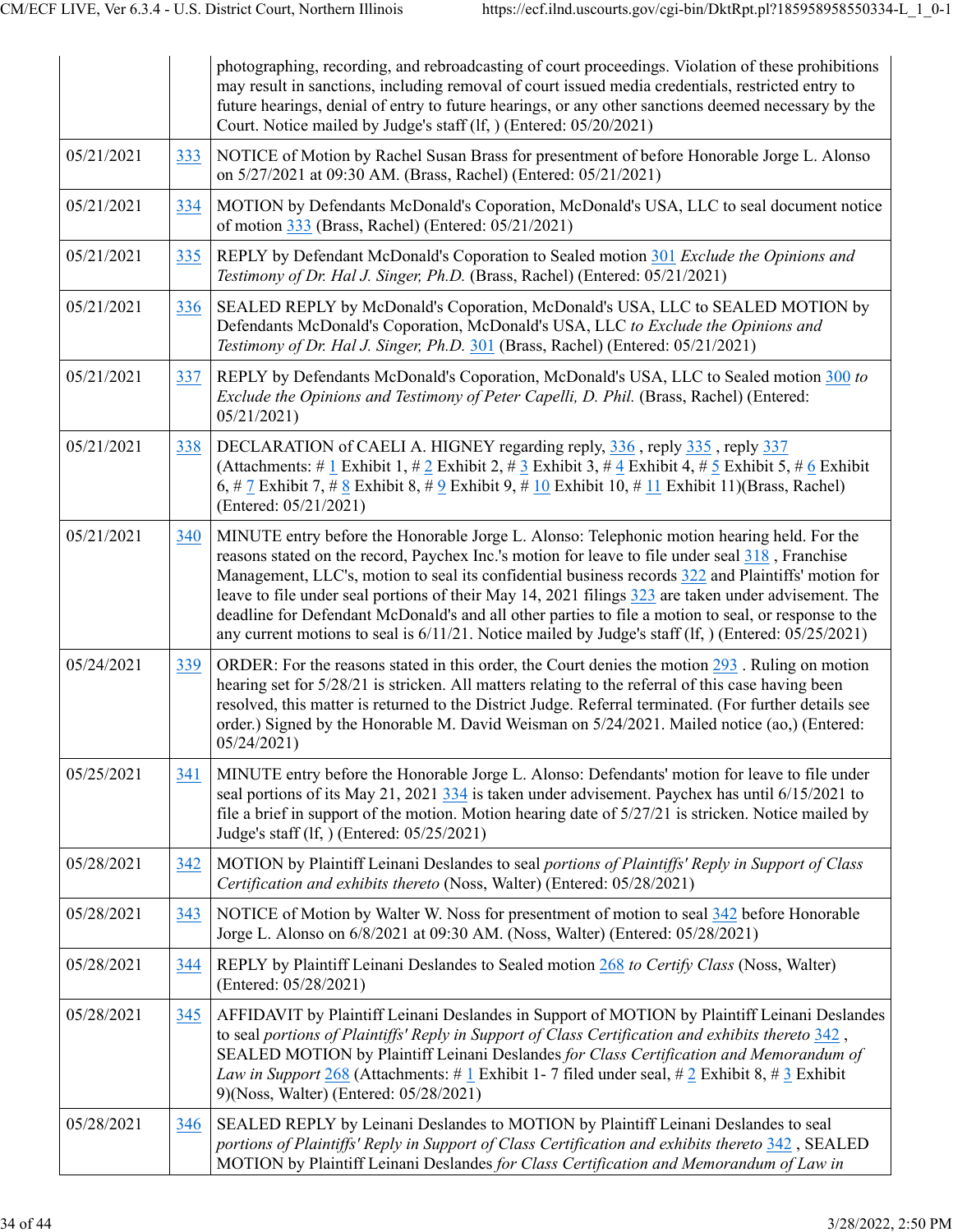| | | |
|---|---|---|
| | | photographing, recording, and rebroadcasting of court proceedings. Violation of these prohibitions may result in sanctions, including removal of court issued media credentials, restricted entry to future hearings, denial of entry to future hearings, or any other sanctions deemed necessary by the Court. Notice mailed by Judge's staff (lf, ) (Entered: 05/20/2021) |
| 05/21/2021 | 333 | NOTICE of Motion by Rachel Susan Brass for presentment of before Honorable Jorge L. Alonso on 5/27/2021 at 09:30 AM. (Brass, Rachel) (Entered: 05/21/2021) |
| 05/21/2021 | 334 | MOTION by Defendants McDonald's Coporation, McDonald's USA, LLC to seal document notice of motion 333 (Brass, Rachel) (Entered: 05/21/2021) |
| 05/21/2021 | 335 | REPLY by Defendant McDonald's Coporation to Sealed motion 301 *Exclude the Opinions and Testimony of Dr. Hal J. Singer, Ph.D.* (Brass, Rachel) (Entered: 05/21/2021) |
| 05/21/2021 | 336 | SEALED REPLY by McDonald's Coporation, McDonald's USA, LLC to SEALED MOTION by Defendants McDonald's Coporation, McDonald's USA, LLC *to Exclude the Opinions and Testimony of Dr. Hal J. Singer, Ph.D.* 301 (Brass, Rachel) (Entered: 05/21/2021) |
| 05/21/2021 | 337 | REPLY by Defendants McDonald's Coporation, McDonald's USA, LLC to Sealed motion 300 *to Exclude the Opinions and Testimony of Peter Capelli, D. Phil.* (Brass, Rachel) (Entered: 05/21/2021) |
| 05/21/2021 | 338 | DECLARATION of CAELI A. HIGNEY regarding reply, 336 , reply 335 , reply 337 (Attachments: # 1 Exhibit 1, # 2 Exhibit 2, # 3 Exhibit 3, # 4 Exhibit 4, # 5 Exhibit 5, # 6 Exhibit 6, # 7 Exhibit 7, # 8 Exhibit 8, # 9 Exhibit 9, # 10 Exhibit 10, # 11 Exhibit 11)(Brass, Rachel) (Entered: 05/21/2021) |
| 05/21/2021 | 340 | MINUTE entry before the Honorable Jorge L. Alonso: Telephonic motion hearing held. For the reasons stated on the record, Paychex Inc.'s motion for leave to file under seal 318 , Franchise Management, LLC's, motion to seal its confidential business records 322 and Plaintiffs' motion for leave to file under seal portions of their May 14, 2021 filings 323 are taken under advisement. The deadline for Defendant McDonald's and all other parties to file a motion to seal, or response to the any current motions to seal is 6/11/21. Notice mailed by Judge's staff (lf, ) (Entered: 05/25/2021) |
| 05/24/2021 | 339 | ORDER: For the reasons stated in this order, the Court denies the motion 293 . Ruling on motion hearing set for 5/28/21 is stricken. All matters relating to the referral of this case having been resolved, this matter is returned to the District Judge. Referral terminated. (For further details see order.) Signed by the Honorable M. David Weisman on 5/24/2021. Mailed notice (ao,) (Entered: 05/24/2021) |
| 05/25/2021 | 341 | MINUTE entry before the Honorable Jorge L. Alonso: Defendants' motion for leave to file under seal portions of its May 21, 2021 334 is taken under advisement. Paychex has until 6/15/2021 to file a brief in support of the motion. Motion hearing date of 5/27/21 is stricken. Notice mailed by Judge's staff (lf, ) (Entered: 05/25/2021) |
| 05/28/2021 | 342 | MOTION by Plaintiff Leinani Deslandes to seal *portions of Plaintiffs' Reply in Support of Class Certification and exhibits thereto* (Noss, Walter) (Entered: 05/28/2021) |
| 05/28/2021 | 343 | NOTICE of Motion by Walter W. Noss for presentment of motion to seal 342 before Honorable Jorge L. Alonso on 6/8/2021 at 09:30 AM. (Noss, Walter) (Entered: 05/28/2021) |
| 05/28/2021 | 344 | REPLY by Plaintiff Leinani Deslandes to Sealed motion 268 *to Certify Class* (Noss, Walter) (Entered: 05/28/2021) |
| 05/28/2021 | 345 | AFFIDAVIT by Plaintiff Leinani Deslandes in Support of MOTION by Plaintiff Leinani Deslandes to seal *portions of Plaintiffs' Reply in Support of Class Certification and exhibits thereto* 342 , SEALED MOTION by Plaintiff Leinani Deslandes *for Class Certification and Memorandum of Law in Support* 268 (Attachments: # 1 Exhibit 1- 7 filed under seal, # 2 Exhibit 8, # 3 Exhibit 9)(Noss, Walter) (Entered: 05/28/2021) |
| 05/28/2021 | 346 | SEALED REPLY by Leinani Deslandes to MOTION by Plaintiff Leinani Deslandes to seal *portions of Plaintiffs' Reply in Support of Class Certification and exhibits thereto* 342 , SEALED MOTION by Plaintiff Leinani Deslandes *for Class Certification and Memorandum of Law in* |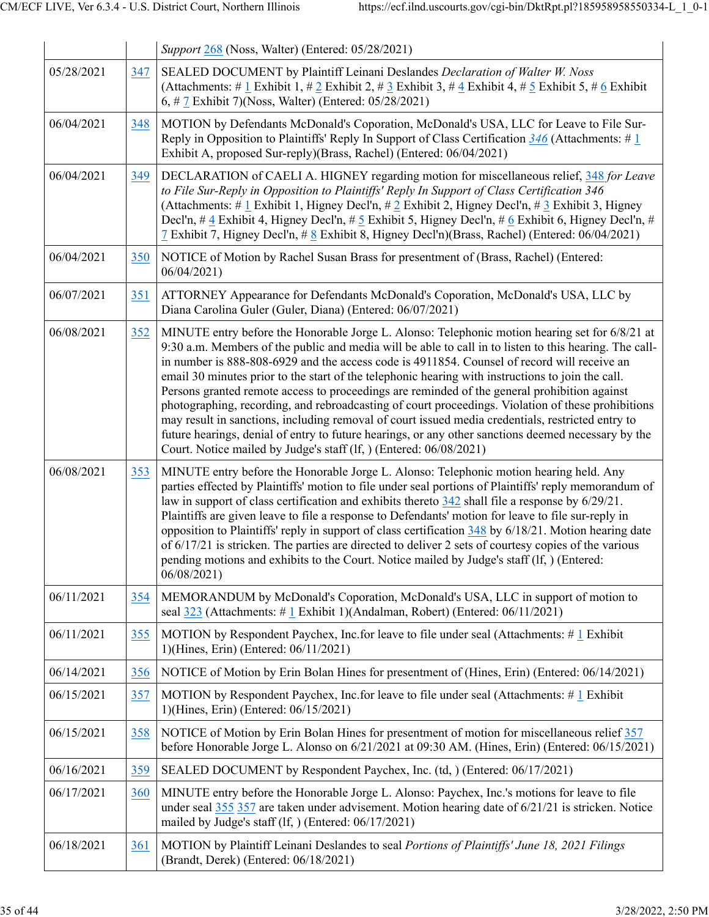| | | *Support* 268 (Noss, Walter) (Entered: 05/28/2021) |
|---|---|---|
| 05/28/2021 | 347 | SEALED DOCUMENT by Plaintiff Leinani Deslandes *Declaration of Walter W. Noss* (Attachments: # 1 Exhibit 1, # 2 Exhibit 2, # 3 Exhibit 3, # 4 Exhibit 4, # 5 Exhibit 5, # 6 Exhibit 6, # 7 Exhibit 7)(Noss, Walter) (Entered: 05/28/2021) |
| 06/04/2021 | 348 | MOTION by Defendants McDonald's Coporation, McDonald's USA, LLC for Leave to File Sur-Reply in Opposition to Plaintiffs' Reply In Support of Class Certification *346* (Attachments: # 1 Exhibit A, proposed Sur-reply)(Brass, Rachel) (Entered: 06/04/2021) |
| 06/04/2021 | 349 | DECLARATION of CAELI A. HIGNEY regarding motion for miscellaneous relief, 348 *for Leave to File Sur-Reply in Opposition to Plaintiffs' Reply In Support of Class Certification 346* (Attachments: # 1 Exhibit 1, Higney Decl'n, # 2 Exhibit 2, Higney Decl'n, # 3 Exhibit 3, Higney Decl'n, # 4 Exhibit 4, Higney Decl'n, # 5 Exhibit 5, Higney Decl'n, # 6 Exhibit 6, Higney Decl'n, # 7 Exhibit 7, Higney Decl'n, # 8 Exhibit 8, Higney Decl'n)(Brass, Rachel) (Entered: 06/04/2021) |
| 06/04/2021 | 350 | NOTICE of Motion by Rachel Susan Brass for presentment of (Brass, Rachel) (Entered: 06/04/2021) |
| 06/07/2021 | 351 | ATTORNEY Appearance for Defendants McDonald's Coporation, McDonald's USA, LLC by Diana Carolina Guler (Guler, Diana) (Entered: 06/07/2021) |
| 06/08/2021 | 352 | MINUTE entry before the Honorable Jorge L. Alonso: Telephonic motion hearing set for 6/8/21 at 9:30 a.m. Members of the public and media will be able to call in to listen to this hearing. The call-in number is 888-808-6929 and the access code is 4911854. Counsel of record will receive an email 30 minutes prior to the start of the telephonic hearing with instructions to join the call. Persons granted remote access to proceedings are reminded of the general prohibition against photographing, recording, and rebroadcasting of court proceedings. Violation of these prohibitions may result in sanctions, including removal of court issued media credentials, restricted entry to future hearings, denial of entry to future hearings, or any other sanctions deemed necessary by the Court. Notice mailed by Judge's staff (lf, ) (Entered: 06/08/2021) |
| 06/08/2021 | 353 | MINUTE entry before the Honorable Jorge L. Alonso: Telephonic motion hearing held. Any parties effected by Plaintiffs' motion to file under seal portions of Plaintiffs' reply memorandum of law in support of class certification and exhibits thereto 342 shall file a response by 6/29/21. Plaintiffs are given leave to file a response to Defendants' motion for leave to file sur-reply in opposition to Plaintiffs' reply in support of class certification 348 by 6/18/21. Motion hearing date of 6/17/21 is stricken. The parties are directed to deliver 2 sets of courtesy copies of the various pending motions and exhibits to the Court. Notice mailed by Judge's staff (lf, ) (Entered: 06/08/2021) |
| 06/11/2021 | 354 | MEMORANDUM by McDonald's Coporation, McDonald's USA, LLC in support of motion to seal 323 (Attachments: # 1 Exhibit 1)(Andalman, Robert) (Entered: 06/11/2021) |
| 06/11/2021 | 355 | MOTION by Respondent Paychex, Inc.for leave to file under seal (Attachments: # 1 Exhibit 1)(Hines, Erin) (Entered: 06/11/2021) |
| 06/14/2021 | 356 | NOTICE of Motion by Erin Bolan Hines for presentment of (Hines, Erin) (Entered: 06/14/2021) |
| 06/15/2021 | 357 | MOTION by Respondent Paychex, Inc.for leave to file under seal (Attachments: # 1 Exhibit 1)(Hines, Erin) (Entered: 06/15/2021) |
| 06/15/2021 | 358 | NOTICE of Motion by Erin Bolan Hines for presentment of motion for miscellaneous relief 357 before Honorable Jorge L. Alonso on 6/21/2021 at 09:30 AM. (Hines, Erin) (Entered: 06/15/2021) |
| 06/16/2021 | 359 | SEALED DOCUMENT by Respondent Paychex, Inc. (td, ) (Entered: 06/17/2021) |
| 06/17/2021 | 360 | MINUTE entry before the Honorable Jorge L. Alonso: Paychex, Inc.'s motions for leave to file under seal 355 357 are taken under advisement. Motion hearing date of 6/21/21 is stricken. Notice mailed by Judge's staff (lf, ) (Entered: 06/17/2021) |
| 06/18/2021 | 361 | MOTION by Plaintiff Leinani Deslandes to seal *Portions of Plaintiffs' June 18, 2021 Filings* (Brandt, Derek) (Entered: 06/18/2021) |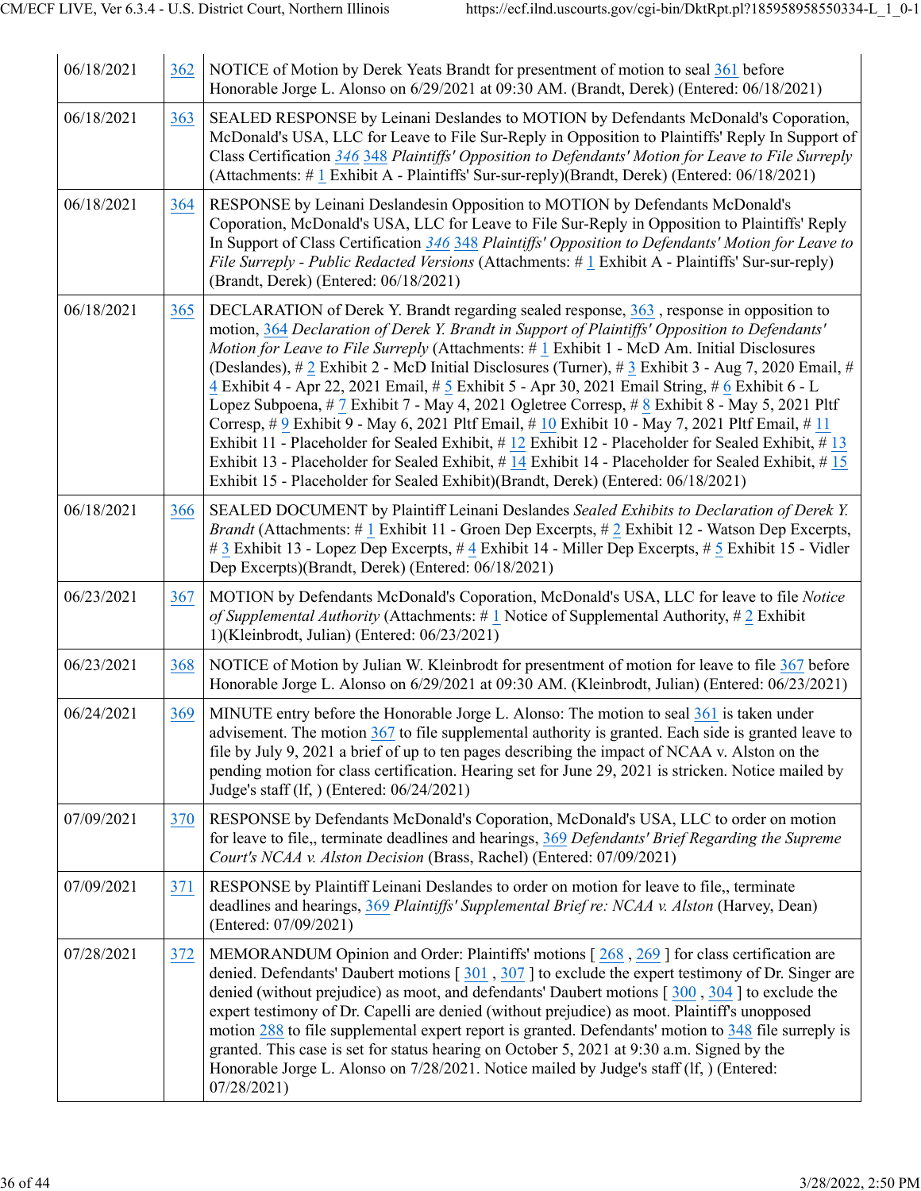| | | |
|---|---|---|
| 06/18/2021 | 362 | NOTICE of Motion by Derek Yeats Brandt for presentment of motion to seal 361 before Honorable Jorge L. Alonso on 6/29/2021 at 09:30 AM. (Brandt, Derek) (Entered: 06/18/2021) |
| 06/18/2021 | 363 | SEALED RESPONSE by Leinani Deslandes to MOTION by Defendants McDonald's Coporation, McDonald's USA, LLC for Leave to File Sur-Reply in Opposition to Plaintiffs' Reply In Support of Class Certification *346* 348 *Plaintiffs' Opposition to Defendants' Motion for Leave to File Surreply* (Attachments: # 1 Exhibit A - Plaintiffs' Sur-sur-reply)(Brandt, Derek) (Entered: 06/18/2021) |
| 06/18/2021 | 364 | RESPONSE by Leinani Deslandesin Opposition to MOTION by Defendants McDonald's Coporation, McDonald's USA, LLC for Leave to File Sur-Reply in Opposition to Plaintiffs' Reply In Support of Class Certification *346* 348 *Plaintiffs' Opposition to Defendants' Motion for Leave to File Surreply - Public Redacted Versions* (Attachments: # 1 Exhibit A - Plaintiffs' Sur-sur-reply) (Brandt, Derek) (Entered: 06/18/2021) |
| 06/18/2021 | 365 | DECLARATION of Derek Y. Brandt regarding sealed response, 363 , response in opposition to motion, 364 *Declaration of Derek Y. Brandt in Support of Plaintiffs' Opposition to Defendants' Motion for Leave to File Surreply* (Attachments: # 1 Exhibit 1 - McD Am. Initial Disclosures (Deslandes), # 2 Exhibit 2 - McD Initial Disclosures (Turner), # 3 Exhibit 3 - Aug 7, 2020 Email, # 4 Exhibit 4 - Apr 22, 2021 Email, # 5 Exhibit 5 - Apr 30, 2021 Email String, # 6 Exhibit 6 - L Lopez Subpoena, # 7 Exhibit 7 - May 4, 2021 Ogletree Corresp, # 8 Exhibit 8 - May 5, 2021 Pltf Corresp, # 9 Exhibit 9 - May 6, 2021 Pltf Email, # 10 Exhibit 10 - May 7, 2021 Pltf Email, # 11 Exhibit 11 - Placeholder for Sealed Exhibit, # 12 Exhibit 12 - Placeholder for Sealed Exhibit, # 13 Exhibit 13 - Placeholder for Sealed Exhibit, # 14 Exhibit 14 - Placeholder for Sealed Exhibit, # 15 Exhibit 15 - Placeholder for Sealed Exhibit)(Brandt, Derek) (Entered: 06/18/2021) |
| 06/18/2021 | 366 | SEALED DOCUMENT by Plaintiff Leinani Deslandes *Sealed Exhibits to Declaration of Derek Y. Brandt* (Attachments: # 1 Exhibit 11 - Groen Dep Excerpts, # 2 Exhibit 12 - Watson Dep Excerpts, # 3 Exhibit 13 - Lopez Dep Excerpts, # 4 Exhibit 14 - Miller Dep Excerpts, # 5 Exhibit 15 - Vidler Dep Excerpts)(Brandt, Derek) (Entered: 06/18/2021) |
| 06/23/2021 | 367 | MOTION by Defendants McDonald's Coporation, McDonald's USA, LLC for leave to file *Notice of Supplemental Authority* (Attachments: # 1 Notice of Supplemental Authority, # 2 Exhibit 1)(Kleinbrodt, Julian) (Entered: 06/23/2021) |
| 06/23/2021 | 368 | NOTICE of Motion by Julian W. Kleinbrodt for presentment of motion for leave to file 367 before Honorable Jorge L. Alonso on 6/29/2021 at 09:30 AM. (Kleinbrodt, Julian) (Entered: 06/23/2021) |
| 06/24/2021 | 369 | MINUTE entry before the Honorable Jorge L. Alonso: The motion to seal 361 is taken under advisement. The motion 367 to file supplemental authority is granted. Each side is granted leave to file by July 9, 2021 a brief of up to ten pages describing the impact of NCAA v. Alston on the pending motion for class certification. Hearing set for June 29, 2021 is stricken. Notice mailed by Judge's staff (lf, ) (Entered: 06/24/2021) |
| 07/09/2021 | 370 | RESPONSE by Defendants McDonald's Coporation, McDonald's USA, LLC to order on motion for leave to file,, terminate deadlines and hearings, 369 *Defendants' Brief Regarding the Supreme Court's NCAA v. Alston Decision* (Brass, Rachel) (Entered: 07/09/2021) |
| 07/09/2021 | 371 | RESPONSE by Plaintiff Leinani Deslandes to order on motion for leave to file,, terminate deadlines and hearings, 369 *Plaintiffs' Supplemental Brief re: NCAA v. Alston* (Harvey, Dean) (Entered: 07/09/2021) |
| 07/28/2021 | 372 | MEMORANDUM Opinion and Order: Plaintiffs' motions [ 268 , 269 ] for class certification are denied. Defendants' Daubert motions [ 301 , 307 ] to exclude the expert testimony of Dr. Singer are denied (without prejudice) as moot, and defendants' Daubert motions [ 300 , 304 ] to exclude the expert testimony of Dr. Capelli are denied (without prejudice) as moot. Plaintiff's unopposed motion 288 to file supplemental expert report is granted. Defendants' motion to 348 file surreply is granted. This case is set for status hearing on October 5, 2021 at 9:30 a.m. Signed by the Honorable Jorge L. Alonso on 7/28/2021. Notice mailed by Judge's staff (lf, ) (Entered: 07/28/2021) |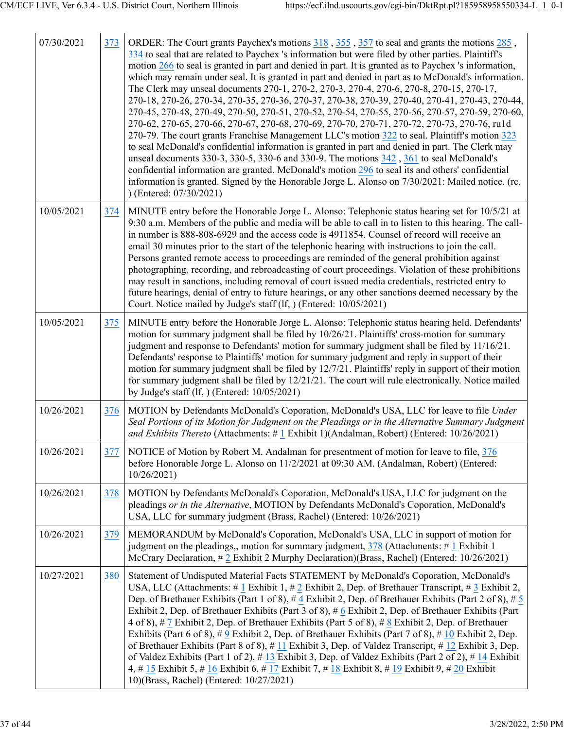| | | |
|---|---|---|
| 07/30/2021 | 373 | ORDER: The Court grants Paychex's motions 318 , 355 , 357 to seal and grants the motions 285 , 334 to seal that are related to Paychex 's information but were filed by other parties. Plaintiff's motion 266 to seal is granted in part and denied in part. It is granted as to Paychex 's information, which may remain under seal. It is granted in part and denied in part as to McDonald's information. The Clerk may unseal documents 270-1, 270-2, 270-3, 270-4, 270-6, 270-8, 270-15, 270-17, 270-18, 270-26, 270-34, 270-35, 270-36, 270-37, 270-38, 270-39, 270-40, 270-41, 270-43, 270-44, 270-45, 270-48, 270-49, 270-50, 270-51, 270-52, 270-54, 270-55, 270-56, 270-57, 270-59, 270-60, 270-62, 270-65, 270-66, 270-67, 270-68, 270-69, 270-70, 270-71, 270-72, 270-73, 270-76, ru1d 270-79. The court grants Franchise Management LLC's motion 322 to seal. Plaintiff's motion 323 to seal McDonald's confidential information is granted in part and denied in part. The Clerk may unseal documents 330-3, 330-5, 330-6 and 330-9. The motions 342 , 361 to seal McDonald's confidential information are granted. McDonald's motion 296 to seal its and others' confidential information is granted. Signed by the Honorable Jorge L. Alonso on 7/30/2021: Mailed notice. (rc, ) (Entered: 07/30/2021) |
| 10/05/2021 | 374 | MINUTE entry before the Honorable Jorge L. Alonso: Telephonic status hearing set for 10/5/21 at 9:30 a.m. Members of the public and media will be able to call in to listen to this hearing. The call-in number is 888-808-6929 and the access code is 4911854. Counsel of record will receive an email 30 minutes prior to the start of the telephonic hearing with instructions to join the call. Persons granted remote access to proceedings are reminded of the general prohibition against photographing, recording, and rebroadcasting of court proceedings. Violation of these prohibitions may result in sanctions, including removal of court issued media credentials, restricted entry to future hearings, denial of entry to future hearings, or any other sanctions deemed necessary by the Court. Notice mailed by Judge's staff (lf, ) (Entered: 10/05/2021) |
| 10/05/2021 | 375 | MINUTE entry before the Honorable Jorge L. Alonso: Telephonic status hearing held. Defendants' motion for summary judgment shall be filed by 10/26/21. Plaintiffs' cross-motion for summary judgment and response to Defendants' motion for summary judgment shall be filed by 11/16/21. Defendants' response to Plaintiffs' motion for summary judgment and reply in support of their motion for summary judgment shall be filed by 12/7/21. Plaintiffs' reply in support of their motion for summary judgment shall be filed by 12/21/21. The court will rule electronically. Notice mailed by Judge's staff (lf, ) (Entered: 10/05/2021) |
| 10/26/2021 | 376 | MOTION by Defendants McDonald's Coporation, McDonald's USA, LLC for leave to file *Under Seal Portions of its Motion for Judgment on the Pleadings or in the Alternative Summary Judgment and Exhibits Thereto* (Attachments: # 1 Exhibit 1)(Andalman, Robert) (Entered: 10/26/2021) |
| 10/26/2021 | 377 | NOTICE of Motion by Robert M. Andalman for presentment of motion for leave to file, 376 before Honorable Jorge L. Alonso on 11/2/2021 at 09:30 AM. (Andalman, Robert) (Entered: 10/26/2021) |
| 10/26/2021 | 378 | MOTION by Defendants McDonald's Coporation, McDonald's USA, LLC for judgment on the pleadings *or in the Alternative*, MOTION by Defendants McDonald's Coporation, McDonald's USA, LLC for summary judgment (Brass, Rachel) (Entered: 10/26/2021) |
| 10/26/2021 | 379 | MEMORANDUM by McDonald's Coporation, McDonald's USA, LLC in support of motion for judgment on the pleadings,, motion for summary judgment, 378 (Attachments: # 1 Exhibit 1 McCrary Declaration, # 2 Exhibit 2 Murphy Declaration)(Brass, Rachel) (Entered: 10/26/2021) |
| 10/27/2021 | 380 | Statement of Undisputed Material Facts STATEMENT by McDonald's Coporation, McDonald's USA, LLC (Attachments: # 1 Exhibit 1, # 2 Exhibit 2, Dep. of Brethauer Transcript, # 3 Exhibit 2, Dep. of Brethauer Exhibits (Part 1 of 8), # 4 Exhibit 2, Dep. of Brethauer Exhibits (Part 2 of 8), # 5 Exhibit 2, Dep. of Brethauer Exhibits (Part 3 of 8), # 6 Exhibit 2, Dep. of Brethauer Exhibits (Part 4 of 8), # 7 Exhibit 2, Dep. of Brethauer Exhibits (Part 5 of 8), # 8 Exhibit 2, Dep. of Brethauer Exhibits (Part 6 of 8), # 9 Exhibit 2, Dep. of Brethauer Exhibits (Part 7 of 8), # 10 Exhibit 2, Dep. of Brethauer Exhibits (Part 8 of 8), # 11 Exhibit 3, Dep. of Valdez Transcript, # 12 Exhibit 3, Dep. of Valdez Exhibits (Part 1 of 2), # 13 Exhibit 3, Dep. of Valdez Exhibits (Part 2 of 2), # 14 Exhibit 4, # 15 Exhibit 5, # 16 Exhibit 6, # 17 Exhibit 7, # 18 Exhibit 8, # 19 Exhibit 9, # 20 Exhibit 10)(Brass, Rachel) (Entered: 10/27/2021) |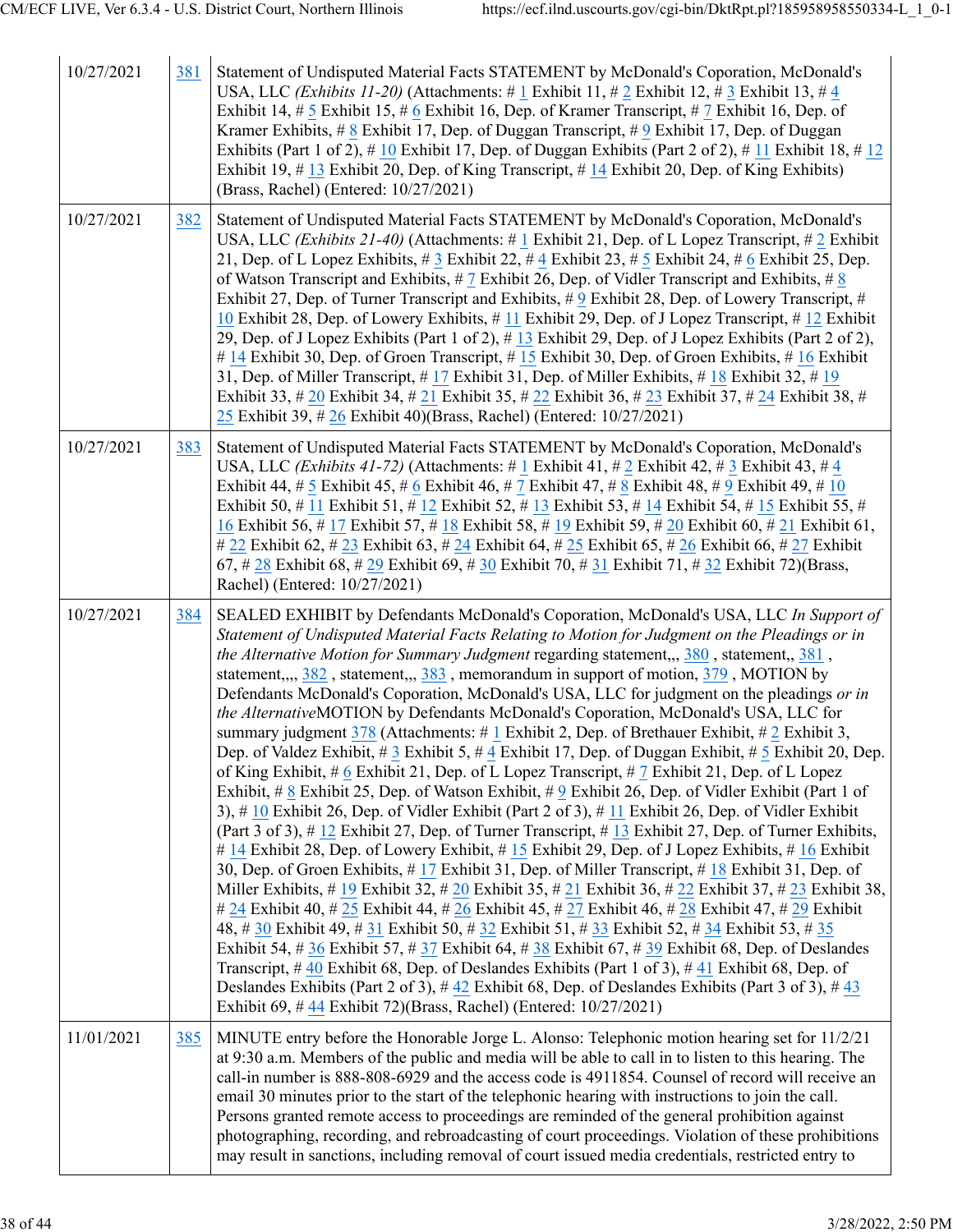| | | |
|---|---|---|
| 10/27/2021 | 381 | Statement of Undisputed Material Facts STATEMENT by McDonald's Coporation, McDonald's USA, LLC *(Exhibits 11-20)* (Attachments: # 1 Exhibit 11, # 2 Exhibit 12, # 3 Exhibit 13, # 4 Exhibit 14, # 5 Exhibit 15, # 6 Exhibit 16, Dep. of Kramer Transcript, # 7 Exhibit 16, Dep. of Kramer Exhibits, # 8 Exhibit 17, Dep. of Duggan Transcript, # 9 Exhibit 17, Dep. of Duggan Exhibits (Part 1 of 2), # 10 Exhibit 17, Dep. of Duggan Exhibits (Part 2 of 2), # 11 Exhibit 18, # 12 Exhibit 19, # 13 Exhibit 20, Dep. of King Transcript, # 14 Exhibit 20, Dep. of King Exhibits) (Brass, Rachel) (Entered: 10/27/2021) |
| 10/27/2021 | 382 | Statement of Undisputed Material Facts STATEMENT by McDonald's Coporation, McDonald's USA, LLC *(Exhibits 21-40)* (Attachments: # 1 Exhibit 21, Dep. of L Lopez Transcript, # 2 Exhibit 21, Dep. of L Lopez Exhibits, # 3 Exhibit 22, # 4 Exhibit 23, # 5 Exhibit 24, # 6 Exhibit 25, Dep. of Watson Transcript and Exhibits, # 7 Exhibit 26, Dep. of Vidler Transcript and Exhibits, # 8 Exhibit 27, Dep. of Turner Transcript and Exhibits, # 9 Exhibit 28, Dep. of Lowery Transcript, # 10 Exhibit 28, Dep. of Lowery Exhibits, # 11 Exhibit 29, Dep. of J Lopez Transcript, # 12 Exhibit 29, Dep. of J Lopez Exhibits (Part 1 of 2), # 13 Exhibit 29, Dep. of J Lopez Exhibits (Part 2 of 2), # 14 Exhibit 30, Dep. of Groen Transcript, # 15 Exhibit 30, Dep. of Groen Exhibits, # 16 Exhibit 31, Dep. of Miller Transcript, # 17 Exhibit 31, Dep. of Miller Exhibits, # 18 Exhibit 32, # 19 Exhibit 33, # 20 Exhibit 34, # 21 Exhibit 35, # 22 Exhibit 36, # 23 Exhibit 37, # 24 Exhibit 38, # 25 Exhibit 39, # 26 Exhibit 40)(Brass, Rachel) (Entered: 10/27/2021) |
| 10/27/2021 | 383 | Statement of Undisputed Material Facts STATEMENT by McDonald's Coporation, McDonald's USA, LLC *(Exhibits 41-72)* (Attachments: # 1 Exhibit 41, # 2 Exhibit 42, # 3 Exhibit 43, # 4 Exhibit 44, # 5 Exhibit 45, # 6 Exhibit 46, # 7 Exhibit 47, # 8 Exhibit 48, # 9 Exhibit 49, # 10 Exhibit 50, # 11 Exhibit 51, # 12 Exhibit 52, # 13 Exhibit 53, # 14 Exhibit 54, # 15 Exhibit 55, # 16 Exhibit 56, # 17 Exhibit 57, # 18 Exhibit 58, # 19 Exhibit 59, # 20 Exhibit 60, # 21 Exhibit 61, # 22 Exhibit 62, # 23 Exhibit 63, # 24 Exhibit 64, # 25 Exhibit 65, # 26 Exhibit 66, # 27 Exhibit 67, # 28 Exhibit 68, # 29 Exhibit 69, # 30 Exhibit 70, # 31 Exhibit 71, # 32 Exhibit 72)(Brass, Rachel) (Entered: 10/27/2021) |
| 10/27/2021 | 384 | SEALED EXHIBIT by Defendants McDonald's Coporation, McDonald's USA, LLC *In Support of Statement of Undisputed Material Facts Relating to Motion for Judgment on the Pleadings or in the Alternative Motion for Summary Judgment* regarding statement,,, 380 , statement,, 381 , statement,,,, 382 , statement,,, 383 , memorandum in support of motion, 379 , MOTION by Defendants McDonald's Coporation, McDonald's USA, LLC for judgment on the pleadings *or in the Alternative*MOTION by Defendants McDonald's Coporation, McDonald's USA, LLC for summary judgment 378 (Attachments: # 1 Exhibit 2, Dep. of Brethauer Exhibit, # 2 Exhibit 3, Dep. of Valdez Exhibit, # 3 Exhibit 5, # 4 Exhibit 17, Dep. of Duggan Exhibit, # 5 Exhibit 20, Dep. of King Exhibit, # 6 Exhibit 21, Dep. of L Lopez Transcript, # 7 Exhibit 21, Dep. of L Lopez Exhibit, # 8 Exhibit 25, Dep. of Watson Exhibit, # 9 Exhibit 26, Dep. of Vidler Exhibit (Part 1 of 3), # 10 Exhibit 26, Dep. of Vidler Exhibit (Part 2 of 3), # 11 Exhibit 26, Dep. of Vidler Exhibit (Part 3 of 3), # 12 Exhibit 27, Dep. of Turner Transcript, # 13 Exhibit 27, Dep. of Turner Exhibits, # 14 Exhibit 28, Dep. of Lowery Exhibit, # 15 Exhibit 29, Dep. of J Lopez Exhibits, # 16 Exhibit 30, Dep. of Groen Exhibits, # 17 Exhibit 31, Dep. of Miller Transcript, # 18 Exhibit 31, Dep. of Miller Exhibits, # 19 Exhibit 32, # 20 Exhibit 35, # 21 Exhibit 36, # 22 Exhibit 37, # 23 Exhibit 38, # 24 Exhibit 40, # 25 Exhibit 44, # 26 Exhibit 45, # 27 Exhibit 46, # 28 Exhibit 47, # 29 Exhibit 48, # 30 Exhibit 49, # 31 Exhibit 50, # 32 Exhibit 51, # 33 Exhibit 52, # 34 Exhibit 53, # 35 Exhibit 54, # 36 Exhibit 57, # 37 Exhibit 64, # 38 Exhibit 67, # 39 Exhibit 68, Dep. of Deslandes Transcript, # 40 Exhibit 68, Dep. of Deslandes Exhibits (Part 1 of 3), # 41 Exhibit 68, Dep. of Deslandes Exhibits (Part 2 of 3), # 42 Exhibit 68, Dep. of Deslandes Exhibits (Part 3 of 3), # 43 Exhibit 69, # 44 Exhibit 72)(Brass, Rachel) (Entered: 10/27/2021) |
| 11/01/2021 | 385 | MINUTE entry before the Honorable Jorge L. Alonso: Telephonic motion hearing set for 11/2/21 at 9:30 a.m. Members of the public and media will be able to call in to listen to this hearing. The call-in number is 888-808-6929 and the access code is 4911854. Counsel of record will receive an email 30 minutes prior to the start of the telephonic hearing with instructions to join the call. Persons granted remote access to proceedings are reminded of the general prohibition against photographing, recording, and rebroadcasting of court proceedings. Violation of these prohibitions may result in sanctions, including removal of court issued media credentials, restricted entry to |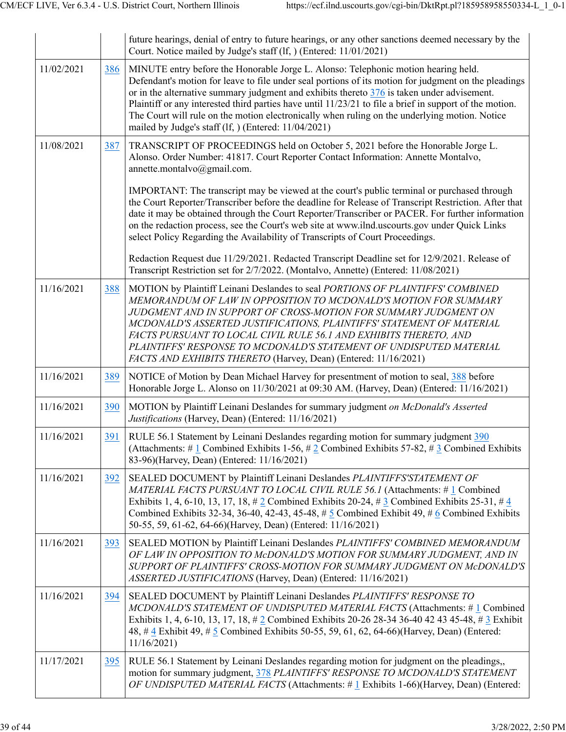| | | |
|---|---|---|
| | | future hearings, denial of entry to future hearings, or any other sanctions deemed necessary by the Court. Notice mailed by Judge's staff (lf, ) (Entered: 11/01/2021) |
| 11/02/2021 | 386 | MINUTE entry before the Honorable Jorge L. Alonso: Telephonic motion hearing held. Defendant's motion for leave to file under seal portions of its motion for judgment on the pleadings or in the alternative summary judgment and exhibits thereto 376 is taken under advisement. Plaintiff or any interested third parties have until 11/23/21 to file a brief in support of the motion. The Court will rule on the motion electronically when ruling on the underlying motion. Notice mailed by Judge's staff (lf, ) (Entered: 11/04/2021) |
| 11/08/2021 | 387 | TRANSCRIPT OF PROCEEDINGS held on October 5, 2021 before the Honorable Jorge L. Alonso. Order Number: 41817. Court Reporter Contact Information: Annette Montalvo, annette.montalvo@gmail.com.<br><br>IMPORTANT: The transcript may be viewed at the court's public terminal or purchased through the Court Reporter/Transcriber before the deadline for Release of Transcript Restriction. After that date it may be obtained through the Court Reporter/Transcriber or PACER. For further information on the redaction process, see the Court's web site at www.ilnd.uscourts.gov under Quick Links select Policy Regarding the Availability of Transcripts of Court Proceedings.<br><br>Redaction Request due 11/29/2021. Redacted Transcript Deadline set for 12/9/2021. Release of Transcript Restriction set for 2/7/2022. (Montalvo, Annette) (Entered: 11/08/2021) |
| 11/16/2021 | 388 | MOTION by Plaintiff Leinani Deslandes to seal *PORTIONS OF PLAINTIFFS' COMBINED MEMORANDUM OF LAW IN OPPOSITION TO MCDONALD'S MOTION FOR SUMMARY JUDGMENT AND IN SUPPORT OF CROSS-MOTION FOR SUMMARY JUDGMENT ON MCDONALD'S ASSERTED JUSTIFICATIONS, PLAINTIFFS' STATEMENT OF MATERIAL FACTS PURSUANT TO LOCAL CIVIL RULE 56.1 AND EXHIBITS THERETO, AND PLAINTIFFS' RESPONSE TO MCDONALD'S STATEMENT OF UNDISPUTED MATERIAL FACTS AND EXHIBITS THERETO* (Harvey, Dean) (Entered: 11/16/2021) |
| 11/16/2021 | 389 | NOTICE of Motion by Dean Michael Harvey for presentment of motion to seal, 388 before Honorable Jorge L. Alonso on 11/30/2021 at 09:30 AM. (Harvey, Dean) (Entered: 11/16/2021) |
| 11/16/2021 | 390 | MOTION by Plaintiff Leinani Deslandes for summary judgment *on McDonald's Asserted Justifications* (Harvey, Dean) (Entered: 11/16/2021) |
| 11/16/2021 | 391 | RULE 56.1 Statement by Leinani Deslandes regarding motion for summary judgment 390 (Attachments: # 1 Combined Exhibits 1-56, # 2 Combined Exhibits 57-82, # 3 Combined Exhibits 83-96)(Harvey, Dean) (Entered: 11/16/2021) |
| 11/16/2021 | 392 | SEALED DOCUMENT by Plaintiff Leinani Deslandes *PLAINTIFFS'STATEMENT OF MATERIAL FACTS PURSUANT TO LOCAL CIVIL RULE 56.1* (Attachments: # 1 Combined Exhibits 1, 4, 6-10, 13, 17, 18, # 2 Combined Exhibits 20-24, # 3 Combined Exhibits 25-31, # 4 Combined Exhibits 32-34, 36-40, 42-43, 45-48, # 5 Combined Exhibit 49, # 6 Combined Exhibits 50-55, 59, 61-62, 64-66)(Harvey, Dean) (Entered: 11/16/2021) |
| 11/16/2021 | 393 | SEALED MOTION by Plaintiff Leinani Deslandes *PLAINTIFFS' COMBINED MEMORANDUM OF LAW IN OPPOSITION TO McDONALD'S MOTION FOR SUMMARY JUDGMENT, AND IN SUPPORT OF PLAINTIFFS' CROSS-MOTION FOR SUMMARY JUDGMENT ON McDONALD'S ASSERTED JUSTIFICATIONS* (Harvey, Dean) (Entered: 11/16/2021) |
| 11/16/2021 | 394 | SEALED DOCUMENT by Plaintiff Leinani Deslandes *PLAINTIFFS' RESPONSE TO MCDONALD'S STATEMENT OF UNDISPUTED MATERIAL FACTS* (Attachments: # 1 Combined Exhibits 1, 4, 6-10, 13, 17, 18, # 2 Combined Exhibits 20-26 28-34 36-40 42 43 45-48, # 3 Exhibit 48, # 4 Exhibit 49, # 5 Combined Exhibits 50-55, 59, 61, 62, 64-66)(Harvey, Dean) (Entered: 11/16/2021) |
| 11/17/2021 | 395 | RULE 56.1 Statement by Leinani Deslandes regarding motion for judgment on the pleadings,, motion for summary judgment, 378 *PLAINTIFFS' RESPONSE TO MCDONALD'S STATEMENT OF UNDISPUTED MATERIAL FACTS* (Attachments: # 1 Exhibits 1-66)(Harvey, Dean) (Entered: |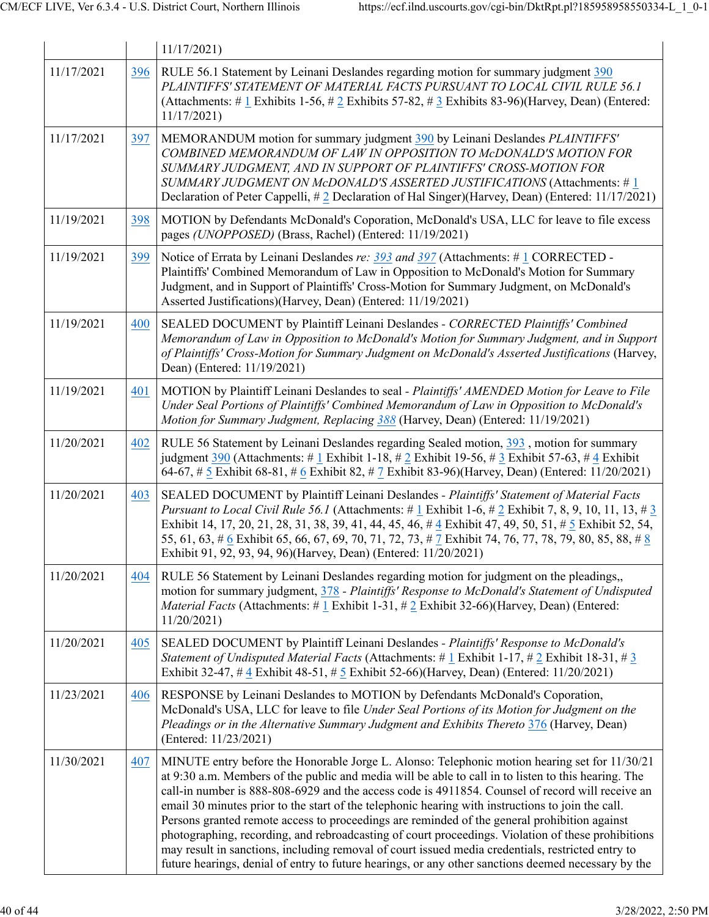| | | 11/17/2021) |
|---|---|---|
| 11/17/2021 | 396 | RULE 56.1 Statement by Leinani Deslandes regarding motion for summary judgment 390 *PLAINTIFFS' STATEMENT OF MATERIAL FACTS PURSUANT TO LOCAL CIVIL RULE 56.1* (Attachments: # 1 Exhibits 1-56, # 2 Exhibits 57-82, # 3 Exhibits 83-96)(Harvey, Dean) (Entered: 11/17/2021) |
| 11/17/2021 | 397 | MEMORANDUM motion for summary judgment 390 by Leinani Deslandes *PLAINTIFFS' COMBINED MEMORANDUM OF LAW IN OPPOSITION TO McDONALD'S MOTION FOR SUMMARY JUDGMENT, AND IN SUPPORT OF PLAINTIFFS' CROSS-MOTION FOR SUMMARY JUDGMENT ON McDONALD'S ASSERTED JUSTIFICATIONS* (Attachments: # 1 Declaration of Peter Cappelli, # 2 Declaration of Hal Singer)(Harvey, Dean) (Entered: 11/17/2021) |
| 11/19/2021 | 398 | MOTION by Defendants McDonald's Coporation, McDonald's USA, LLC for leave to file excess pages *(UNOPPOSED)* (Brass, Rachel) (Entered: 11/19/2021) |
| 11/19/2021 | 399 | Notice of Errata by Leinani Deslandes *re: 393 and 397* (Attachments: # 1 CORRECTED - Plaintiffs' Combined Memorandum of Law in Opposition to McDonald's Motion for Summary Judgment, and in Support of Plaintiffs' Cross-Motion for Summary Judgment, on McDonald's Asserted Justifications)(Harvey, Dean) (Entered: 11/19/2021) |
| 11/19/2021 | 400 | SEALED DOCUMENT by Plaintiff Leinani Deslandes - *CORRECTED Plaintiffs' Combined Memorandum of Law in Opposition to McDonald's Motion for Summary Judgment, and in Support of Plaintiffs' Cross-Motion for Summary Judgment on McDonald's Asserted Justifications* (Harvey, Dean) (Entered: 11/19/2021) |
| 11/19/2021 | 401 | MOTION by Plaintiff Leinani Deslandes to seal - *Plaintiffs' AMENDED Motion for Leave to File Under Seal Portions of Plaintiffs' Combined Memorandum of Law in Opposition to McDonald's Motion for Summary Judgment, Replacing 388* (Harvey, Dean) (Entered: 11/19/2021) |
| 11/20/2021 | 402 | RULE 56 Statement by Leinani Deslandes regarding Sealed motion, 393 , motion for summary judgment 390 (Attachments: # 1 Exhibit 1-18, # 2 Exhibit 19-56, # 3 Exhibit 57-63, # 4 Exhibit 64-67, # 5 Exhibit 68-81, # 6 Exhibit 82, # 7 Exhibit 83-96)(Harvey, Dean) (Entered: 11/20/2021) |
| 11/20/2021 | 403 | SEALED DOCUMENT by Plaintiff Leinani Deslandes - *Plaintiffs' Statement of Material Facts Pursuant to Local Civil Rule 56.1* (Attachments: # 1 Exhibit 1-6, # 2 Exhibit 7, 8, 9, 10, 11, 13, # 3 Exhibit 14, 17, 20, 21, 28, 31, 38, 39, 41, 44, 45, 46, # 4 Exhibit 47, 49, 50, 51, # 5 Exhibit 52, 54, 55, 61, 63, # 6 Exhibit 65, 66, 67, 69, 70, 71, 72, 73, # 7 Exhibit 74, 76, 77, 78, 79, 80, 85, 88, # 8 Exhibit 91, 92, 93, 94, 96)(Harvey, Dean) (Entered: 11/20/2021) |
| 11/20/2021 | 404 | RULE 56 Statement by Leinani Deslandes regarding motion for judgment on the pleadings,, motion for summary judgment, 378 - *Plaintiffs' Response to McDonald's Statement of Undisputed Material Facts* (Attachments: # 1 Exhibit 1-31, # 2 Exhibit 32-66)(Harvey, Dean) (Entered: 11/20/2021) |
| 11/20/2021 | 405 | SEALED DOCUMENT by Plaintiff Leinani Deslandes - *Plaintiffs' Response to McDonald's Statement of Undisputed Material Facts* (Attachments: # 1 Exhibit 1-17, # 2 Exhibit 18-31, # 3 Exhibit 32-47, # 4 Exhibit 48-51, # 5 Exhibit 52-66)(Harvey, Dean) (Entered: 11/20/2021) |
| 11/23/2021 | 406 | RESPONSE by Leinani Deslandes to MOTION by Defendants McDonald's Coporation, McDonald's USA, LLC for leave to file *Under Seal Portions of its Motion for Judgment on the Pleadings or in the Alternative Summary Judgment and Exhibits Thereto* 376 (Harvey, Dean) (Entered: 11/23/2021) |
| 11/30/2021 | 407 | MINUTE entry before the Honorable Jorge L. Alonso: Telephonic motion hearing set for 11/30/21 at 9:30 a.m. Members of the public and media will be able to call in to listen to this hearing. The call-in number is 888-808-6929 and the access code is 4911854. Counsel of record will receive an email 30 minutes prior to the start of the telephonic hearing with instructions to join the call. Persons granted remote access to proceedings are reminded of the general prohibition against photographing, recording, and rebroadcasting of court proceedings. Violation of these prohibitions may result in sanctions, including removal of court issued media credentials, restricted entry to future hearings, denial of entry to future hearings, or any other sanctions deemed necessary by the |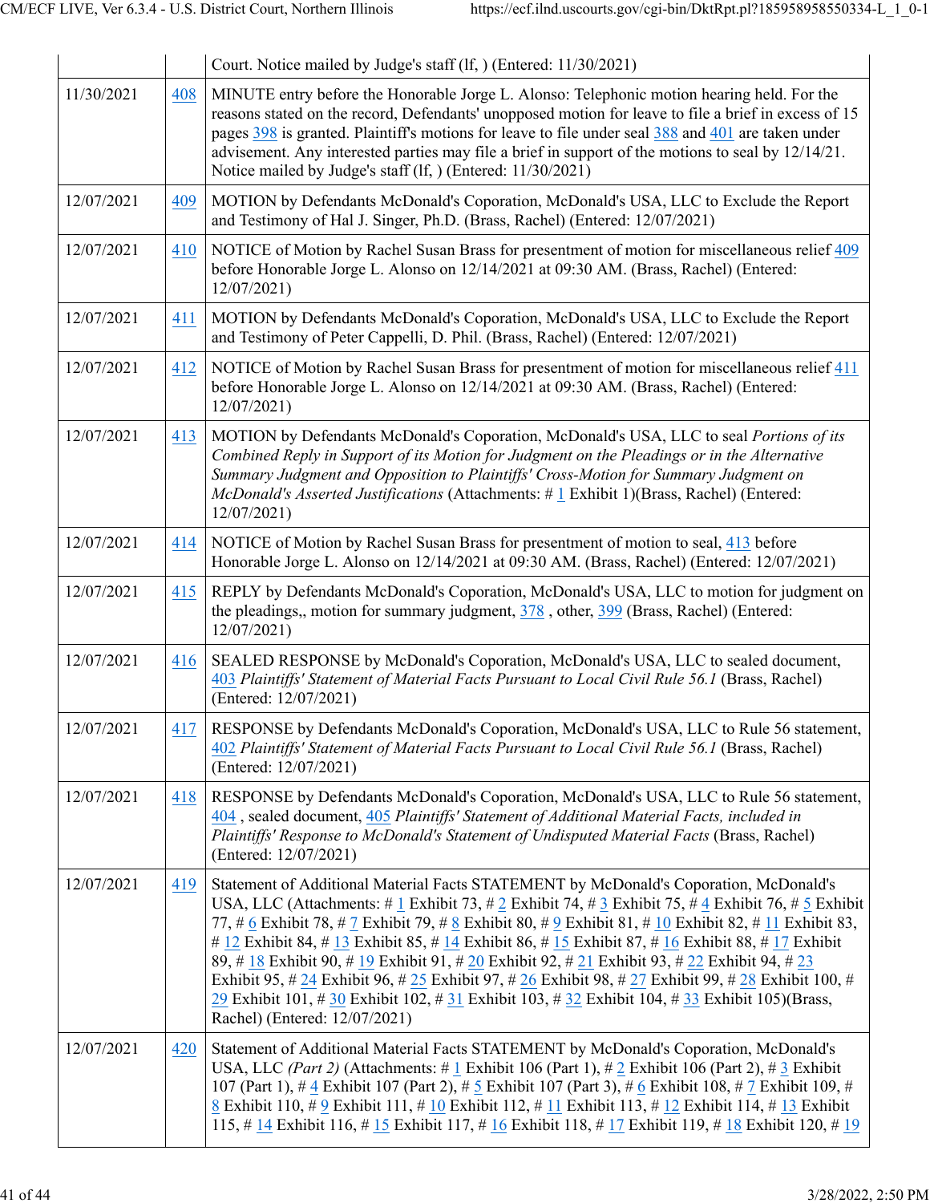| | | |
|---|---|---|
| | | Court. Notice mailed by Judge's staff (lf, ) (Entered: 11/30/2021) |
| 11/30/2021 | 408 | MINUTE entry before the Honorable Jorge L. Alonso: Telephonic motion hearing held. For the reasons stated on the record, Defendants' unopposed motion for leave to file a brief in excess of 15 pages 398 is granted. Plaintiff's motions for leave to file under seal 388 and 401 are taken under advisement. Any interested parties may file a brief in support of the motions to seal by 12/14/21. Notice mailed by Judge's staff (lf, ) (Entered: 11/30/2021) |
| 12/07/2021 | 409 | MOTION by Defendants McDonald's Coporation, McDonald's USA, LLC to Exclude the Report and Testimony of Hal J. Singer, Ph.D. (Brass, Rachel) (Entered: 12/07/2021) |
| 12/07/2021 | 410 | NOTICE of Motion by Rachel Susan Brass for presentment of motion for miscellaneous relief 409 before Honorable Jorge L. Alonso on 12/14/2021 at 09:30 AM. (Brass, Rachel) (Entered: 12/07/2021) |
| 12/07/2021 | 411 | MOTION by Defendants McDonald's Coporation, McDonald's USA, LLC to Exclude the Report and Testimony of Peter Cappelli, D. Phil. (Brass, Rachel) (Entered: 12/07/2021) |
| 12/07/2021 | 412 | NOTICE of Motion by Rachel Susan Brass for presentment of motion for miscellaneous relief 411 before Honorable Jorge L. Alonso on 12/14/2021 at 09:30 AM. (Brass, Rachel) (Entered: 12/07/2021) |
| 12/07/2021 | 413 | MOTION by Defendants McDonald's Coporation, McDonald's USA, LLC to seal *Portions of its Combined Reply in Support of its Motion for Judgment on the Pleadings or in the Alternative Summary Judgment and Opposition to Plaintiffs' Cross-Motion for Summary Judgment on McDonald's Asserted Justifications* (Attachments: # 1 Exhibit 1)(Brass, Rachel) (Entered: 12/07/2021) |
| 12/07/2021 | 414 | NOTICE of Motion by Rachel Susan Brass for presentment of motion to seal, 413 before Honorable Jorge L. Alonso on 12/14/2021 at 09:30 AM. (Brass, Rachel) (Entered: 12/07/2021) |
| 12/07/2021 | 415 | REPLY by Defendants McDonald's Coporation, McDonald's USA, LLC to motion for judgment on the pleadings,, motion for summary judgment, 378 , other, 399 (Brass, Rachel) (Entered: 12/07/2021) |
| 12/07/2021 | 416 | SEALED RESPONSE by McDonald's Coporation, McDonald's USA, LLC to sealed document, 403 *Plaintiffs' Statement of Material Facts Pursuant to Local Civil Rule 56.1* (Brass, Rachel) (Entered: 12/07/2021) |
| 12/07/2021 | 417 | RESPONSE by Defendants McDonald's Coporation, McDonald's USA, LLC to Rule 56 statement, 402 *Plaintiffs' Statement of Material Facts Pursuant to Local Civil Rule 56.1* (Brass, Rachel) (Entered: 12/07/2021) |
| 12/07/2021 | 418 | RESPONSE by Defendants McDonald's Coporation, McDonald's USA, LLC to Rule 56 statement, 404 , sealed document, 405 *Plaintiffs' Statement of Additional Material Facts, included in Plaintiffs' Response to McDonald's Statement of Undisputed Material Facts* (Brass, Rachel) (Entered: 12/07/2021) |
| 12/07/2021 | 419 | Statement of Additional Material Facts STATEMENT by McDonald's Coporation, McDonald's USA, LLC (Attachments: # 1 Exhibit 73, # 2 Exhibit 74, # 3 Exhibit 75, # 4 Exhibit 76, # 5 Exhibit 77, # 6 Exhibit 78, # 7 Exhibit 79, # 8 Exhibit 80, # 9 Exhibit 81, # 10 Exhibit 82, # 11 Exhibit 83, # 12 Exhibit 84, # 13 Exhibit 85, # 14 Exhibit 86, # 15 Exhibit 87, # 16 Exhibit 88, # 17 Exhibit 89, # 18 Exhibit 90, # 19 Exhibit 91, # 20 Exhibit 92, # 21 Exhibit 93, # 22 Exhibit 94, # 23 Exhibit 95, # 24 Exhibit 96, # 25 Exhibit 97, # 26 Exhibit 98, # 27 Exhibit 99, # 28 Exhibit 100, # 29 Exhibit 101, # 30 Exhibit 102, # 31 Exhibit 103, # 32 Exhibit 104, # 33 Exhibit 105)(Brass, Rachel) (Entered: 12/07/2021) |
| 12/07/2021 | 420 | Statement of Additional Material Facts STATEMENT by McDonald's Coporation, McDonald's USA, LLC *(Part 2)* (Attachments: # 1 Exhibit 106 (Part 1), # 2 Exhibit 106 (Part 2), # 3 Exhibit 107 (Part 1), # 4 Exhibit 107 (Part 2), # 5 Exhibit 107 (Part 3), # 6 Exhibit 108, # 7 Exhibit 109, # 8 Exhibit 110, # 9 Exhibit 111, # 10 Exhibit 112, # 11 Exhibit 113, # 12 Exhibit 114, # 13 Exhibit 115, # 14 Exhibit 116, # 15 Exhibit 117, # 16 Exhibit 118, # 17 Exhibit 119, # 18 Exhibit 120, # 19 |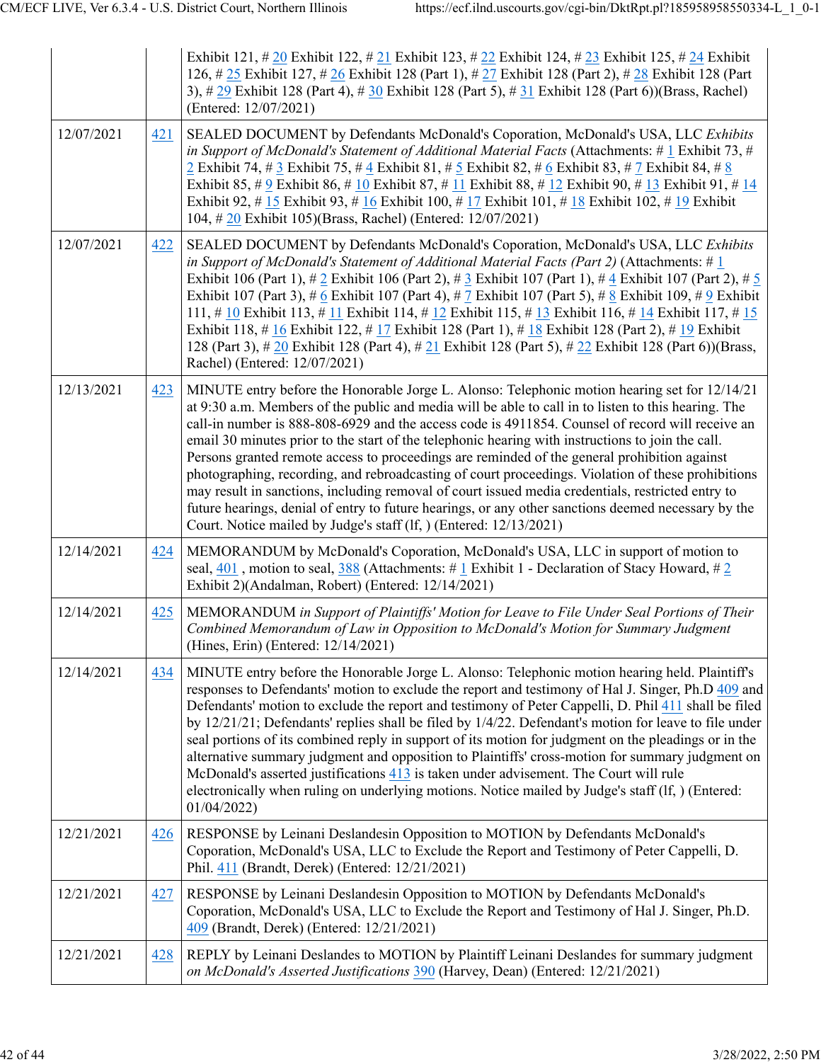| | | |
|---|---|---|
| | | Exhibit 121, # 20 Exhibit 122, # 21 Exhibit 123, # 22 Exhibit 124, # 23 Exhibit 125, # 24 Exhibit 126, # 25 Exhibit 127, # 26 Exhibit 128 (Part 1), # 27 Exhibit 128 (Part 2), # 28 Exhibit 128 (Part 3), # 29 Exhibit 128 (Part 4), # 30 Exhibit 128 (Part 5), # 31 Exhibit 128 (Part 6))(Brass, Rachel) (Entered: 12/07/2021) |
| 12/07/2021 | 421 | SEALED DOCUMENT by Defendants McDonald's Coporation, McDonald's USA, LLC *Exhibits in Support of McDonald's Statement of Additional Material Facts* (Attachments: # 1 Exhibit 73, # 2 Exhibit 74, # 3 Exhibit 75, # 4 Exhibit 81, # 5 Exhibit 82, # 6 Exhibit 83, # 7 Exhibit 84, # 8 Exhibit 85, # 9 Exhibit 86, # 10 Exhibit 87, # 11 Exhibit 88, # 12 Exhibit 90, # 13 Exhibit 91, # 14 Exhibit 92, # 15 Exhibit 93, # 16 Exhibit 100, # 17 Exhibit 101, # 18 Exhibit 102, # 19 Exhibit 104, # 20 Exhibit 105)(Brass, Rachel) (Entered: 12/07/2021) |
| 12/07/2021 | 422 | SEALED DOCUMENT by Defendants McDonald's Coporation, McDonald's USA, LLC *Exhibits in Support of McDonald's Statement of Additional Material Facts (Part 2)* (Attachments: # 1 Exhibit 106 (Part 1), # 2 Exhibit 106 (Part 2), # 3 Exhibit 107 (Part 1), # 4 Exhibit 107 (Part 2), # 5 Exhibit 107 (Part 3), # 6 Exhibit 107 (Part 4), # 7 Exhibit 107 (Part 5), # 8 Exhibit 109, # 9 Exhibit 111, # 10 Exhibit 113, # 11 Exhibit 114, # 12 Exhibit 115, # 13 Exhibit 116, # 14 Exhibit 117, # 15 Exhibit 118, # 16 Exhibit 122, # 17 Exhibit 128 (Part 1), # 18 Exhibit 128 (Part 2), # 19 Exhibit 128 (Part 3), # 20 Exhibit 128 (Part 4), # 21 Exhibit 128 (Part 5), # 22 Exhibit 128 (Part 6))(Brass, Rachel) (Entered: 12/07/2021) |
| 12/13/2021 | 423 | MINUTE entry before the Honorable Jorge L. Alonso: Telephonic motion hearing set for 12/14/21 at 9:30 a.m. Members of the public and media will be able to call in to listen to this hearing. The call-in number is 888-808-6929 and the access code is 4911854. Counsel of record will receive an email 30 minutes prior to the start of the telephonic hearing with instructions to join the call. Persons granted remote access to proceedings are reminded of the general prohibition against photographing, recording, and rebroadcasting of court proceedings. Violation of these prohibitions may result in sanctions, including removal of court issued media credentials, restricted entry to future hearings, denial of entry to future hearings, or any other sanctions deemed necessary by the Court. Notice mailed by Judge's staff (lf, ) (Entered: 12/13/2021) |
| 12/14/2021 | 424 | MEMORANDUM by McDonald's Coporation, McDonald's USA, LLC in support of motion to seal, 401 , motion to seal, 388 (Attachments: # 1 Exhibit 1 - Declaration of Stacy Howard, # 2 Exhibit 2)(Andalman, Robert) (Entered: 12/14/2021) |
| 12/14/2021 | 425 | MEMORANDUM *in Support of Plaintiffs' Motion for Leave to File Under Seal Portions of Their Combined Memorandum of Law in Opposition to McDonald's Motion for Summary Judgment* (Hines, Erin) (Entered: 12/14/2021) |
| 12/14/2021 | 434 | MINUTE entry before the Honorable Jorge L. Alonso: Telephonic motion hearing held. Plaintiff's responses to Defendants' motion to exclude the report and testimony of Hal J. Singer, Ph.D 409 and Defendants' motion to exclude the report and testimony of Peter Cappelli, D. Phil 411 shall be filed by 12/21/21; Defendants' replies shall be filed by 1/4/22. Defendant's motion for leave to file under seal portions of its combined reply in support of its motion for judgment on the pleadings or in the alternative summary judgment and opposition to Plaintiffs' cross-motion for summary judgment on McDonald's asserted justifications 413 is taken under advisement. The Court will rule electronically when ruling on underlying motions. Notice mailed by Judge's staff (lf, ) (Entered: 01/04/2022) |
| 12/21/2021 | 426 | RESPONSE by Leinani Deslandesin Opposition to MOTION by Defendants McDonald's Coporation, McDonald's USA, LLC to Exclude the Report and Testimony of Peter Cappelli, D. Phil. 411 (Brandt, Derek) (Entered: 12/21/2021) |
| 12/21/2021 | 427 | RESPONSE by Leinani Deslandesin Opposition to MOTION by Defendants McDonald's Coporation, McDonald's USA, LLC to Exclude the Report and Testimony of Hal J. Singer, Ph.D. 409 (Brandt, Derek) (Entered: 12/21/2021) |
| 12/21/2021 | 428 | REPLY by Leinani Deslandes to MOTION by Plaintiff Leinani Deslandes for summary judgment *on McDonald's Asserted Justifications* 390 (Harvey, Dean) (Entered: 12/21/2021) |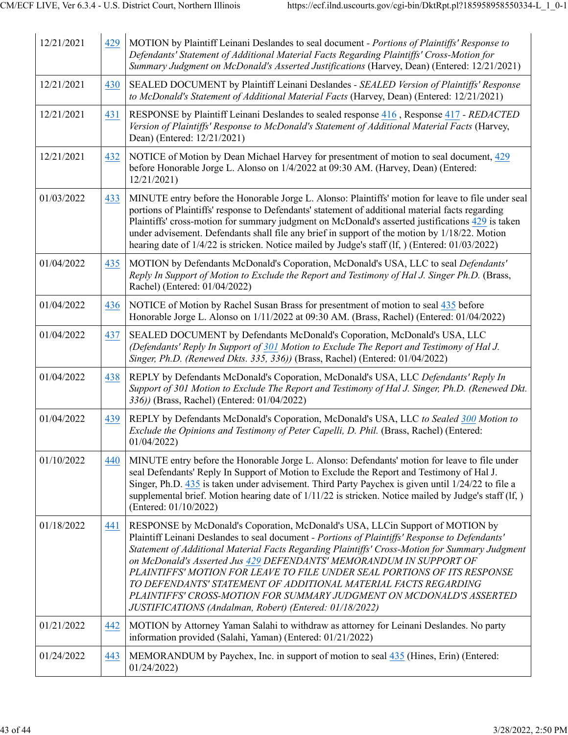| | | |
|---|---|---|
| 12/21/2021 | 429 | MOTION by Plaintiff Leinani Deslandes to seal document - *Portions of Plaintiffs' Response to Defendants' Statement of Additional Material Facts Regarding Plaintiffs' Cross-Motion for Summary Judgment on McDonald's Asserted Justifications* (Harvey, Dean) (Entered: 12/21/2021) |
| 12/21/2021 | 430 | SEALED DOCUMENT by Plaintiff Leinani Deslandes - *SEALED Version of Plaintiffs' Response to McDonald's Statement of Additional Material Facts* (Harvey, Dean) (Entered: 12/21/2021) |
| 12/21/2021 | 431 | RESPONSE by Plaintiff Leinani Deslandes to sealed response 416 , Response 417 - *REDACTED Version of Plaintiffs' Response to McDonald's Statement of Additional Material Facts* (Harvey, Dean) (Entered: 12/21/2021) |
| 12/21/2021 | 432 | NOTICE of Motion by Dean Michael Harvey for presentment of motion to seal document, 429 before Honorable Jorge L. Alonso on 1/4/2022 at 09:30 AM. (Harvey, Dean) (Entered: 12/21/2021) |
| 01/03/2022 | 433 | MINUTE entry before the Honorable Jorge L. Alonso: Plaintiffs' motion for leave to file under seal portions of Plaintiffs' response to Defendants' statement of additional material facts regarding Plaintiffs' cross-motion for summary judgment on McDonald's asserted justifications 429 is taken under advisement. Defendants shall file any brief in support of the motion by 1/18/22. Motion hearing date of 1/4/22 is stricken. Notice mailed by Judge's staff (lf, ) (Entered: 01/03/2022) |
| 01/04/2022 | 435 | MOTION by Defendants McDonald's Coporation, McDonald's USA, LLC to seal *Defendants' Reply In Support of Motion to Exclude the Report and Testimony of Hal J. Singer Ph.D.* (Brass, Rachel) (Entered: 01/04/2022) |
| 01/04/2022 | 436 | NOTICE of Motion by Rachel Susan Brass for presentment of motion to seal 435 before Honorable Jorge L. Alonso on 1/11/2022 at 09:30 AM. (Brass, Rachel) (Entered: 01/04/2022) |
| 01/04/2022 | 437 | SEALED DOCUMENT by Defendants McDonald's Coporation, McDonald's USA, LLC *(Defendants' Reply In Support of 301 Motion to Exclude The Report and Testimony of Hal J. Singer, Ph.D. (Renewed Dkts. 335, 336))* (Brass, Rachel) (Entered: 01/04/2022) |
| 01/04/2022 | 438 | REPLY by Defendants McDonald's Coporation, McDonald's USA, LLC *Defendants' Reply In Support of 301 Motion to Exclude The Report and Testimony of Hal J. Singer, Ph.D. (Renewed Dkt. 336))* (Brass, Rachel) (Entered: 01/04/2022) |
| 01/04/2022 | 439 | REPLY by Defendants McDonald's Coporation, McDonald's USA, LLC *to Sealed 300 Motion to Exclude the Opinions and Testimony of Peter Capelli, D. Phil.* (Brass, Rachel) (Entered: 01/04/2022) |
| 01/10/2022 | 440 | MINUTE entry before the Honorable Jorge L. Alonso: Defendants' motion for leave to file under seal Defendants' Reply In Support of Motion to Exclude the Report and Testimony of Hal J. Singer, Ph.D. 435 is taken under advisement. Third Party Paychex is given until 1/24/22 to file a supplemental brief. Motion hearing date of 1/11/22 is stricken. Notice mailed by Judge's staff (lf, ) (Entered: 01/10/2022) |
| 01/18/2022 | 441 | RESPONSE by McDonald's Coporation, McDonald's USA, LLCin Support of MOTION by Plaintiff Leinani Deslandes to seal document - *Portions of Plaintiffs' Response to Defendants' Statement of Additional Material Facts Regarding Plaintiffs' Cross-Motion for Summary Judgment on McDonald's Asserted Jus 429 DEFENDANTS' MEMORANDUM IN SUPPORT OF PLAINTIFFS' MOTION FOR LEAVE TO FILE UNDER SEAL PORTIONS OF ITS RESPONSE TO DEFENDANTS' STATEMENT OF ADDITIONAL MATERIAL FACTS REGARDING PLAINTIFFS' CROSS-MOTION FOR SUMMARY JUDGMENT ON MCDONALD'S ASSERTED JUSTIFICATIONS (Andalman, Robert) (Entered: 01/18/2022)* |
| 01/21/2022 | 442 | MOTION by Attorney Yaman Salahi to withdraw as attorney for Leinani Deslandes. No party information provided (Salahi, Yaman) (Entered: 01/21/2022) |
| 01/24/2022 | 443 | MEMORANDUM by Paychex, Inc. in support of motion to seal 435 (Hines, Erin) (Entered: 01/24/2022) |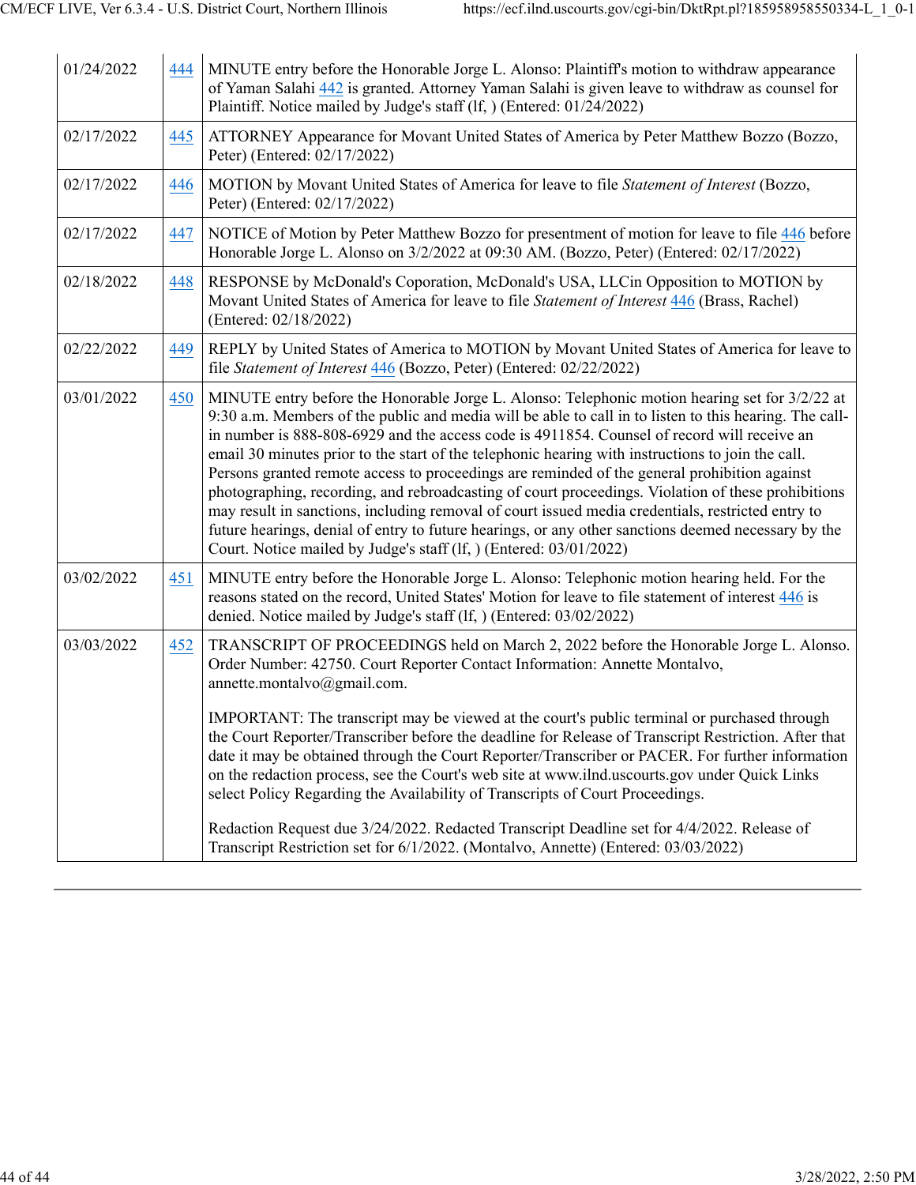| | | |
|---|---|---|
| 01/24/2022 | 444 | MINUTE entry before the Honorable Jorge L. Alonso: Plaintiff's motion to withdraw appearance of Yaman Salahi 442 is granted. Attorney Yaman Salahi is given leave to withdraw as counsel for Plaintiff. Notice mailed by Judge's staff (lf, ) (Entered: 01/24/2022) |
| 02/17/2022 | 445 | ATTORNEY Appearance for Movant United States of America by Peter Matthew Bozzo (Bozzo, Peter) (Entered: 02/17/2022) |
| 02/17/2022 | 446 | MOTION by Movant United States of America for leave to file *Statement of Interest* (Bozzo, Peter) (Entered: 02/17/2022) |
| 02/17/2022 | 447 | NOTICE of Motion by Peter Matthew Bozzo for presentment of motion for leave to file 446 before Honorable Jorge L. Alonso on 3/2/2022 at 09:30 AM. (Bozzo, Peter) (Entered: 02/17/2022) |
| 02/18/2022 | 448 | RESPONSE by McDonald's Coporation, McDonald's USA, LLCin Opposition to MOTION by Movant United States of America for leave to file *Statement of Interest* 446 (Brass, Rachel) (Entered: 02/18/2022) |
| 02/22/2022 | 449 | REPLY by United States of America to MOTION by Movant United States of America for leave to file *Statement of Interest* 446 (Bozzo, Peter) (Entered: 02/22/2022) |
| 03/01/2022 | 450 | MINUTE entry before the Honorable Jorge L. Alonso: Telephonic motion hearing set for 3/2/22 at 9:30 a.m. Members of the public and media will be able to call in to listen to this hearing. The call-in number is 888-808-6929 and the access code is 4911854. Counsel of record will receive an email 30 minutes prior to the start of the telephonic hearing with instructions to join the call. Persons granted remote access to proceedings are reminded of the general prohibition against photographing, recording, and rebroadcasting of court proceedings. Violation of these prohibitions may result in sanctions, including removal of court issued media credentials, restricted entry to future hearings, denial of entry to future hearings, or any other sanctions deemed necessary by the Court. Notice mailed by Judge's staff (lf, ) (Entered: 03/01/2022) |
| 03/02/2022 | 451 | MINUTE entry before the Honorable Jorge L. Alonso: Telephonic motion hearing held. For the reasons stated on the record, United States' Motion for leave to file statement of interest 446 is denied. Notice mailed by Judge's staff (lf, ) (Entered: 03/02/2022) |
| 03/03/2022 | 452 | TRANSCRIPT OF PROCEEDINGS held on March 2, 2022 before the Honorable Jorge L. Alonso. Order Number: 42750. Court Reporter Contact Information: Annette Montalvo, annette.montalvo@gmail.com.<br><br>IMPORTANT: The transcript may be viewed at the court's public terminal or purchased through the Court Reporter/Transcriber before the deadline for Release of Transcript Restriction. After that date it may be obtained through the Court Reporter/Transcriber or PACER. For further information on the redaction process, see the Court's web site at www.ilnd.uscourts.gov under Quick Links select Policy Regarding the Availability of Transcripts of Court Proceedings.<br><br>Redaction Request due 3/24/2022. Redacted Transcript Deadline set for 4/4/2022. Release of Transcript Restriction set for 6/1/2022. (Montalvo, Annette) (Entered: 03/03/2022) |